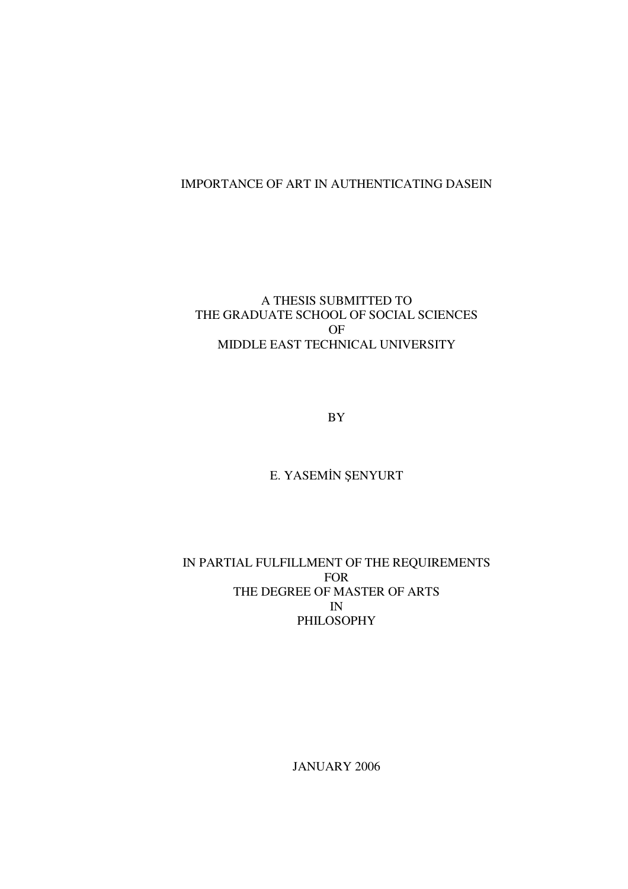# IMPORTANCE OF ART IN AUTHENTICATING DASEIN

A THESIS SUBMITTED TO
THE GRADUATE SCHOOL OF SOCIAL SCIENCES
OF
MIDDLE EAST TECHNICAL UNIVERSITY

BY

E. YASEMİN ŞENYURT

IN PARTIAL FULFILLMENT OF THE REQUIREMENTS
FOR
THE DEGREE OF MASTER OF ARTS
IN
PHILOSOPHY

JANUARY 2006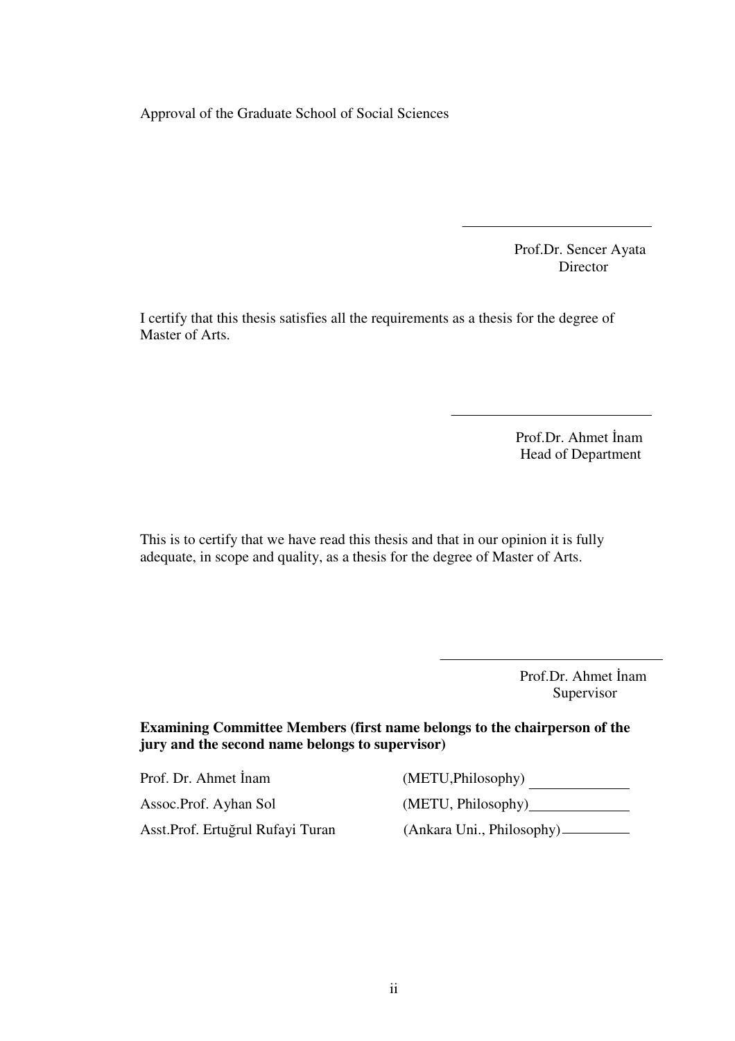Approval of the Graduate School of Social Sciences

Prof.Dr. Sencer Ayata
Director

I certify that this thesis satisfies all the requirements as a thesis for the degree of Master of Arts.

Prof.Dr. Ahmet İnam
Head of Department

This is to certify that we have read this thesis and that in our opinion it is fully adequate, in scope and quality, as a thesis for the degree of Master of Arts.

Prof.Dr. Ahmet İnam
Supervisor

**Examining Committee Members (first name belongs to the chairperson of the jury and the second name belongs to supervisor)**

| | | |
|---|---|---|
| Prof. Dr. Ahmet İnam | (METU,Philosophy) | |
| Assoc.Prof. Ayhan Sol | (METU, Philosophy) | |
| Asst.Prof. Ertuğrul Rufayi Turan | (Ankara Uni., Philosophy) | |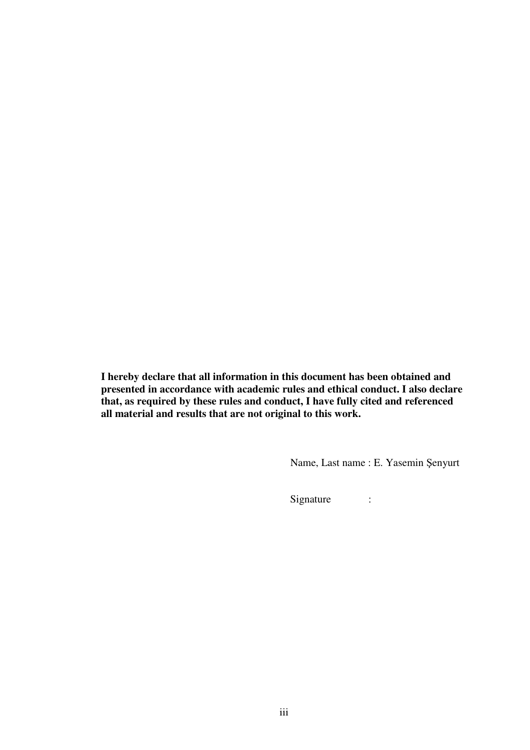**I hereby declare that all information in this document has been obtained and presented in accordance with academic rules and ethical conduct. I also declare that, as required by these rules and conduct, I have fully cited and referenced all material and results that are not original to this work.**

Name, Last name : E. Yasemin Şenyurt

Signature :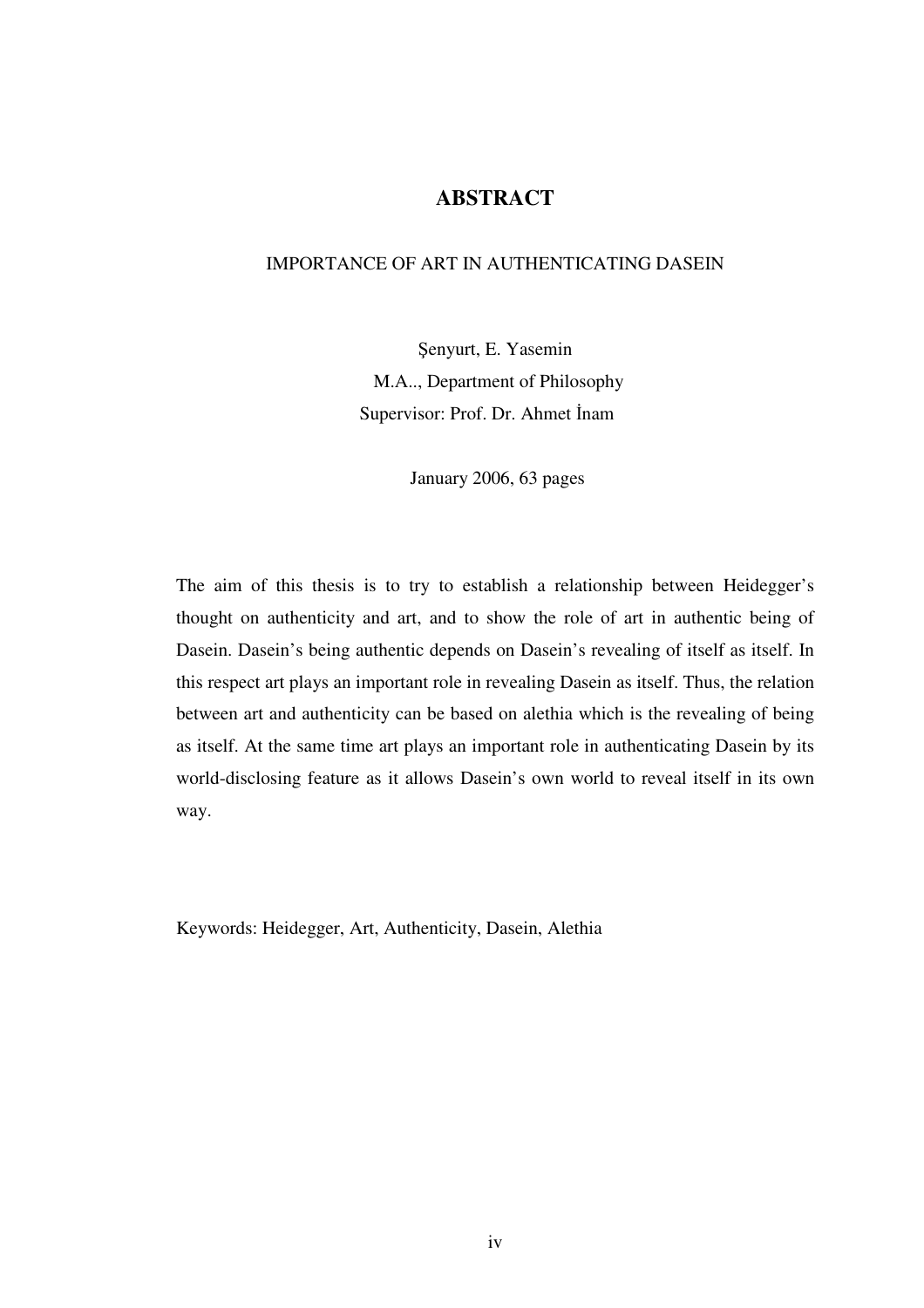# ABSTRACT

## IMPORTANCE OF ART IN AUTHENTICATING DASEIN

Şenyurt, E. Yasemin
M.A.., Department of Philosophy
Supervisor: Prof. Dr. Ahmet İnam

January 2006, 63 pages

The aim of this thesis is to try to establish a relationship between Heidegger's thought on authenticity and art, and to show the role of art in authentic being of Dasein. Dasein's being authentic depends on Dasein's revealing of itself as itself. In this respect art plays an important role in revealing Dasein as itself. Thus, the relation between art and authenticity can be based on alethia which is the revealing of being as itself. At the same time art plays an important role in authenticating Dasein by its world-disclosing feature as it allows Dasein's own world to reveal itself in its own way.

Keywords: Heidegger, Art, Authenticity, Dasein, Alethia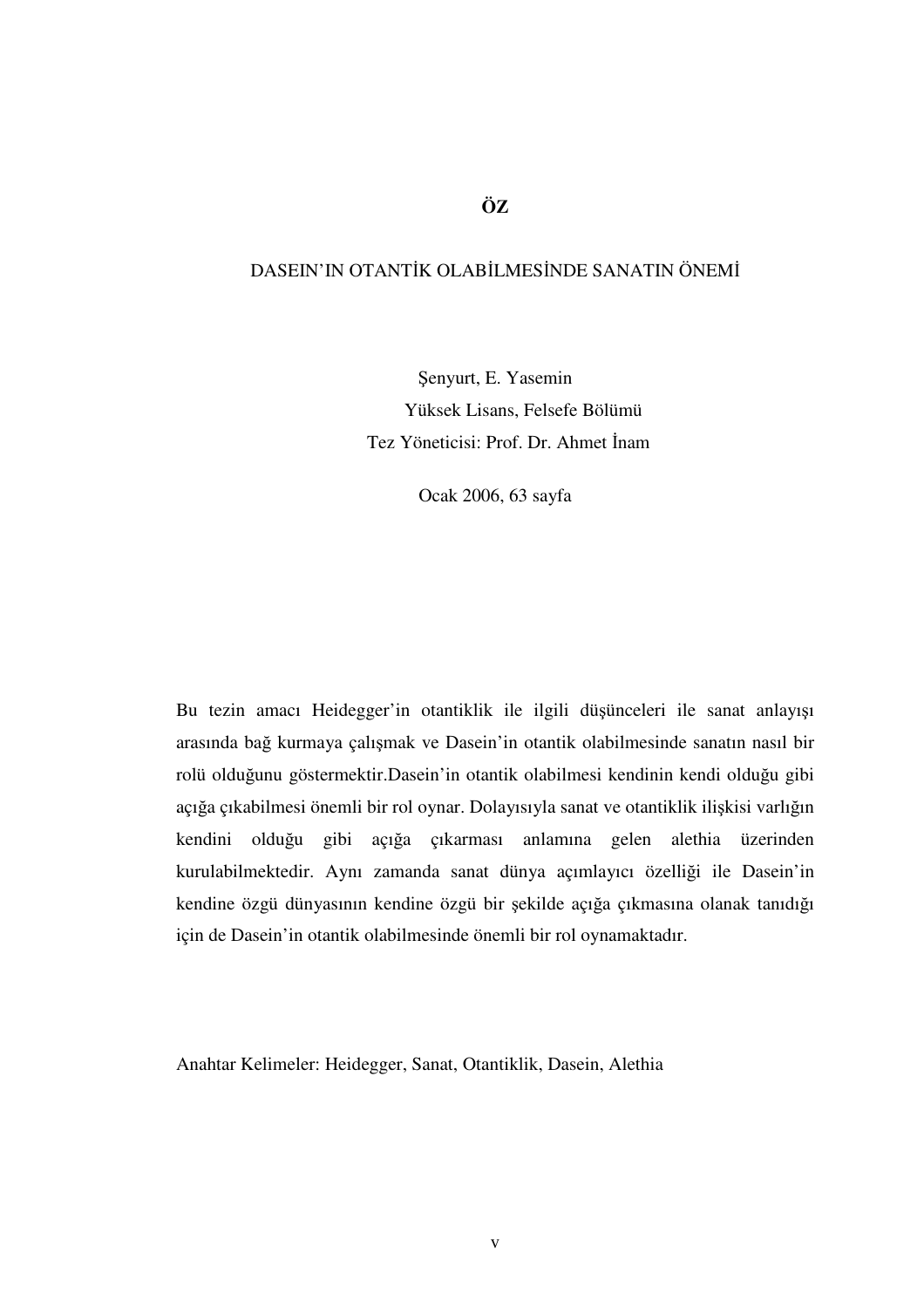# ÖZ

## DASEIN'IN OTANTİK OLABİLMESİNDE SANATIN ÖNEMİ

Şenyurt, E. Yasemin
Yüksek Lisans, Felsefe Bölümü
Tez Yöneticisi: Prof. Dr. Ahmet İnam

Ocak 2006, 63 sayfa

Bu tezin amacı Heidegger'in otantiklik ile ilgili düşünceleri ile sanat anlayışı arasında bağ kurmaya çalışmak ve Dasein'in otantik olabilmesinde sanatın nasıl bir rolü olduğunu göstermektir.Dasein'in otantik olabilmesi kendinin kendi olduğu gibi açığa çıkabilmesi önemli bir rol oynar. Dolayısıyla sanat ve otantiklik ilişkisi varlığın kendini olduğu gibi açığa çıkarması anlamına gelen alethia üzerinden kurulabilmektedir. Aynı zamanda sanat dünya açımlayıcı özelliği ile Dasein'in kendine özgü dünyasının kendine özgü bir şekilde açığa çıkmasına olanak tanıdığı için de Dasein'in otantik olabilmesinde önemli bir rol oynamaktadır.

Anahtar Kelimeler: Heidegger, Sanat, Otantiklik, Dasein, Alethia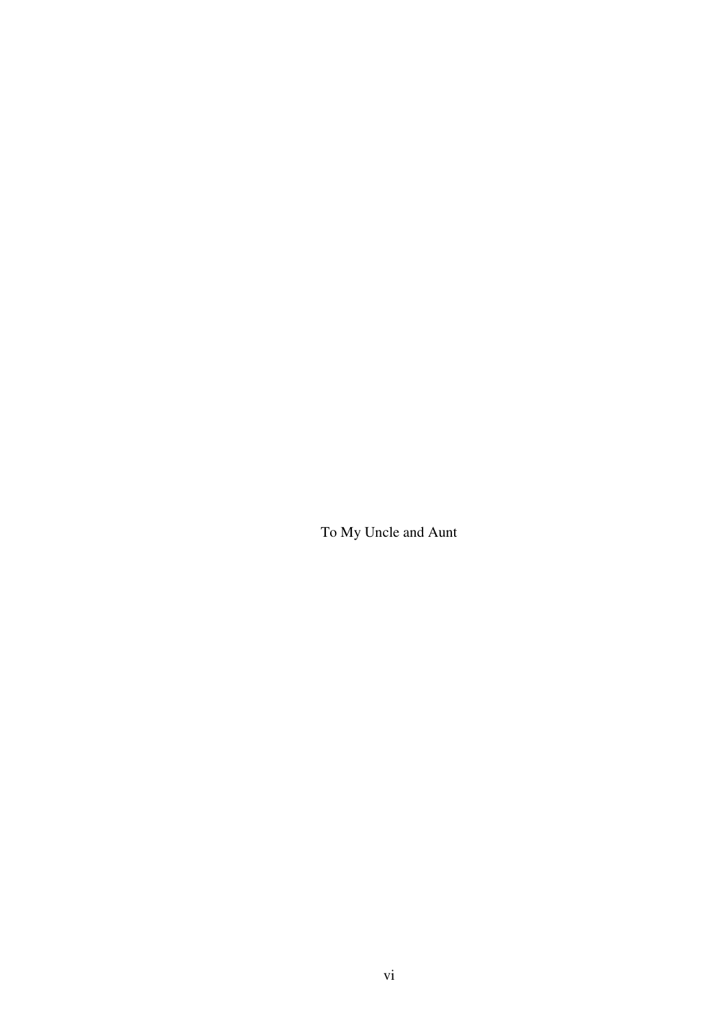To My Uncle and Aunt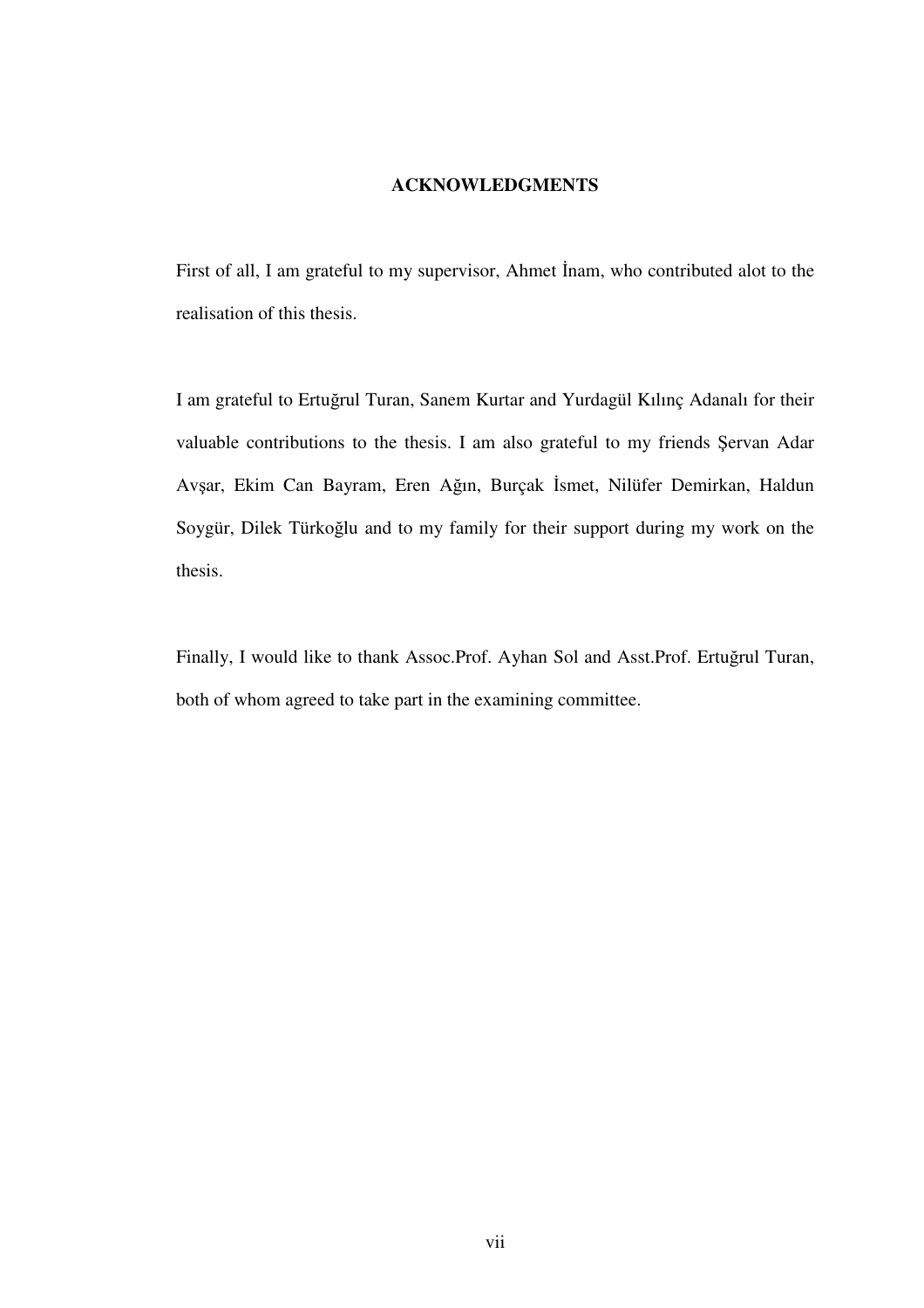# ACKNOWLEDGMENTS

First of all, I am grateful to my supervisor, Ahmet İnam, who contributed alot to the realisation of this thesis.

I am grateful to Ertuğrul Turan, Sanem Kurtar and Yurdagül Kılınç Adanalı for their valuable contributions to the thesis. I am also grateful to my friends Şervan Adar Avşar, Ekim Can Bayram, Eren Ağın, Burçak İsmet, Nilüfer Demirkan, Haldun Soygür, Dilek Türkoğlu and to my family for their support during my work on the thesis.

Finally, I would like to thank Assoc.Prof. Ayhan Sol and Asst.Prof. Ertuğrul Turan, both of whom agreed to take part in the examining committee.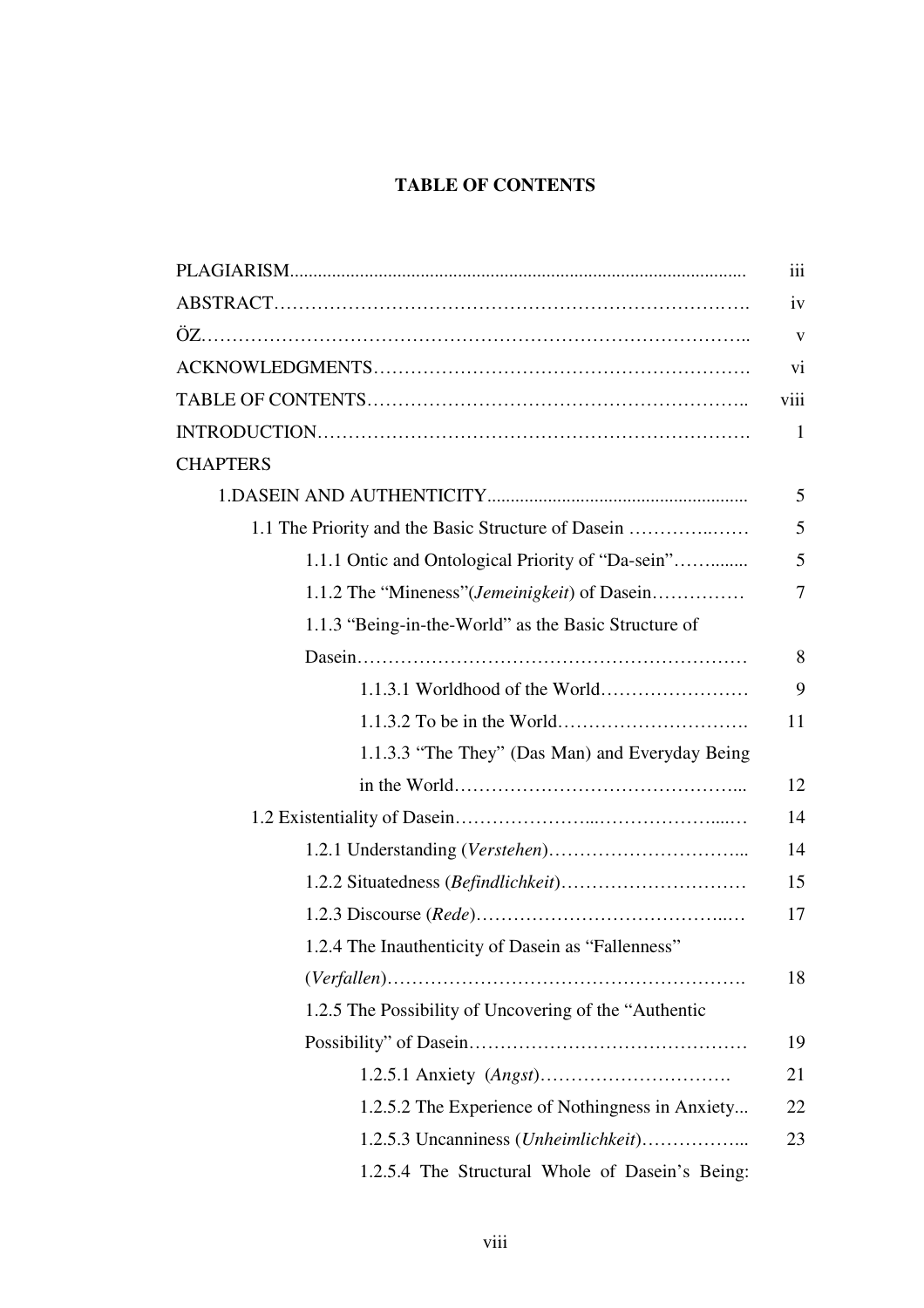**TABLE OF CONTENTS**

PLAGIARISM ........ iii
ABSTRACT ........ iv
ÖZ ........ v
ACKNOWLEDGMENTS ........ vi
TABLE OF CONTENTS ........ viii
INTRODUCTION ........ 1
CHAPTERS

- 1.DASEIN AND AUTHENTICITY ........ 5
  - 1.1 The Priority and the Basic Structure of Dasein ........ 5
    - 1.1.1 Ontic and Ontological Priority of "Da-sein" ........ 5
    - 1.1.2 The "Mineness"(*Jemeinigkeit*) of Dasein ........ 7
    - 1.1.3 "Being-in-the-World" as the Basic Structure of Dasein ........ 8
      - 1.1.3.1 Worldhood of the World ........ 9
      - 1.1.3.2 To be in the World ........ 11
      - 1.1.3.3 "The They" (Das Man) and Everyday Being in the World ........ 12
  - 1.2 Existentiality of Dasein ........ 14
    - 1.2.1 Understanding (*Verstehen*) ........ 14
    - 1.2.2 Situatedness (*Befindlichkeit*) ........ 15
    - 1.2.3 Discourse (*Rede*) ........ 17
    - 1.2.4 The Inauthenticity of Dasein as "Fallenness" (*Verfallen*) ........ 18
    - 1.2.5 The Possibility of Uncovering of the "Authentic Possibility" of Dasein ........ 19
      - 1.2.5.1 Anxiety (*Angst*) ........ 21
      - 1.2.5.2 The Experience of Nothingness in Anxiety ........ 22
      - 1.2.5.3 Uncanniness (*Unheimlichkeit*) ........ 23
      - 1.2.5.4 The Structural Whole of Dasein's Being: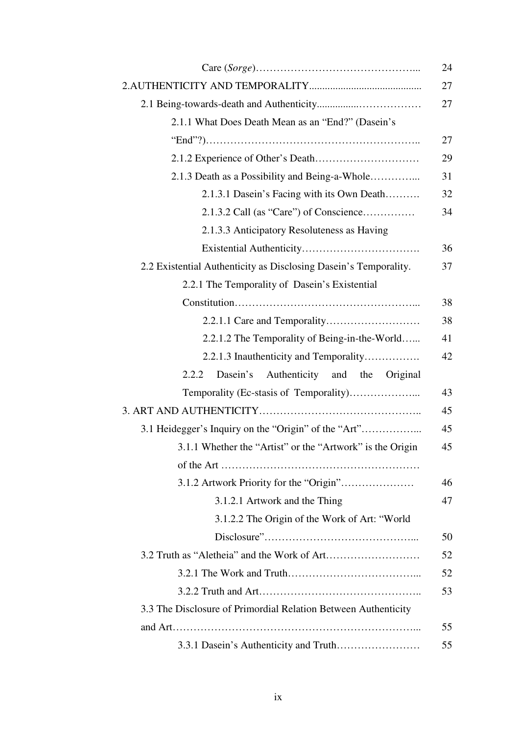Care (*Sorge*)………………………………………... 24

2.AUTHENTICITY AND TEMPORALITY......................................... 27

2.1 Being-towards-death and Authenticity................……………… 27

2.1.1 What Does Death Mean as an "End?" (Dasein's "End"?)…………………………………………………….. 27

2.1.2 Experience of Other's Death………………………… 29

2.1.3 Death as a Possibility and Being-a-Whole…………... 31

2.1.3.1 Dasein's Facing with its Own Death………. 32

2.1.3.2 Call (as "Care") of Conscience…………… 34

2.1.3.3 Anticipatory Resoluteness as Having Existential Authenticity……………………………. 36

2.2 Existential Authenticity as Disclosing Dasein's Temporality. 37

2.2.1 The Temporality of Dasein's Existential Constitution……………………………………………... 38

2.2.1.1 Care and Temporality……………………… 38

2.2.1.2 The Temporality of Being-in-the-World…... 41

2.2.1.3 Inauthenticity and Temporality……………. 42

2.2.2 Dasein's Authenticity and the Original Temporality (Ec-stasis of Temporality)………………... 43

3. ART AND AUTHENTICITY……………………………………….. 45

3.1 Heidegger's Inquiry on the "Origin" of the "Art"……………... 45

3.1.1 Whether the "Artist" or the "Artwork" is the Origin of the Art ………………………………………………… 45

3.1.2 Artwork Priority for the "Origin"………………… 46

3.1.2.1 Artwork and the Thing 47

3.1.2.2 The Origin of the Work of Art: "World Disclosure"……………………………………... 50

3.2 Truth as "Aletheia" and the Work of Art……………………… 52

3.2.1 The Work and Truth………………………………... 52

3.2.2 Truth and Art……………………………………….. 53

3.3 The Disclosure of Primordial Relation Between Authenticity and Art…………………………………………………………... 55

3.3.1 Dasein's Authenticity and Truth…………………… 55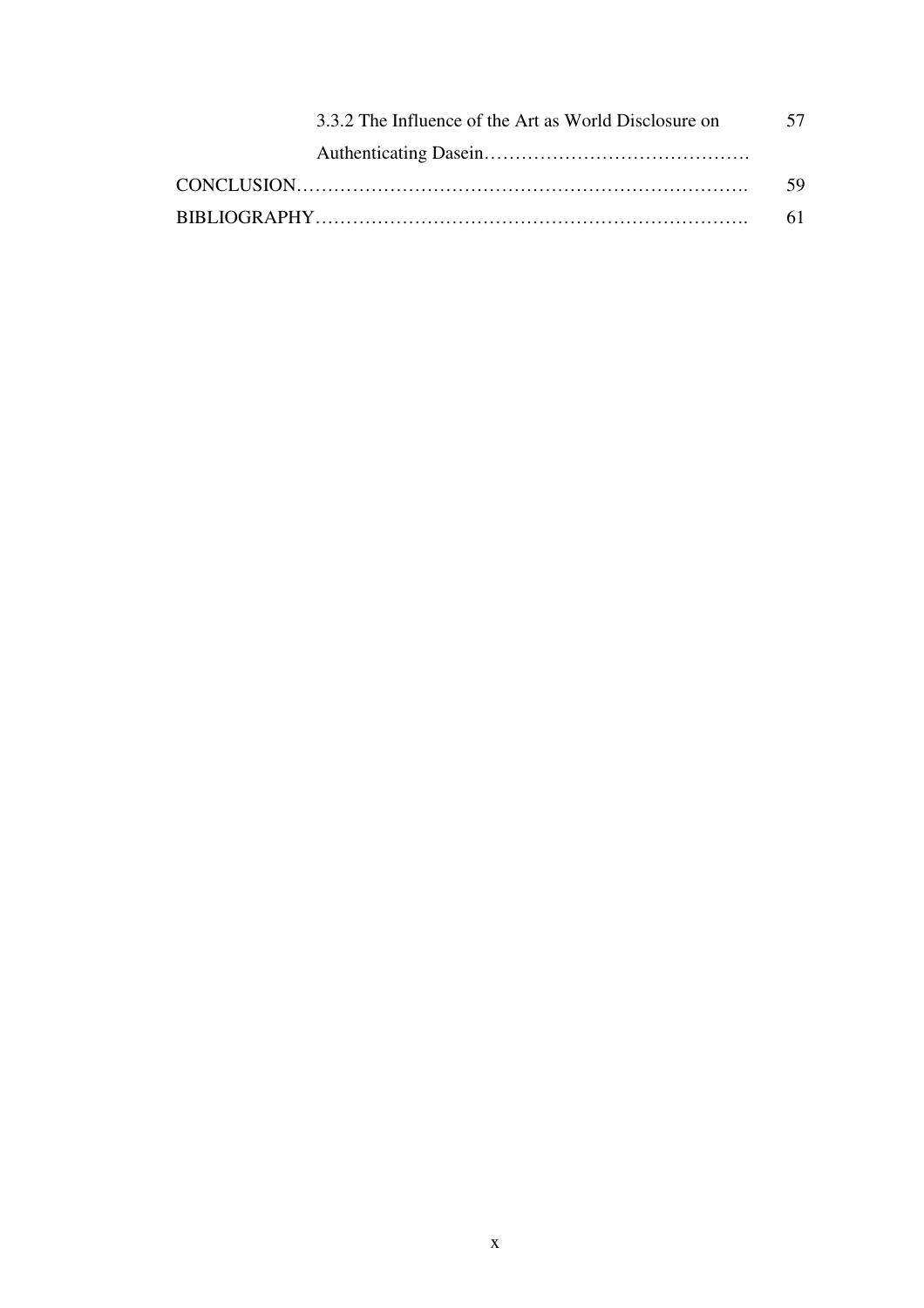3.3.2 The Influence of the Art as World Disclosure on Authenticating Dasein………………………………………. 57

CONCLUSION………………………………………………………………. 59

BIBLIOGRAPHY……………………………………………………………. 61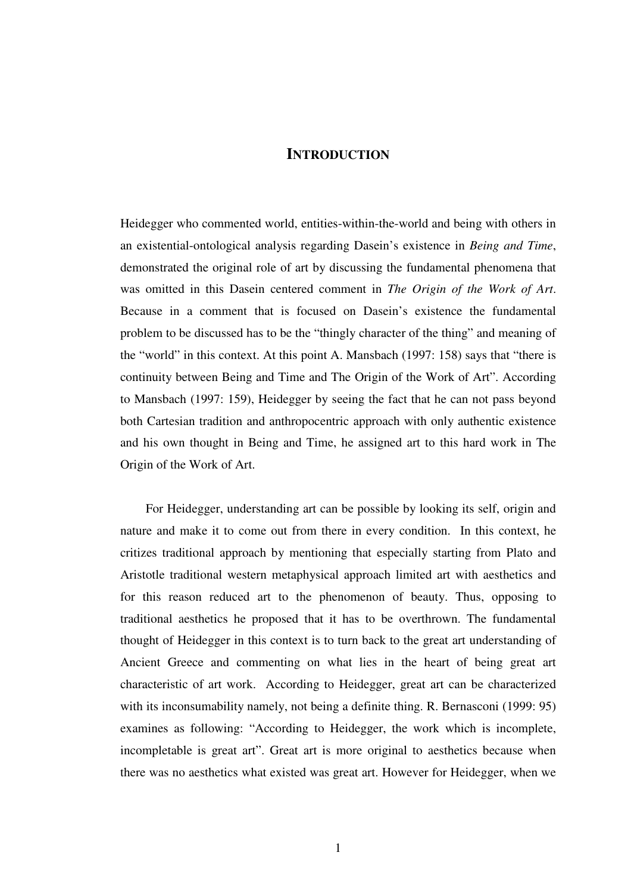# INTRODUCTION

Heidegger who commented world, entities-within-the-world and being with others in an existential-ontological analysis regarding Dasein's existence in *Being and Time*, demonstrated the original role of art by discussing the fundamental phenomena that was omitted in this Dasein centered comment in *The Origin of the Work of Art*. Because in a comment that is focused on Dasein's existence the fundamental problem to be discussed has to be the "thingly character of the thing" and meaning of the "world" in this context. At this point A. Mansbach (1997: 158) says that "there is continuity between Being and Time and The Origin of the Work of Art". According to Mansbach (1997: 159), Heidegger by seeing the fact that he can not pass beyond both Cartesian tradition and anthropocentric approach with only authentic existence and his own thought in Being and Time, he assigned art to this hard work in The Origin of the Work of Art.

For Heidegger, understanding art can be possible by looking its self, origin and nature and make it to come out from there in every condition. In this context, he critizes traditional approach by mentioning that especially starting from Plato and Aristotle traditional western metaphysical approach limited art with aesthetics and for this reason reduced art to the phenomenon of beauty. Thus, opposing to traditional aesthetics he proposed that it has to be overthrown. The fundamental thought of Heidegger in this context is to turn back to the great art understanding of Ancient Greece and commenting on what lies in the heart of being great art characteristic of art work. According to Heidegger, great art can be characterized with its inconsumability namely, not being a definite thing. R. Bernasconi (1999: 95) examines as following: "According to Heidegger, the work which is incomplete, incompletable is great art". Great art is more original to aesthetics because when there was no aesthetics what existed was great art. However for Heidegger, when we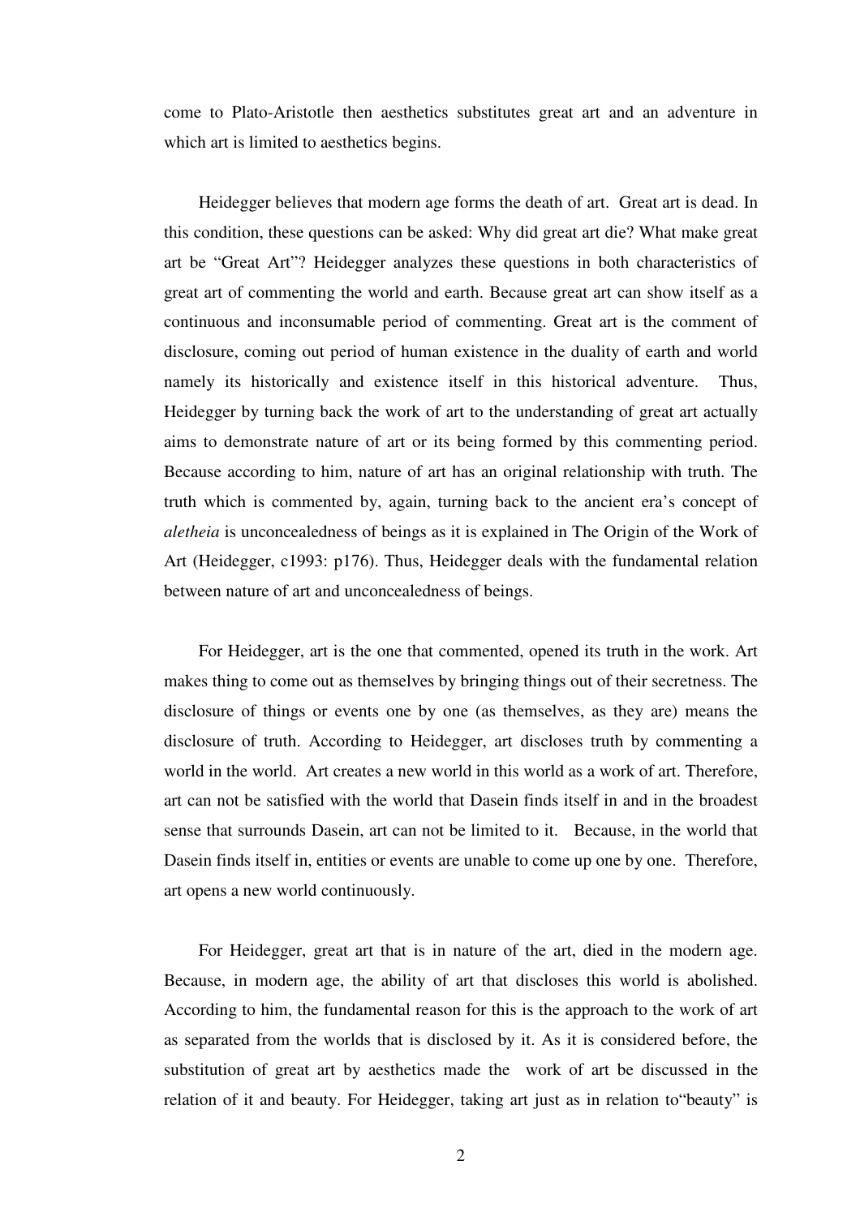come to Plato-Aristotle then aesthetics substitutes great art and an adventure in which art is limited to aesthetics begins.

Heidegger believes that modern age forms the death of art. Great art is dead. In this condition, these questions can be asked: Why did great art die? What make great art be "Great Art"? Heidegger analyzes these questions in both characteristics of great art of commenting the world and earth. Because great art can show itself as a continuous and inconsumable period of commenting. Great art is the comment of disclosure, coming out period of human existence in the duality of earth and world namely its historically and existence itself in this historical adventure. Thus, Heidegger by turning back the work of art to the understanding of great art actually aims to demonstrate nature of art or its being formed by this commenting period. Because according to him, nature of art has an original relationship with truth. The truth which is commented by, again, turning back to the ancient era's concept of *aletheia* is unconcealedness of beings as it is explained in The Origin of the Work of Art (Heidegger, c1993: p176). Thus, Heidegger deals with the fundamental relation between nature of art and unconcealedness of beings.

For Heidegger, art is the one that commented, opened its truth in the work. Art makes thing to come out as themselves by bringing things out of their secretness. The disclosure of things or events one by one (as themselves, as they are) means the disclosure of truth. According to Heidegger, art discloses truth by commenting a world in the world. Art creates a new world in this world as a work of art. Therefore, art can not be satisfied with the world that Dasein finds itself in and in the broadest sense that surrounds Dasein, art can not be limited to it. Because, in the world that Dasein finds itself in, entities or events are unable to come up one by one. Therefore, art opens a new world continuously.

For Heidegger, great art that is in nature of the art, died in the modern age. Because, in modern age, the ability of art that discloses this world is abolished. According to him, the fundamental reason for this is the approach to the work of art as separated from the worlds that is disclosed by it. As it is considered before, the substitution of great art by aesthetics made the work of art be discussed in the relation of it and beauty. For Heidegger, taking art just as in relation to"beauty" is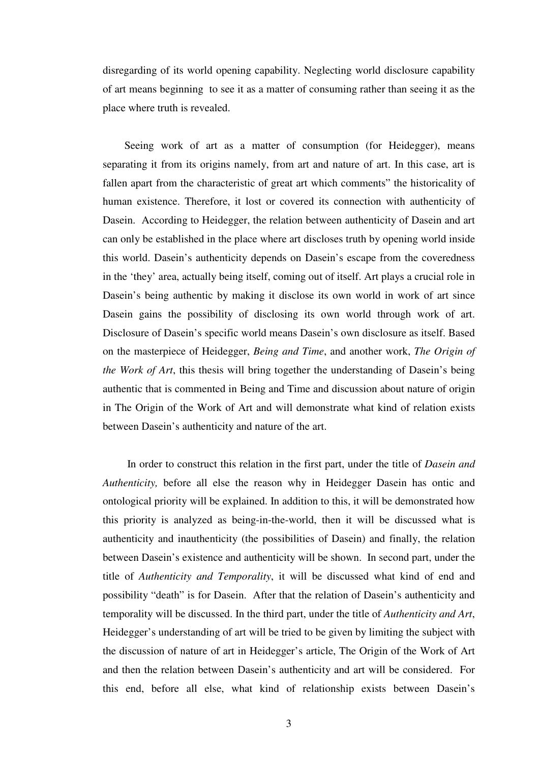disregarding of its world opening capability. Neglecting world disclosure capability of art means beginning to see it as a matter of consuming rather than seeing it as the place where truth is revealed.

Seeing work of art as a matter of consumption (for Heidegger), means separating it from its origins namely, from art and nature of art. In this case, art is fallen apart from the characteristic of great art which comments" the historicality of human existence. Therefore, it lost or covered its connection with authenticity of Dasein. According to Heidegger, the relation between authenticity of Dasein and art can only be established in the place where art discloses truth by opening world inside this world. Dasein's authenticity depends on Dasein's escape from the coveredness in the 'they' area, actually being itself, coming out of itself. Art plays a crucial role in Dasein's being authentic by making it disclose its own world in work of art since Dasein gains the possibility of disclosing its own world through work of art. Disclosure of Dasein's specific world means Dasein's own disclosure as itself. Based on the masterpiece of Heidegger, *Being and Time*, and another work, *The Origin of the Work of Art*, this thesis will bring together the understanding of Dasein's being authentic that is commented in Being and Time and discussion about nature of origin in The Origin of the Work of Art and will demonstrate what kind of relation exists between Dasein's authenticity and nature of the art.

In order to construct this relation in the first part, under the title of *Dasein and Authenticity,* before all else the reason why in Heidegger Dasein has ontic and ontological priority will be explained. In addition to this, it will be demonstrated how this priority is analyzed as being-in-the-world, then it will be discussed what is authenticity and inauthenticity (the possibilities of Dasein) and finally, the relation between Dasein's existence and authenticity will be shown. In second part, under the title of *Authenticity and Temporality*, it will be discussed what kind of end and possibility "death" is for Dasein. After that the relation of Dasein's authenticity and temporality will be discussed. In the third part, under the title of *Authenticity and Art*, Heidegger's understanding of art will be tried to be given by limiting the subject with the discussion of nature of art in Heidegger's article, The Origin of the Work of Art and then the relation between Dasein's authenticity and art will be considered. For this end, before all else, what kind of relationship exists between Dasein's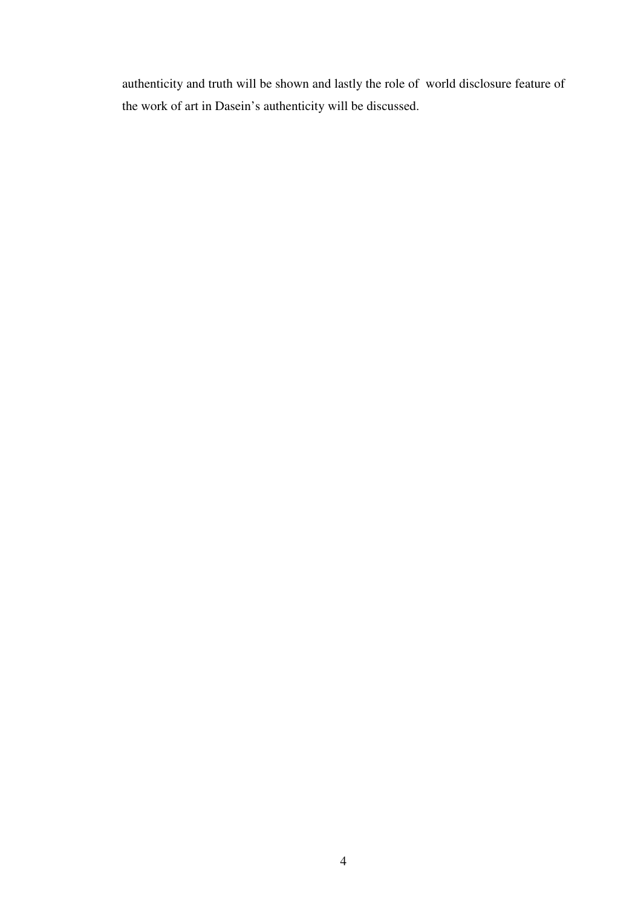authenticity and truth will be shown and lastly the role of world disclosure feature of the work of art in Dasein's authenticity will be discussed.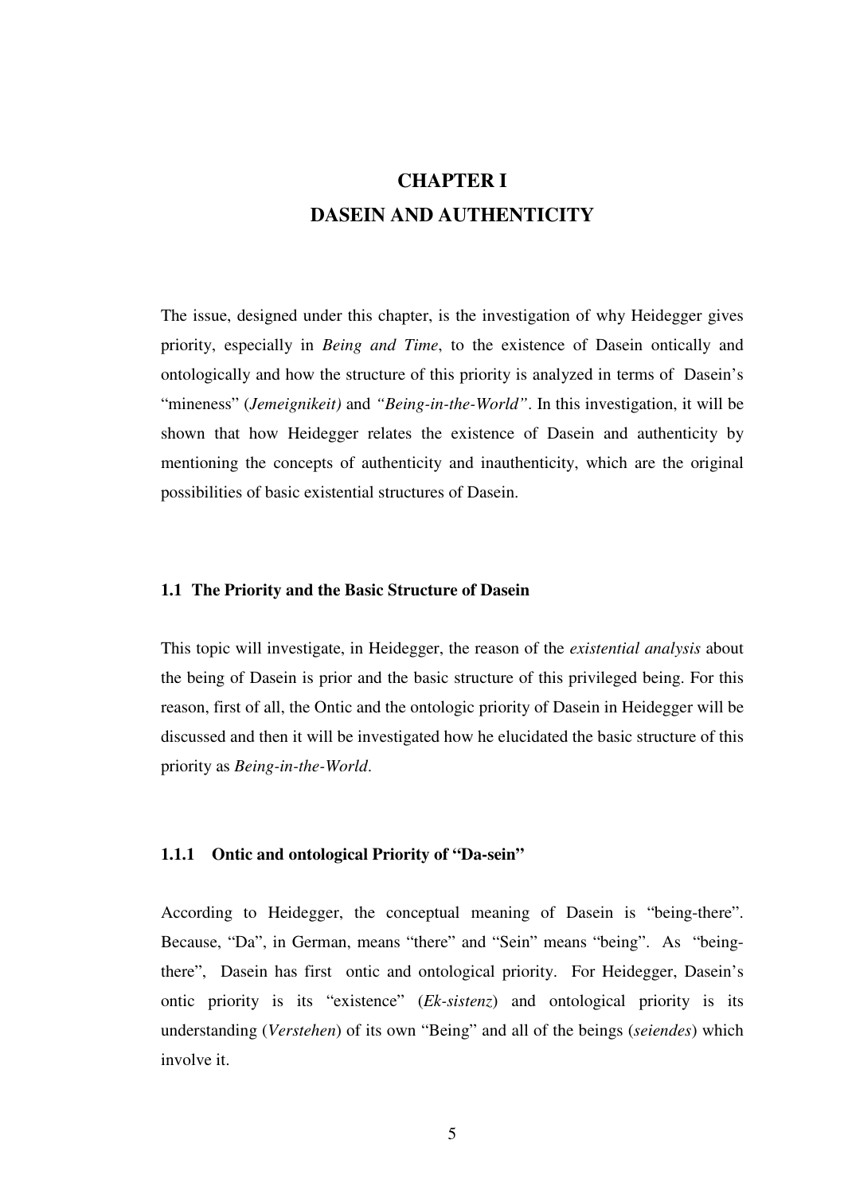# CHAPTER I
# DASEIN AND AUTHENTICITY

The issue, designed under this chapter, is the investigation of why Heidegger gives priority, especially in *Being and Time*, to the existence of Dasein ontically and ontologically and how the structure of this priority is analyzed in terms of Dasein's "mineness" (*Jemeignikeit)* and *"Being-in-the-World"*. In this investigation, it will be shown that how Heidegger relates the existence of Dasein and authenticity by mentioning the concepts of authenticity and inauthenticity, which are the original possibilities of basic existential structures of Dasein.

## 1.1 The Priority and the Basic Structure of Dasein

This topic will investigate, in Heidegger, the reason of the *existential analysis* about the being of Dasein is prior and the basic structure of this privileged being. For this reason, first of all, the Ontic and the ontologic priority of Dasein in Heidegger will be discussed and then it will be investigated how he elucidated the basic structure of this priority as *Being-in-the-World*.

### 1.1.1 Ontic and ontological Priority of "Da-sein"

According to Heidegger, the conceptual meaning of Dasein is "being-there". Because, "Da", in German, means "there" and "Sein" means "being". As "being-there", Dasein has first ontic and ontological priority. For Heidegger, Dasein's ontic priority is its "existence" (*Ek-sistenz*) and ontological priority is its understanding (*Verstehen*) of its own "Being" and all of the beings (*seiendes*) which involve it.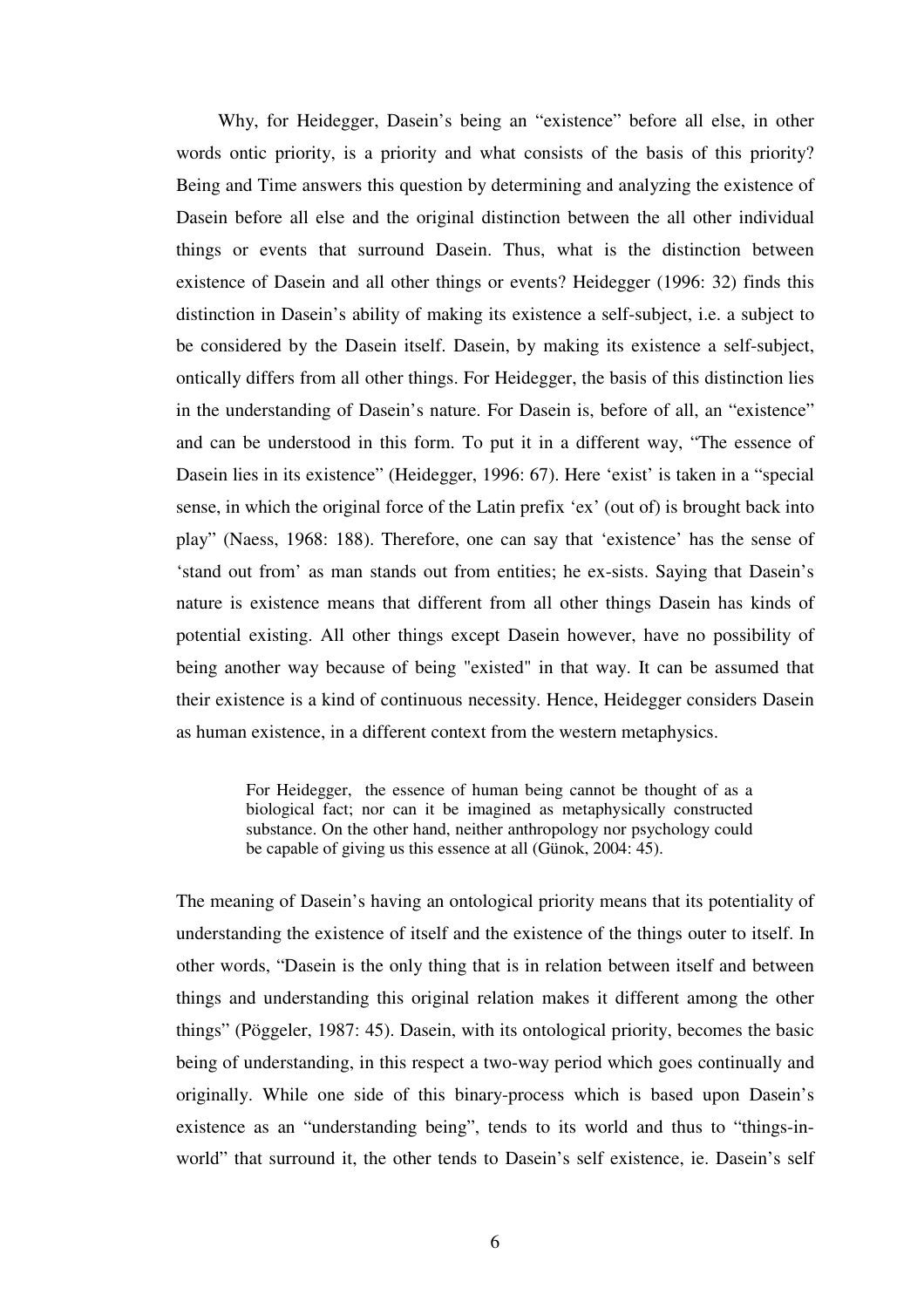Why, for Heidegger, Dasein's being an "existence" before all else, in other words ontic priority, is a priority and what consists of the basis of this priority? Being and Time answers this question by determining and analyzing the existence of Dasein before all else and the original distinction between the all other individual things or events that surround Dasein. Thus, what is the distinction between existence of Dasein and all other things or events? Heidegger (1996: 32) finds this distinction in Dasein's ability of making its existence a self-subject, i.e. a subject to be considered by the Dasein itself. Dasein, by making its existence a self-subject, ontically differs from all other things. For Heidegger, the basis of this distinction lies in the understanding of Dasein's nature. For Dasein is, before of all, an "existence" and can be understood in this form. To put it in a different way, "The essence of Dasein lies in its existence" (Heidegger, 1996: 67). Here 'exist' is taken in a "special sense, in which the original force of the Latin prefix 'ex' (out of) is brought back into play" (Naess, 1968: 188). Therefore, one can say that 'existence' has the sense of 'stand out from' as man stands out from entities; he ex-sists. Saying that Dasein's nature is existence means that different from all other things Dasein has kinds of potential existing. All other things except Dasein however, have no possibility of being another way because of being "existed" in that way. It can be assumed that their existence is a kind of continuous necessity. Hence, Heidegger considers Dasein as human existence, in a different context from the western metaphysics.

> For Heidegger, the essence of human being cannot be thought of as a biological fact; nor can it be imagined as metaphysically constructed substance. On the other hand, neither anthropology nor psychology could be capable of giving us this essence at all (Günok, 2004: 45).

The meaning of Dasein's having an ontological priority means that its potentiality of understanding the existence of itself and the existence of the things outer to itself. In other words, "Dasein is the only thing that is in relation between itself and between things and understanding this original relation makes it different among the other things" (Pöggeler, 1987: 45). Dasein, with its ontological priority, becomes the basic being of understanding, in this respect a two-way period which goes continually and originally. While one side of this binary-process which is based upon Dasein's existence as an "understanding being", tends to its world and thus to "things-in-world" that surround it, the other tends to Dasein's self existence, ie. Dasein's self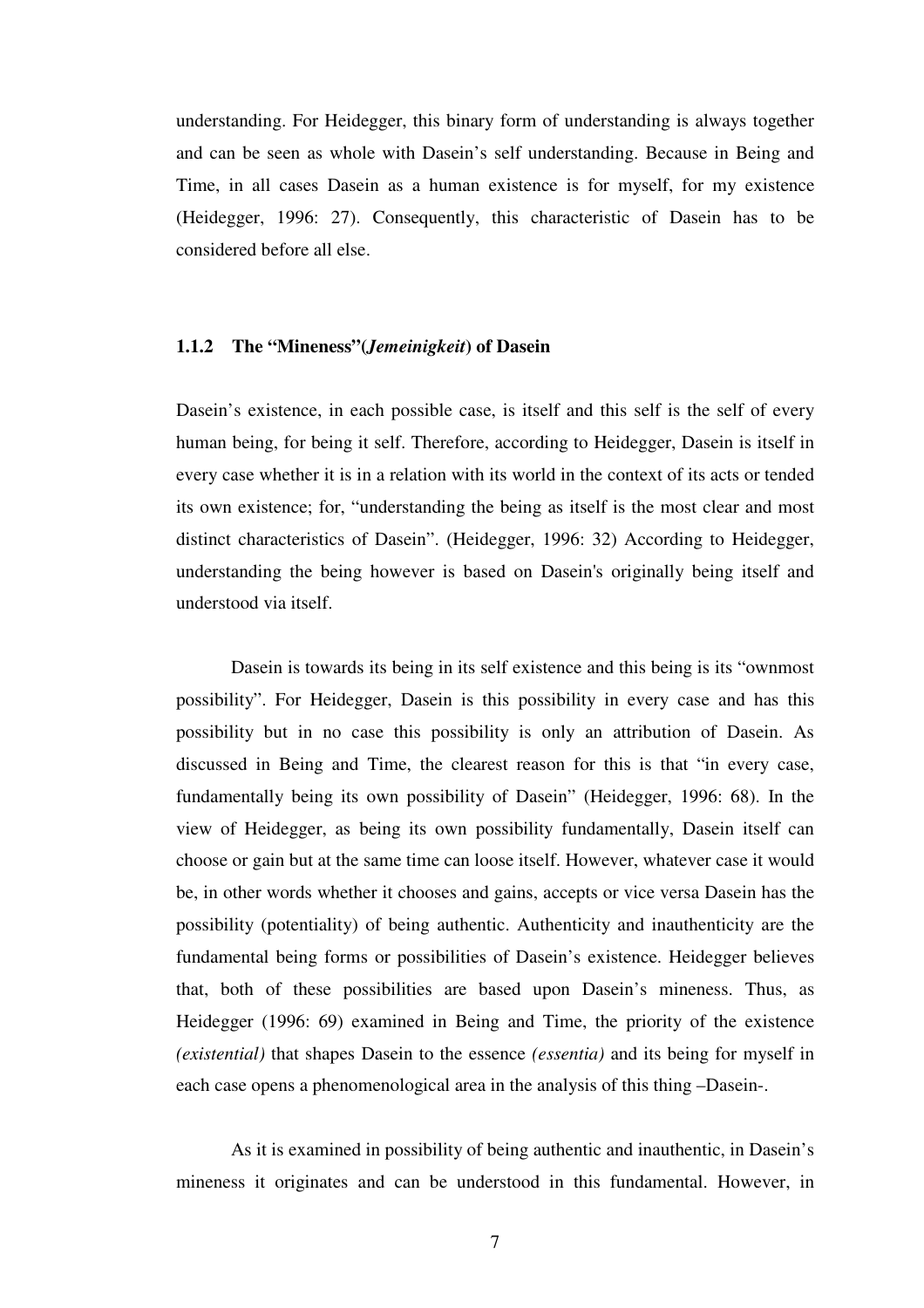understanding. For Heidegger, this binary form of understanding is always together and can be seen as whole with Dasein's self understanding. Because in Being and Time, in all cases Dasein as a human existence is for myself, for my existence (Heidegger, 1996: 27). Consequently, this characteristic of Dasein has to be considered before all else.

### 1.1.2 The "Mineness"(*Jemeinigkeit*) of Dasein

Dasein's existence, in each possible case, is itself and this self is the self of every human being, for being it self. Therefore, according to Heidegger, Dasein is itself in every case whether it is in a relation with its world in the context of its acts or tended its own existence; for, "understanding the being as itself is the most clear and most distinct characteristics of Dasein". (Heidegger, 1996: 32) According to Heidegger, understanding the being however is based on Dasein's originally being itself and understood via itself.

Dasein is towards its being in its self existence and this being is its "ownmost possibility". For Heidegger, Dasein is this possibility in every case and has this possibility but in no case this possibility is only an attribution of Dasein. As discussed in Being and Time, the clearest reason for this is that "in every case, fundamentally being its own possibility of Dasein" (Heidegger, 1996: 68). In the view of Heidegger, as being its own possibility fundamentally, Dasein itself can choose or gain but at the same time can loose itself. However, whatever case it would be, in other words whether it chooses and gains, accepts or vice versa Dasein has the possibility (potentiality) of being authentic. Authenticity and inauthenticity are the fundamental being forms or possibilities of Dasein's existence. Heidegger believes that, both of these possibilities are based upon Dasein's mineness. Thus, as Heidegger (1996: 69) examined in Being and Time, the priority of the existence *(existential)* that shapes Dasein to the essence *(essentia)* and its being for myself in each case opens a phenomenological area in the analysis of this thing –Dasein-.

As it is examined in possibility of being authentic and inauthentic, in Dasein's mineness it originates and can be understood in this fundamental. However, in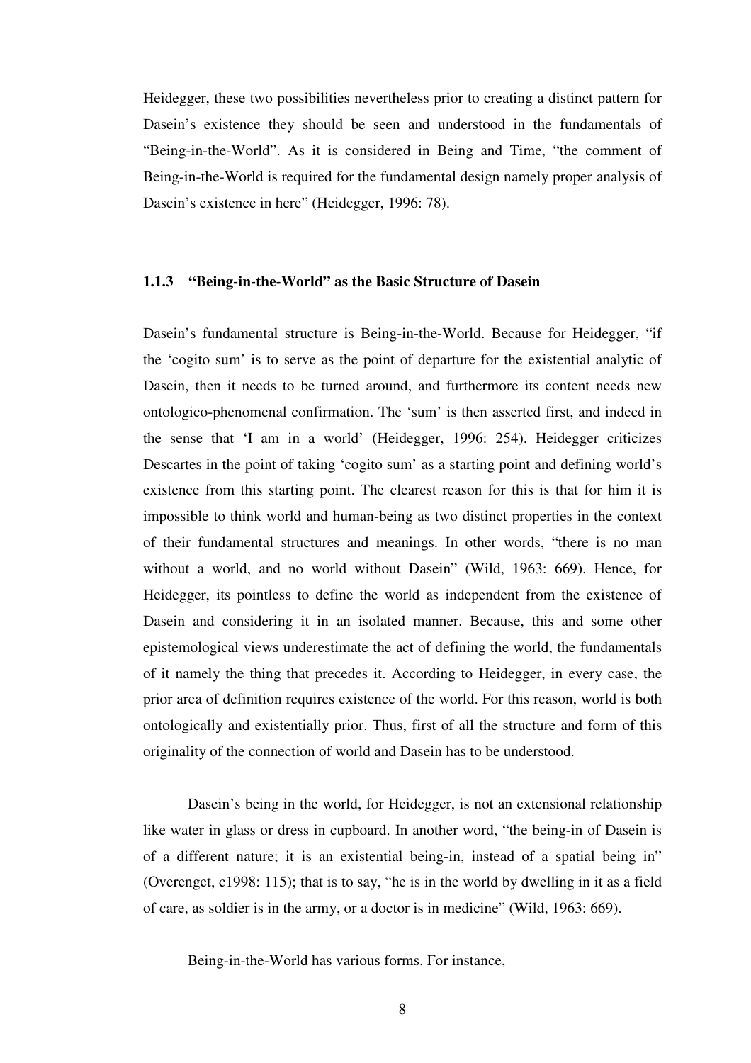Heidegger, these two possibilities nevertheless prior to creating a distinct pattern for Dasein's existence they should be seen and understood in the fundamentals of "Being-in-the-World". As it is considered in Being and Time, "the comment of Being-in-the-World is required for the fundamental design namely proper analysis of Dasein's existence in here" (Heidegger, 1996: 78).

### 1.1.3 "Being-in-the-World" as the Basic Structure of Dasein

Dasein's fundamental structure is Being-in-the-World. Because for Heidegger, "if the 'cogito sum' is to serve as the point of departure for the existential analytic of Dasein, then it needs to be turned around, and furthermore its content needs new ontologico-phenomenal confirmation. The 'sum' is then asserted first, and indeed in the sense that 'I am in a world' (Heidegger, 1996: 254). Heidegger criticizes Descartes in the point of taking 'cogito sum' as a starting point and defining world's existence from this starting point. The clearest reason for this is that for him it is impossible to think world and human-being as two distinct properties in the context of their fundamental structures and meanings. In other words, "there is no man without a world, and no world without Dasein" (Wild, 1963: 669). Hence, for Heidegger, its pointless to define the world as independent from the existence of Dasein and considering it in an isolated manner. Because, this and some other epistemological views underestimate the act of defining the world, the fundamentals of it namely the thing that precedes it. According to Heidegger, in every case, the prior area of definition requires existence of the world. For this reason, world is both ontologically and existentially prior. Thus, first of all the structure and form of this originality of the connection of world and Dasein has to be understood.

Dasein's being in the world, for Heidegger, is not an extensional relationship like water in glass or dress in cupboard. In another word, "the being-in of Dasein is of a different nature; it is an existential being-in, instead of a spatial being in" (Overenget, c1998: 115); that is to say, "he is in the world by dwelling in it as a field of care, as soldier is in the army, or a doctor is in medicine" (Wild, 1963: 669).

Being-in-the-World has various forms. For instance,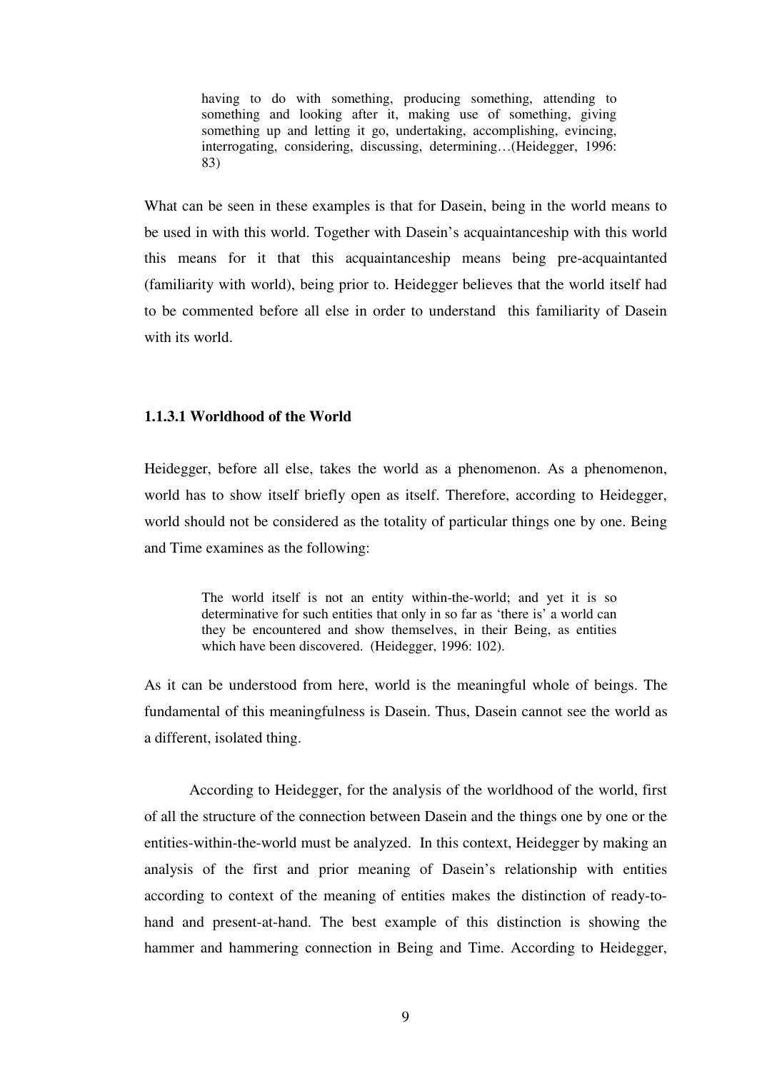> having to do with something, producing something, attending to something and looking after it, making use of something, giving something up and letting it go, undertaking, accomplishing, evincing, interrogating, considering, discussing, determining…(Heidegger, 1996: 83)

What can be seen in these examples is that for Dasein, being in the world means to be used in with this world. Together with Dasein's acquaintanceship with this world this means for it that this acquaintanceship means being pre-acquaintanted (familiarity with world), being prior to. Heidegger believes that the world itself had to be commented before all else in order to understand this familiarity of Dasein with its world.

### 1.1.3.1 Worldhood of the World

Heidegger, before all else, takes the world as a phenomenon. As a phenomenon, world has to show itself briefly open as itself. Therefore, according to Heidegger, world should not be considered as the totality of particular things one by one. Being and Time examines as the following:

> The world itself is not an entity within-the-world; and yet it is so determinative for such entities that only in so far as 'there is' a world can they be encountered and show themselves, in their Being, as entities which have been discovered. (Heidegger, 1996: 102).

As it can be understood from here, world is the meaningful whole of beings. The fundamental of this meaningfulness is Dasein. Thus, Dasein cannot see the world as a different, isolated thing.

According to Heidegger, for the analysis of the worldhood of the world, first of all the structure of the connection between Dasein and the things one by one or the entities-within-the-world must be analyzed. In this context, Heidegger by making an analysis of the first and prior meaning of Dasein's relationship with entities according to context of the meaning of entities makes the distinction of ready-to-hand and present-at-hand. The best example of this distinction is showing the hammer and hammering connection in Being and Time. According to Heidegger,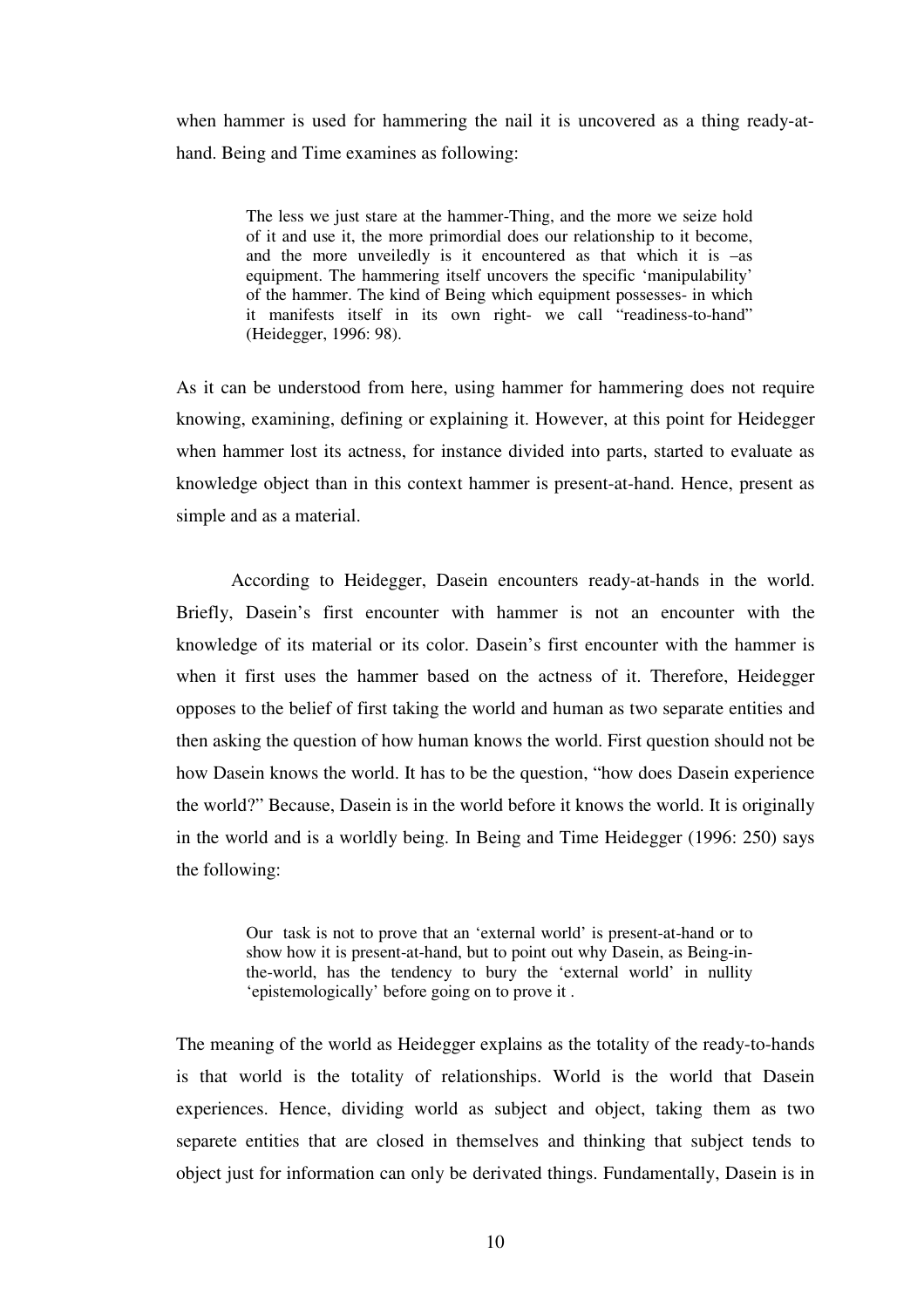when hammer is used for hammering the nail it is uncovered as a thing ready-at-hand. Being and Time examines as following:

> The less we just stare at the hammer-Thing, and the more we seize hold of it and use it, the more primordial does our relationship to it become, and the more unveiledly is it encountered as that which it is –as equipment. The hammering itself uncovers the specific 'manipulability' of the hammer. The kind of Being which equipment possesses- in which it manifests itself in its own right- we call "readiness-to-hand" (Heidegger, 1996: 98).

As it can be understood from here, using hammer for hammering does not require knowing, examining, defining or explaining it. However, at this point for Heidegger when hammer lost its actness, for instance divided into parts, started to evaluate as knowledge object than in this context hammer is present-at-hand. Hence, present as simple and as a material.

According to Heidegger, Dasein encounters ready-at-hands in the world. Briefly, Dasein's first encounter with hammer is not an encounter with the knowledge of its material or its color. Dasein's first encounter with the hammer is when it first uses the hammer based on the actness of it. Therefore, Heidegger opposes to the belief of first taking the world and human as two separate entities and then asking the question of how human knows the world. First question should not be how Dasein knows the world. It has to be the question, "how does Dasein experience the world?" Because, Dasein is in the world before it knows the world. It is originally in the world and is a worldly being. In Being and Time Heidegger (1996: 250) says the following:

> Our task is not to prove that an 'external world' is present-at-hand or to show how it is present-at-hand, but to point out why Dasein, as Being-in-the-world, has the tendency to bury the 'external world' in nullity 'epistemologically' before going on to prove it .

The meaning of the world as Heidegger explains as the totality of the ready-to-hands is that world is the totality of relationships. World is the world that Dasein experiences. Hence, dividing world as subject and object, taking them as two separete entities that are closed in themselves and thinking that subject tends to object just for information can only be derivated things. Fundamentally, Dasein is in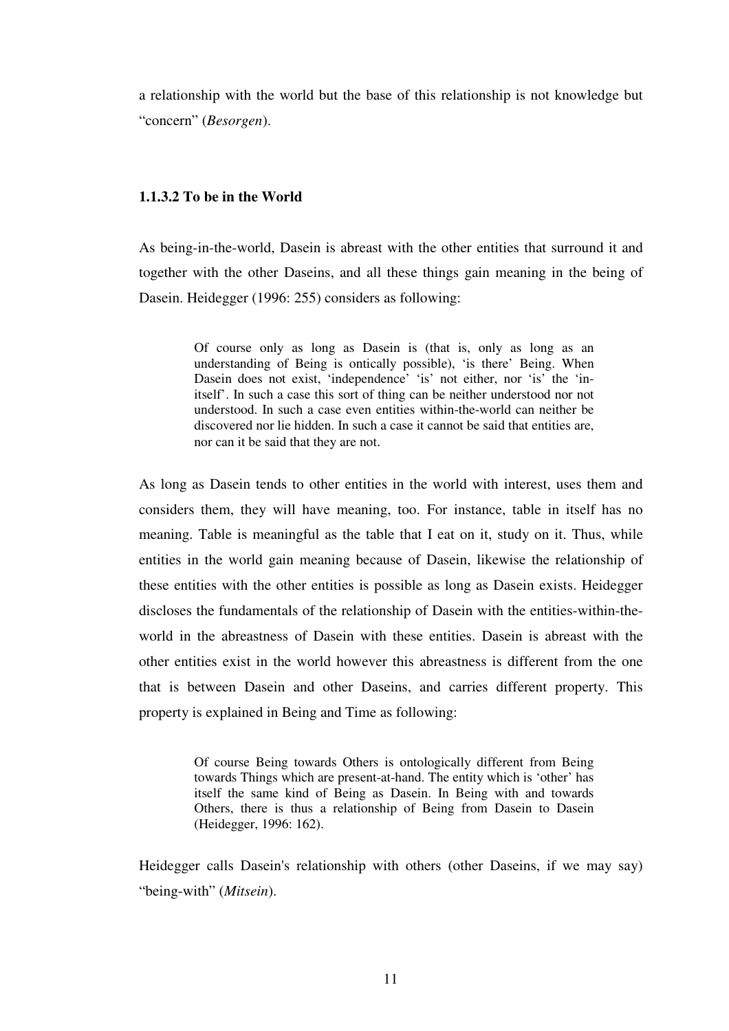a relationship with the world but the base of this relationship is not knowledge but "concern" (*Besorgen*).

#### 1.1.3.2 To be in the World

As being-in-the-world, Dasein is abreast with the other entities that surround it and together with the other Daseins, and all these things gain meaning in the being of Dasein. Heidegger (1996: 255) considers as following:

> Of course only as long as Dasein is (that is, only as long as an understanding of Being is ontically possible), 'is there' Being. When Dasein does not exist, 'independence' 'is' not either, nor 'is' the 'in-itself'. In such a case this sort of thing can be neither understood nor not understood. In such a case even entities within-the-world can neither be discovered nor lie hidden. In such a case it cannot be said that entities are, nor can it be said that they are not.

As long as Dasein tends to other entities in the world with interest, uses them and considers them, they will have meaning, too. For instance, table in itself has no meaning. Table is meaningful as the table that I eat on it, study on it. Thus, while entities in the world gain meaning because of Dasein, likewise the relationship of these entities with the other entities is possible as long as Dasein exists. Heidegger discloses the fundamentals of the relationship of Dasein with the entities-within-the-world in the abreastness of Dasein with these entities. Dasein is abreast with the other entities exist in the world however this abreastness is different from the one that is between Dasein and other Daseins, and carries different property. This property is explained in Being and Time as following:

> Of course Being towards Others is ontologically different from Being towards Things which are present-at-hand. The entity which is 'other' has itself the same kind of Being as Dasein. In Being with and towards Others, there is thus a relationship of Being from Dasein to Dasein (Heidegger, 1996: 162).

Heidegger calls Dasein's relationship with others (other Daseins, if we may say) "being-with" (*Mitsein*).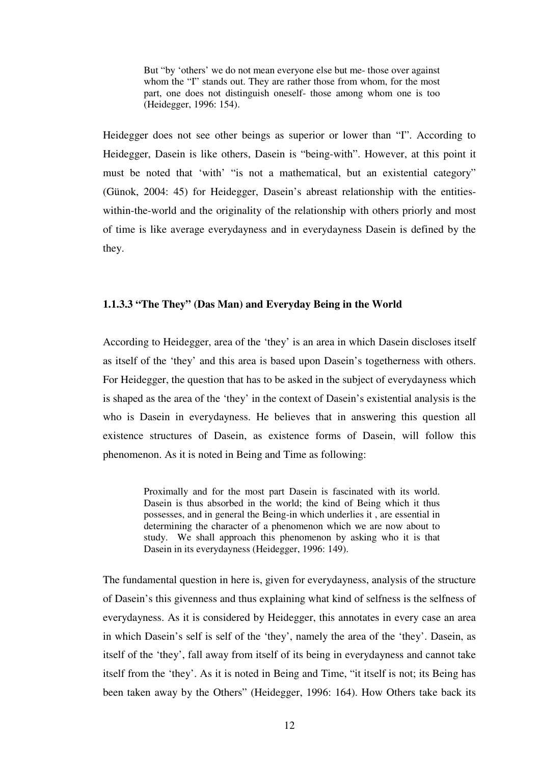> But "by 'others' we do not mean everyone else but me- those over against whom the "I" stands out. They are rather those from whom, for the most part, one does not distinguish oneself- those among whom one is too (Heidegger, 1996: 154).

Heidegger does not see other beings as superior or lower than "I". According to Heidegger, Dasein is like others, Dasein is "being-with". However, at this point it must be noted that 'with' "is not a mathematical, but an existential category" (Günok, 2004: 45) for Heidegger, Dasein's abreast relationship with the entities-within-the-world and the originality of the relationship with others priorly and most of time is like average everydayness and in everydayness Dasein is defined by the they.

### 1.1.3.3 "The They" (Das Man) and Everyday Being in the World

According to Heidegger, area of the 'they' is an area in which Dasein discloses itself as itself of the 'they' and this area is based upon Dasein's togetherness with others. For Heidegger, the question that has to be asked in the subject of everydayness which is shaped as the area of the 'they' in the context of Dasein's existential analysis is the who is Dasein in everydayness. He believes that in answering this question all existence structures of Dasein, as existence forms of Dasein, will follow this phenomenon. As it is noted in Being and Time as following:

> Proximally and for the most part Dasein is fascinated with its world. Dasein is thus absorbed in the world; the kind of Being which it thus possesses, and in general the Being-in which underlies it , are essential in determining the character of a phenomenon which we are now about to study. We shall approach this phenomenon by asking who it is that Dasein in its everydayness (Heidegger, 1996: 149).

The fundamental question in here is, given for everydayness, analysis of the structure of Dasein's this givenness and thus explaining what kind of selfness is the selfness of everydayness. As it is considered by Heidegger, this annotates in every case an area in which Dasein's self is self of the 'they', namely the area of the 'they'. Dasein, as itself of the 'they', fall away from itself of its being in everydayness and cannot take itself from the 'they'. As it is noted in Being and Time, "it itself is not; its Being has been taken away by the Others" (Heidegger, 1996: 164). How Others take back its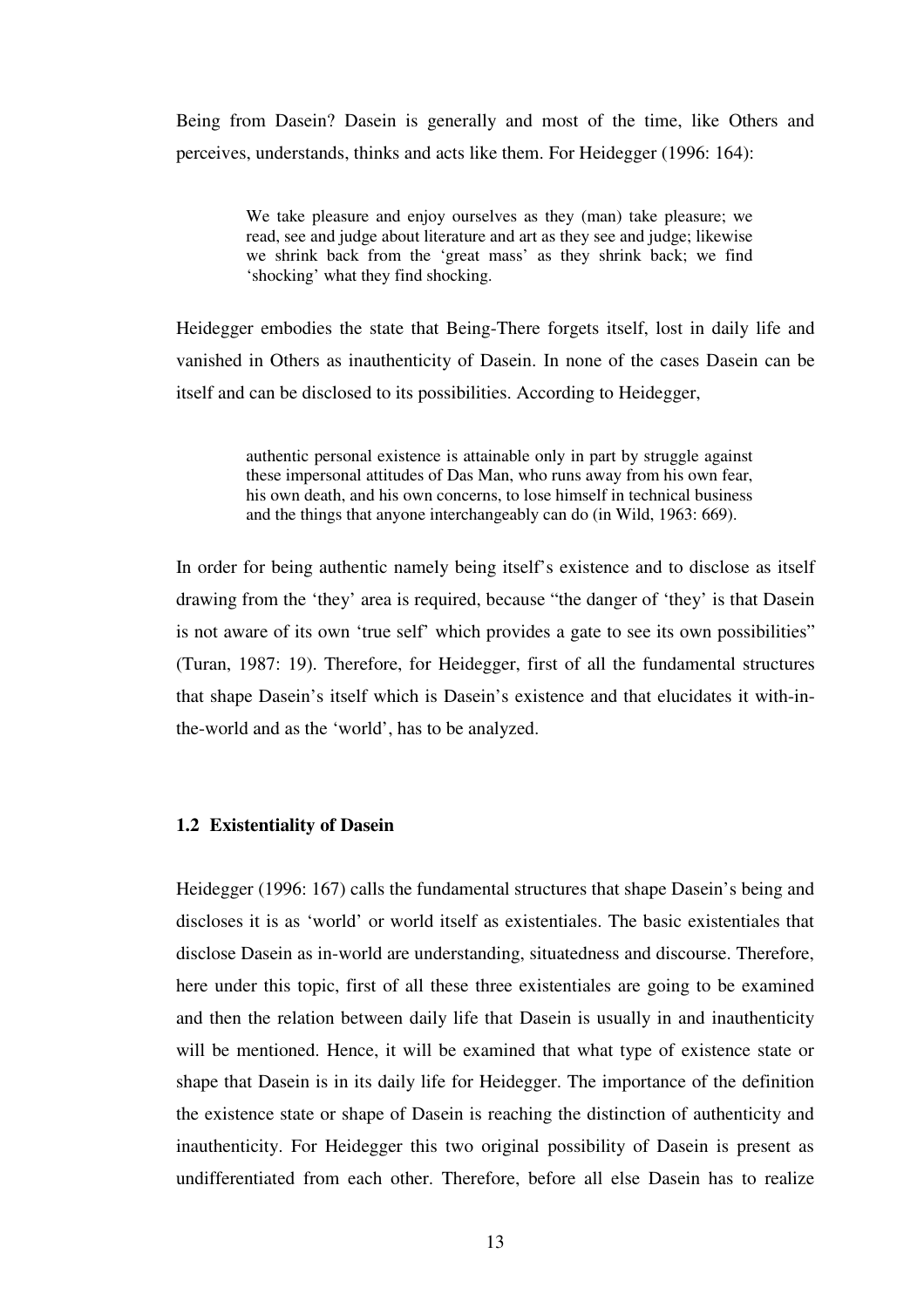Being from Dasein? Dasein is generally and most of the time, like Others and perceives, understands, thinks and acts like them. For Heidegger (1996: 164):

> We take pleasure and enjoy ourselves as they (man) take pleasure; we read, see and judge about literature and art as they see and judge; likewise we shrink back from the 'great mass' as they shrink back; we find 'shocking' what they find shocking.

Heidegger embodies the state that Being-There forgets itself, lost in daily life and vanished in Others as inauthenticity of Dasein. In none of the cases Dasein can be itself and can be disclosed to its possibilities. According to Heidegger,

> authentic personal existence is attainable only in part by struggle against these impersonal attitudes of Das Man, who runs away from his own fear, his own death, and his own concerns, to lose himself in technical business and the things that anyone interchangeably can do (in Wild, 1963: 669).

In order for being authentic namely being itself's existence and to disclose as itself drawing from the 'they' area is required, because "the danger of 'they' is that Dasein is not aware of its own 'true self' which provides a gate to see its own possibilities" (Turan, 1987: 19). Therefore, for Heidegger, first of all the fundamental structures that shape Dasein's itself which is Dasein's existence and that elucidates it with-in-the-world and as the 'world', has to be analyzed.

### 1.2 Existentiality of Dasein

Heidegger (1996: 167) calls the fundamental structures that shape Dasein's being and discloses it is as 'world' or world itself as existentiales. The basic existentiales that disclose Dasein as in-world are understanding, situatedness and discourse. Therefore, here under this topic, first of all these three existentiales are going to be examined and then the relation between daily life that Dasein is usually in and inauthenticity will be mentioned. Hence, it will be examined that what type of existence state or shape that Dasein is in its daily life for Heidegger. The importance of the definition the existence state or shape of Dasein is reaching the distinction of authenticity and inauthenticity. For Heidegger this two original possibility of Dasein is present as undifferentiated from each other. Therefore, before all else Dasein has to realize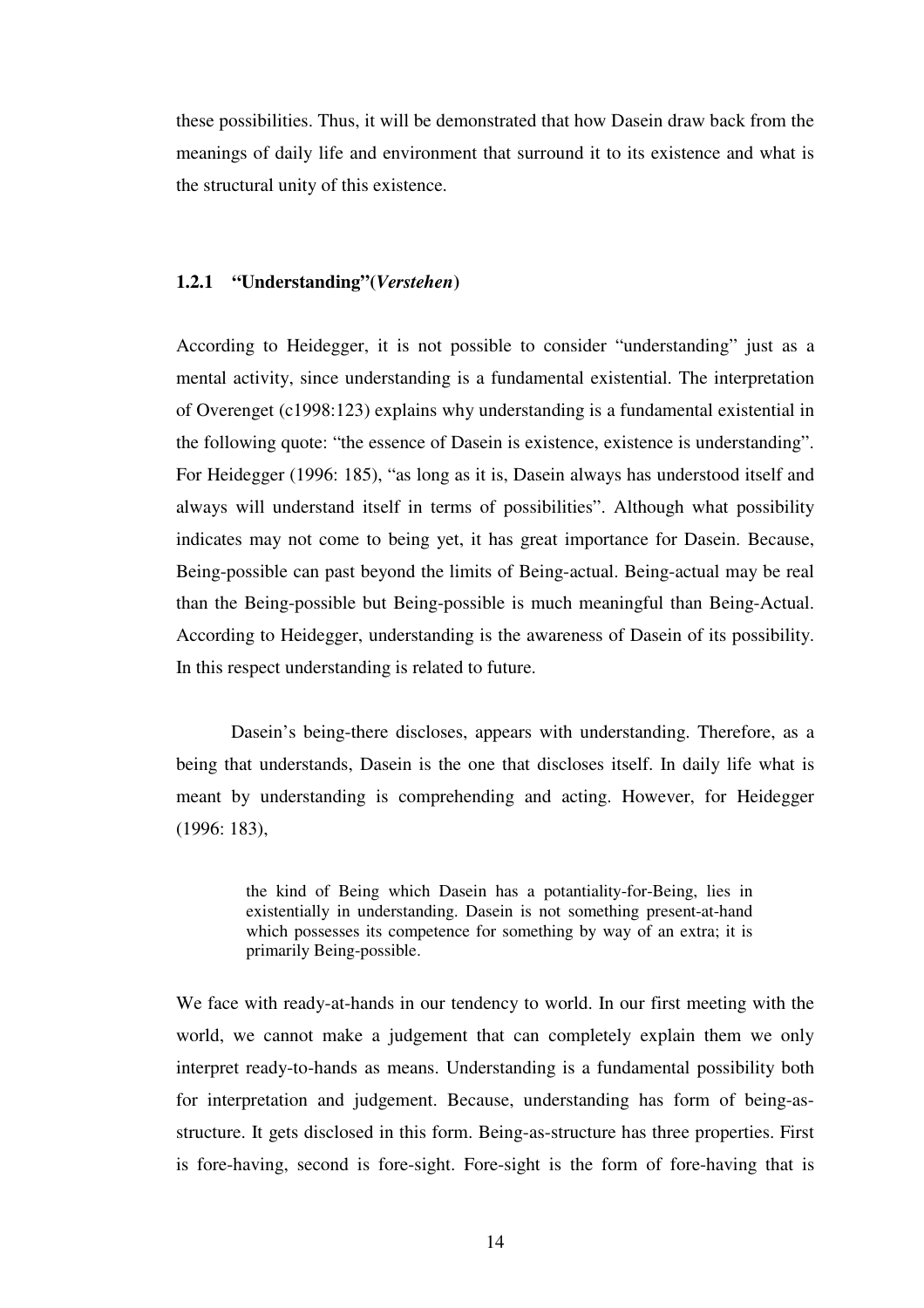these possibilities. Thus, it will be demonstrated that how Dasein draw back from the meanings of daily life and environment that surround it to its existence and what is the structural unity of this existence.

### 1.2.1 "Understanding"(*Verstehen*)

According to Heidegger, it is not possible to consider "understanding" just as a mental activity, since understanding is a fundamental existential. The interpretation of Overenget (c1998:123) explains why understanding is a fundamental existential in the following quote: "the essence of Dasein is existence, existence is understanding". For Heidegger (1996: 185), "as long as it is, Dasein always has understood itself and always will understand itself in terms of possibilities". Although what possibility indicates may not come to being yet, it has great importance for Dasein. Because, Being-possible can past beyond the limits of Being-actual. Being-actual may be real than the Being-possible but Being-possible is much meaningful than Being-Actual. According to Heidegger, understanding is the awareness of Dasein of its possibility. In this respect understanding is related to future.

Dasein's being-there discloses, appears with understanding. Therefore, as a being that understands, Dasein is the one that discloses itself. In daily life what is meant by understanding is comprehending and acting. However, for Heidegger (1996: 183),

> the kind of Being which Dasein has a potentiality-for-Being, lies in existentially in understanding. Dasein is not something present-at-hand which possesses its competence for something by way of an extra; it is primarily Being-possible.

We face with ready-at-hands in our tendency to world. In our first meeting with the world, we cannot make a judgement that can completely explain them we only interpret ready-to-hands as means. Understanding is a fundamental possibility both for interpretation and judgement. Because, understanding has form of being-as-structure. It gets disclosed in this form. Being-as-structure has three properties. First is fore-having, second is fore-sight. Fore-sight is the form of fore-having that is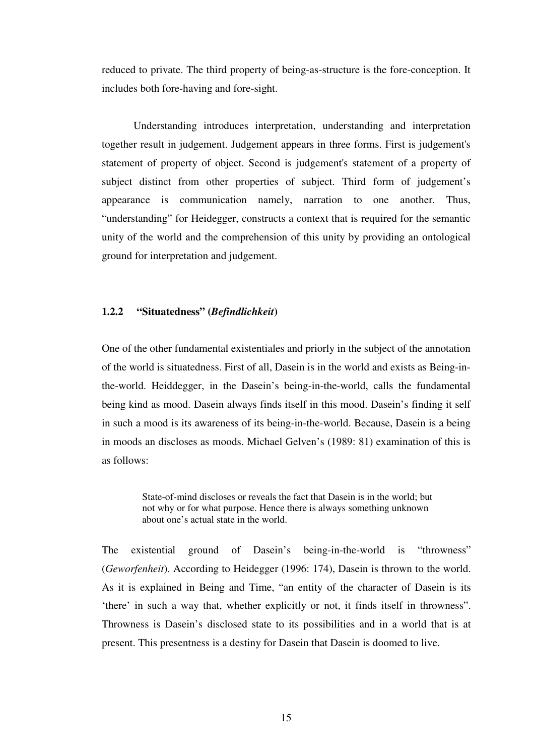reduced to private. The third property of being-as-structure is the fore-conception. It includes both fore-having and fore-sight.

Understanding introduces interpretation, understanding and interpretation together result in judgement. Judgement appears in three forms. First is judgement's statement of property of object. Second is judgement's statement of a property of subject distinct from other properties of subject. Third form of judgement's appearance is communication namely, narration to one another. Thus, "understanding" for Heidegger, constructs a context that is required for the semantic unity of the world and the comprehension of this unity by providing an ontological ground for interpretation and judgement.

### 1.2.2 "Situatedness" (*Befindlichkeit*)

One of the other fundamental existentiales and priorly in the subject of the annotation of the world is situatedness. First of all, Dasein is in the world and exists as Being-in-the-world. Heiddegger, in the Dasein's being-in-the-world, calls the fundamental being kind as mood. Dasein always finds itself in this mood. Dasein's finding it self in such a mood is its awareness of its being-in-the-world. Because, Dasein is a being in moods an discloses as moods. Michael Gelven's (1989: 81) examination of this is as follows:

> State-of-mind discloses or reveals the fact that Dasein is in the world; but not why or for what purpose. Hence there is always something unknown about one's actual state in the world.

The existential ground of Dasein's being-in-the-world is "throwness" (*Geworfenheit*). According to Heidegger (1996: 174), Dasein is thrown to the world. As it is explained in Being and Time, "an entity of the character of Dasein is its 'there' in such a way that, whether explicitly or not, it finds itself in throwness". Throwness is Dasein's disclosed state to its possibilities and in a world that is at present. This presentness is a destiny for Dasein that Dasein is doomed to live.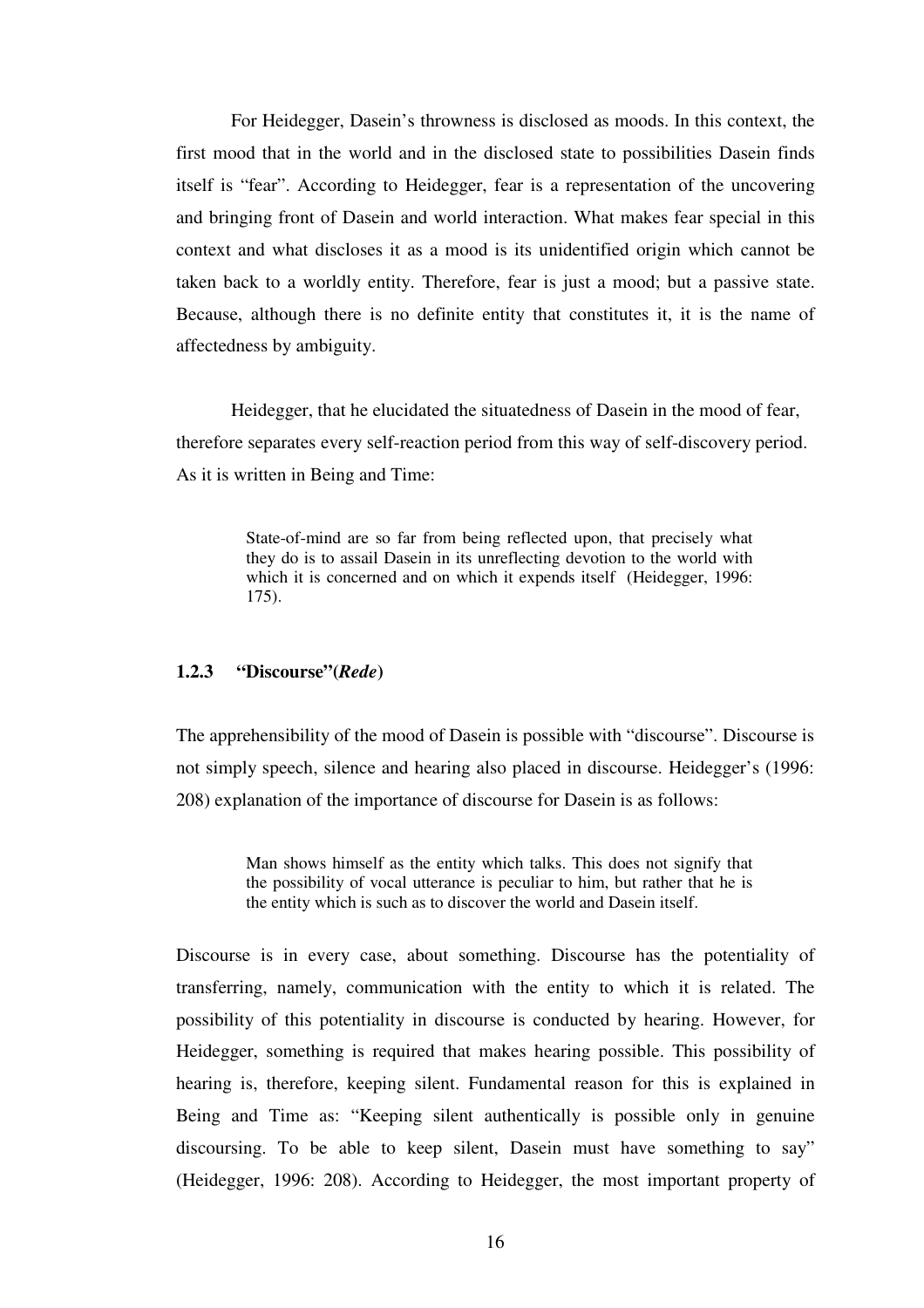For Heidegger, Dasein's throwness is disclosed as moods. In this context, the first mood that in the world and in the disclosed state to possibilities Dasein finds itself is "fear". According to Heidegger, fear is a representation of the uncovering and bringing front of Dasein and world interaction. What makes fear special in this context and what discloses it as a mood is its unidentified origin which cannot be taken back to a worldly entity. Therefore, fear is just a mood; but a passive state. Because, although there is no definite entity that constitutes it, it is the name of affectedness by ambiguity.

Heidegger, that he elucidated the situatedness of Dasein in the mood of fear, therefore separates every self-reaction period from this way of self-discovery period. As it is written in Being and Time:

> State-of-mind are so far from being reflected upon, that precisely what they do is to assail Dasein in its unreflecting devotion to the world with which it is concerned and on which it expends itself (Heidegger, 1996: 175).

### 1.2.3 "Discourse"(*Rede*)

The apprehensibility of the mood of Dasein is possible with "discourse". Discourse is not simply speech, silence and hearing also placed in discourse. Heidegger's (1996: 208) explanation of the importance of discourse for Dasein is as follows:

> Man shows himself as the entity which talks. This does not signify that the possibility of vocal utterance is peculiar to him, but rather that he is the entity which is such as to discover the world and Dasein itself.

Discourse is in every case, about something. Discourse has the potentiality of transferring, namely, communication with the entity to which it is related. The possibility of this potentiality in discourse is conducted by hearing. However, for Heidegger, something is required that makes hearing possible. This possibility of hearing is, therefore, keeping silent. Fundamental reason for this is explained in Being and Time as: "Keeping silent authentically is possible only in genuine discoursing. To be able to keep silent, Dasein must have something to say" (Heidegger, 1996: 208). According to Heidegger, the most important property of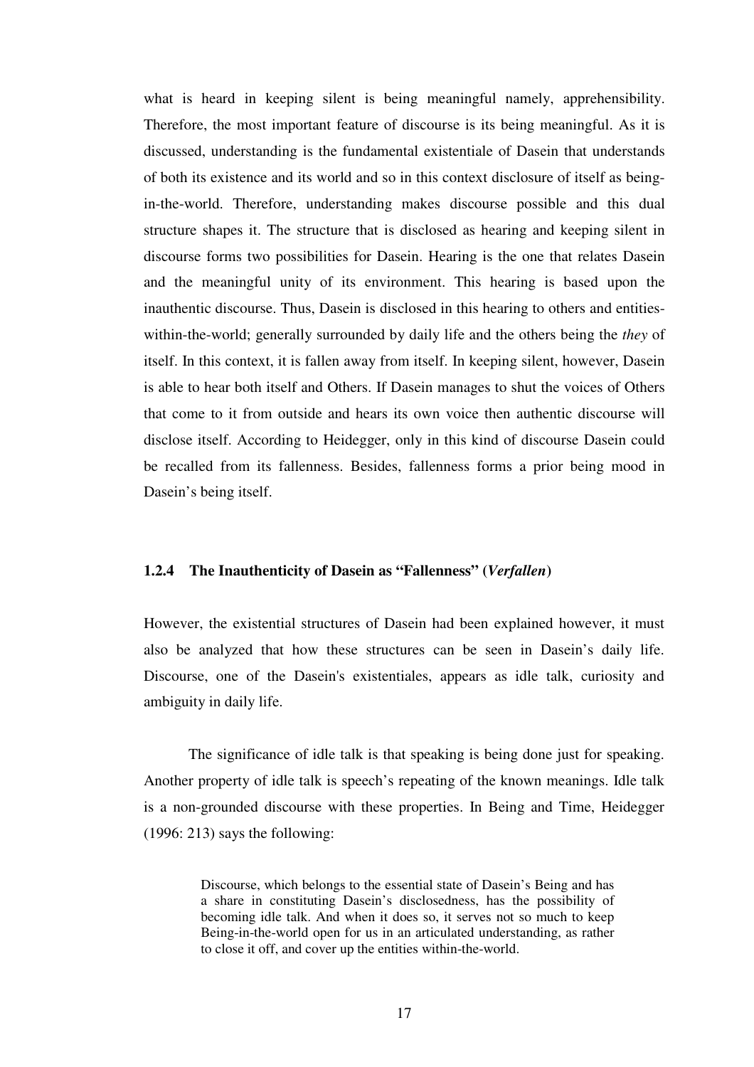what is heard in keeping silent is being meaningful namely, apprehensibility. Therefore, the most important feature of discourse is its being meaningful. As it is discussed, understanding is the fundamental existentiale of Dasein that understands of both its existence and its world and so in this context disclosure of itself as being-in-the-world. Therefore, understanding makes discourse possible and this dual structure shapes it. The structure that is disclosed as hearing and keeping silent in discourse forms two possibilities for Dasein. Hearing is the one that relates Dasein and the meaningful unity of its environment. This hearing is based upon the inauthentic discourse. Thus, Dasein is disclosed in this hearing to others and entities-within-the-world; generally surrounded by daily life and the others being the *they* of itself. In this context, it is fallen away from itself. In keeping silent, however, Dasein is able to hear both itself and Others. If Dasein manages to shut the voices of Others that come to it from outside and hears its own voice then authentic discourse will disclose itself. According to Heidegger, only in this kind of discourse Dasein could be recalled from its fallenness. Besides, fallenness forms a prior being mood in Dasein's being itself.

### 1.2.4 The Inauthenticity of Dasein as "Fallenness" (*Verfallen*)

However, the existential structures of Dasein had been explained however, it must also be analyzed that how these structures can be seen in Dasein's daily life. Discourse, one of the Dasein's existentiales, appears as idle talk, curiosity and ambiguity in daily life.

The significance of idle talk is that speaking is being done just for speaking. Another property of idle talk is speech's repeating of the known meanings. Idle talk is a non-grounded discourse with these properties. In Being and Time, Heidegger (1996: 213) says the following:

> Discourse, which belongs to the essential state of Dasein's Being and has a share in constituting Dasein's disclosedness, has the possibility of becoming idle talk. And when it does so, it serves not so much to keep Being-in-the-world open for us in an articulated understanding, as rather to close it off, and cover up the entities within-the-world.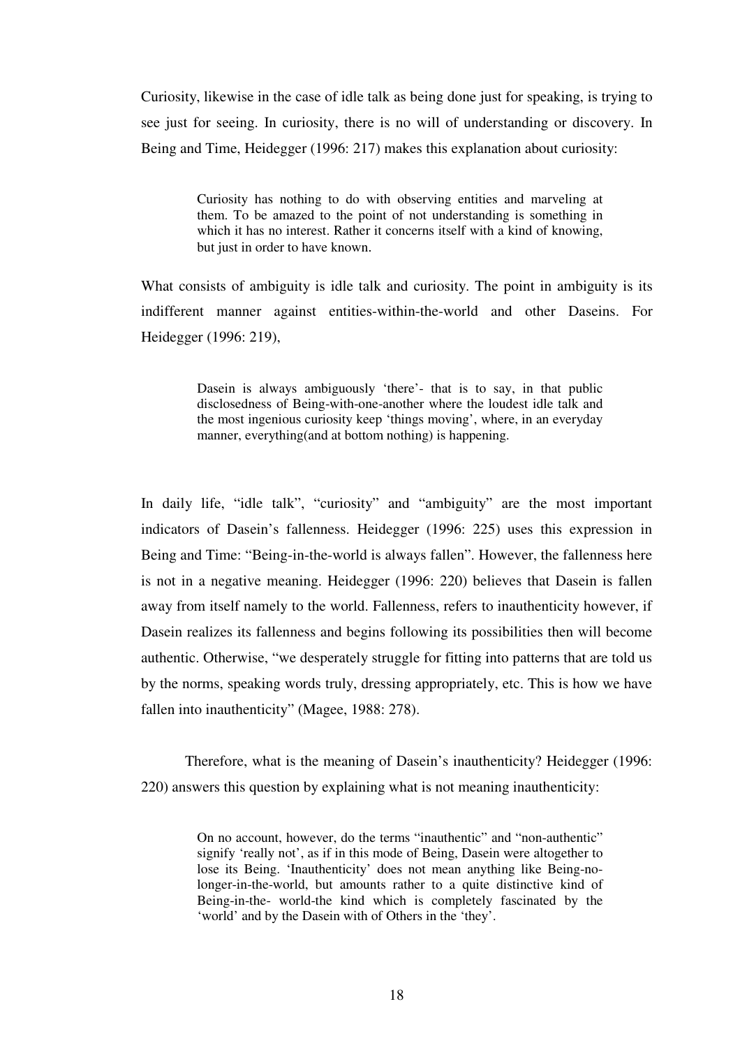Curiosity, likewise in the case of idle talk as being done just for speaking, is trying to see just for seeing. In curiosity, there is no will of understanding or discovery. In Being and Time, Heidegger (1996: 217) makes this explanation about curiosity:

> Curiosity has nothing to do with observing entities and marveling at them. To be amazed to the point of not understanding is something in which it has no interest. Rather it concerns itself with a kind of knowing, but just in order to have known.

What consists of ambiguity is idle talk and curiosity. The point in ambiguity is its indifferent manner against entities-within-the-world and other Daseins. For Heidegger (1996: 219),

> Dasein is always ambiguously 'there'- that is to say, in that public disclosedness of Being-with-one-another where the loudest idle talk and the most ingenious curiosity keep 'things moving', where, in an everyday manner, everything(and at bottom nothing) is happening.

In daily life, "idle talk", "curiosity" and "ambiguity" are the most important indicators of Dasein's fallenness. Heidegger (1996: 225) uses this expression in Being and Time: "Being-in-the-world is always fallen". However, the fallenness here is not in a negative meaning. Heidegger (1996: 220) believes that Dasein is fallen away from itself namely to the world. Fallenness, refers to inauthenticity however, if Dasein realizes its fallenness and begins following its possibilities then will become authentic. Otherwise, "we desperately struggle for fitting into patterns that are told us by the norms, speaking words truly, dressing appropriately, etc. This is how we have fallen into inauthenticity" (Magee, 1988: 278).

Therefore, what is the meaning of Dasein's inauthenticity? Heidegger (1996: 220) answers this question by explaining what is not meaning inauthenticity:

> On no account, however, do the terms "inauthentic" and "non-authentic" signify 'really not', as if in this mode of Being, Dasein were altogether to lose its Being. 'Inauthenticity' does not mean anything like Being-no-longer-in-the-world, but amounts rather to a quite distinctive kind of Being-in-the- world-the kind which is completely fascinated by the 'world' and by the Dasein with of Others in the 'they'.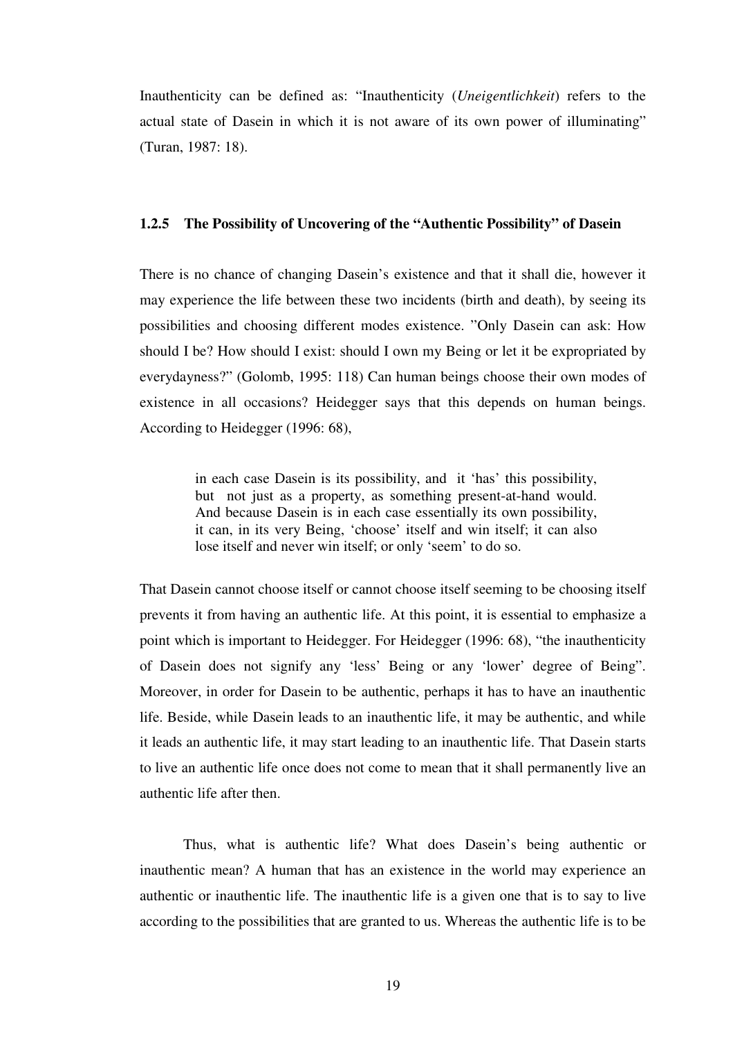Inauthenticity can be defined as: "Inauthenticity (*Uneigentlichkeit*) refers to the actual state of Dasein in which it is not aware of its own power of illuminating" (Turan, 1987: 18).

### 1.2.5 The Possibility of Uncovering of the "Authentic Possibility" of Dasein

There is no chance of changing Dasein's existence and that it shall die, however it may experience the life between these two incidents (birth and death), by seeing its possibilities and choosing different modes existence. "Only Dasein can ask: How should I be? How should I exist: should I own my Being or let it be expropriated by everydayness?" (Golomb, 1995: 118) Can human beings choose their own modes of existence in all occasions? Heidegger says that this depends on human beings. According to Heidegger (1996: 68),

> in each case Dasein is its possibility, and it 'has' this possibility, but not just as a property, as something present-at-hand would. And because Dasein is in each case essentially its own possibility, it can, in its very Being, 'choose' itself and win itself; it can also lose itself and never win itself; or only 'seem' to do so.

That Dasein cannot choose itself or cannot choose itself seeming to be choosing itself prevents it from having an authentic life. At this point, it is essential to emphasize a point which is important to Heidegger. For Heidegger (1996: 68), "the inauthenticity of Dasein does not signify any 'less' Being or any 'lower' degree of Being". Moreover, in order for Dasein to be authentic, perhaps it has to have an inauthentic life. Beside, while Dasein leads to an inauthentic life, it may be authentic, and while it leads an authentic life, it may start leading to an inauthentic life. That Dasein starts to live an authentic life once does not come to mean that it shall permanently live an authentic life after then.

Thus, what is authentic life? What does Dasein's being authentic or inauthentic mean? A human that has an existence in the world may experience an authentic or inauthentic life. The inauthentic life is a given one that is to say to live according to the possibilities that are granted to us. Whereas the authentic life is to be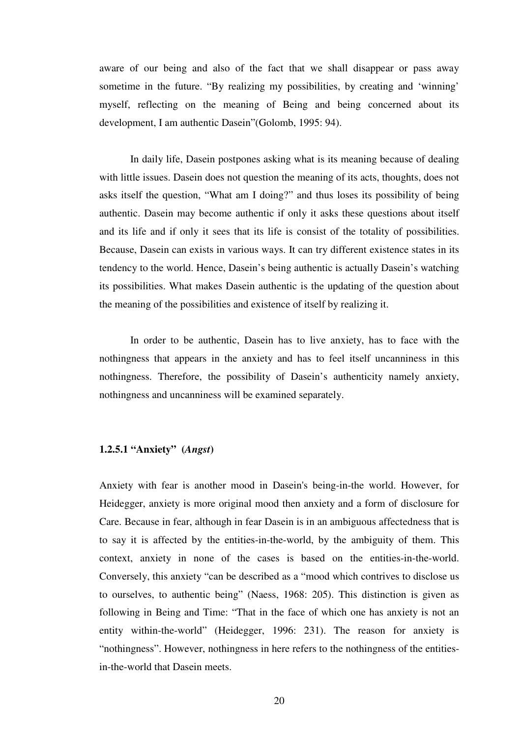aware of our being and also of the fact that we shall disappear or pass away sometime in the future. "By realizing my possibilities, by creating and 'winning' myself, reflecting on the meaning of Being and being concerned about its development, I am authentic Dasein"(Golomb, 1995: 94).

In daily life, Dasein postpones asking what is its meaning because of dealing with little issues. Dasein does not question the meaning of its acts, thoughts, does not asks itself the question, "What am I doing?" and thus loses its possibility of being authentic. Dasein may become authentic if only it asks these questions about itself and its life and if only it sees that its life is consist of the totality of possibilities. Because, Dasein can exists in various ways. It can try different existence states in its tendency to the world. Hence, Dasein's being authentic is actually Dasein's watching its possibilities. What makes Dasein authentic is the updating of the question about the meaning of the possibilities and existence of itself by realizing it.

In order to be authentic, Dasein has to live anxiety, has to face with the nothingness that appears in the anxiety and has to feel itself uncanniness in this nothingness. Therefore, the possibility of Dasein's authenticity namely anxiety, nothingness and uncanniness will be examined separately.

#### 1.2.5.1 "Anxiety" (*Angst*)

Anxiety with fear is another mood in Dasein's being-in-the world. However, for Heidegger, anxiety is more original mood then anxiety and a form of disclosure for Care. Because in fear, although in fear Dasein is in an ambiguous affectedness that is to say it is affected by the entities-in-the-world, by the ambiguity of them. This context, anxiety in none of the cases is based on the entities-in-the-world. Conversely, this anxiety "can be described as a "mood which contrives to disclose us to ourselves, to authentic being" (Naess, 1968: 205). This distinction is given as following in Being and Time: "That in the face of which one has anxiety is not an entity within-the-world" (Heidegger, 1996: 231). The reason for anxiety is "nothingness". However, nothingness in here refers to the nothingness of the entities-in-the-world that Dasein meets.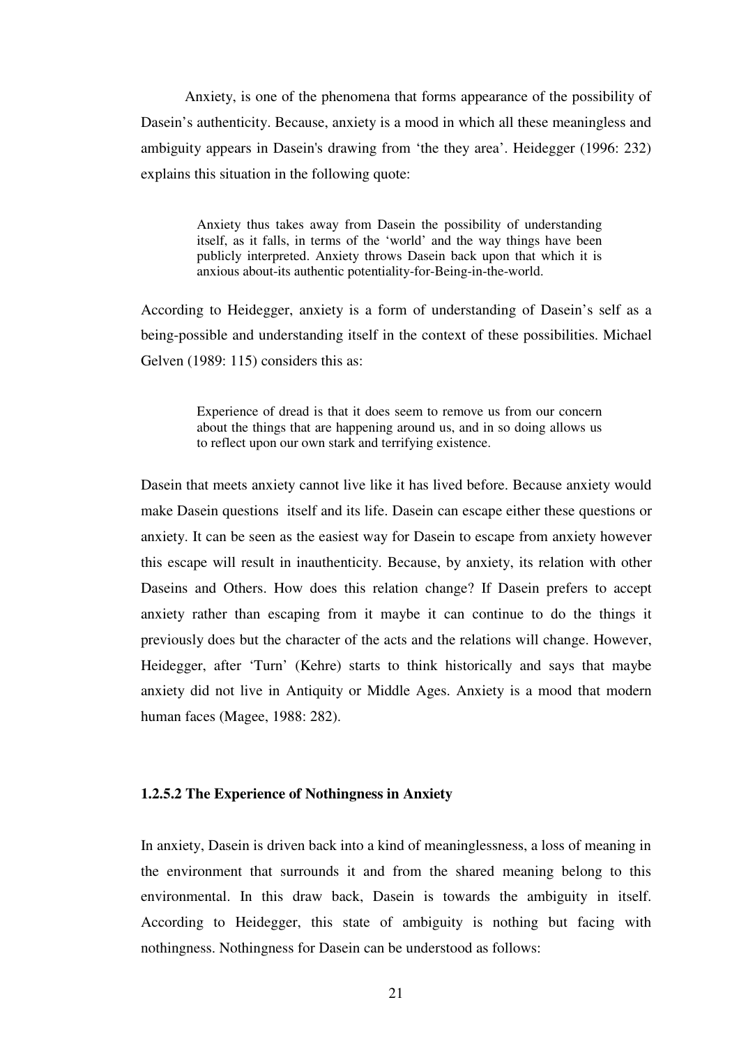Anxiety, is one of the phenomena that forms appearance of the possibility of Dasein's authenticity. Because, anxiety is a mood in which all these meaningless and ambiguity appears in Dasein's drawing from 'the they area'. Heidegger (1996: 232) explains this situation in the following quote:

> Anxiety thus takes away from Dasein the possibility of understanding itself, as it falls, in terms of the 'world' and the way things have been publicly interpreted. Anxiety throws Dasein back upon that which it is anxious about-its authentic potentiality-for-Being-in-the-world.

According to Heidegger, anxiety is a form of understanding of Dasein's self as a being-possible and understanding itself in the context of these possibilities. Michael Gelven (1989: 115) considers this as:

> Experience of dread is that it does seem to remove us from our concern about the things that are happening around us, and in so doing allows us to reflect upon our own stark and terrifying existence.

Dasein that meets anxiety cannot live like it has lived before. Because anxiety would make Dasein questions itself and its life. Dasein can escape either these questions or anxiety. It can be seen as the easiest way for Dasein to escape from anxiety however this escape will result in inauthenticity. Because, by anxiety, its relation with other Daseins and Others. How does this relation change? If Dasein prefers to accept anxiety rather than escaping from it maybe it can continue to do the things it previously does but the character of the acts and the relations will change. However, Heidegger, after 'Turn' (Kehre) starts to think historically and says that maybe anxiety did not live in Antiquity or Middle Ages. Anxiety is a mood that modern human faces (Magee, 1988: 282).

#### 1.2.5.2 The Experience of Nothingness in Anxiety

In anxiety, Dasein is driven back into a kind of meaninglessness, a loss of meaning in the environment that surrounds it and from the shared meaning belong to this environmental. In this draw back, Dasein is towards the ambiguity in itself. According to Heidegger, this state of ambiguity is nothing but facing with nothingness. Nothingness for Dasein can be understood as follows: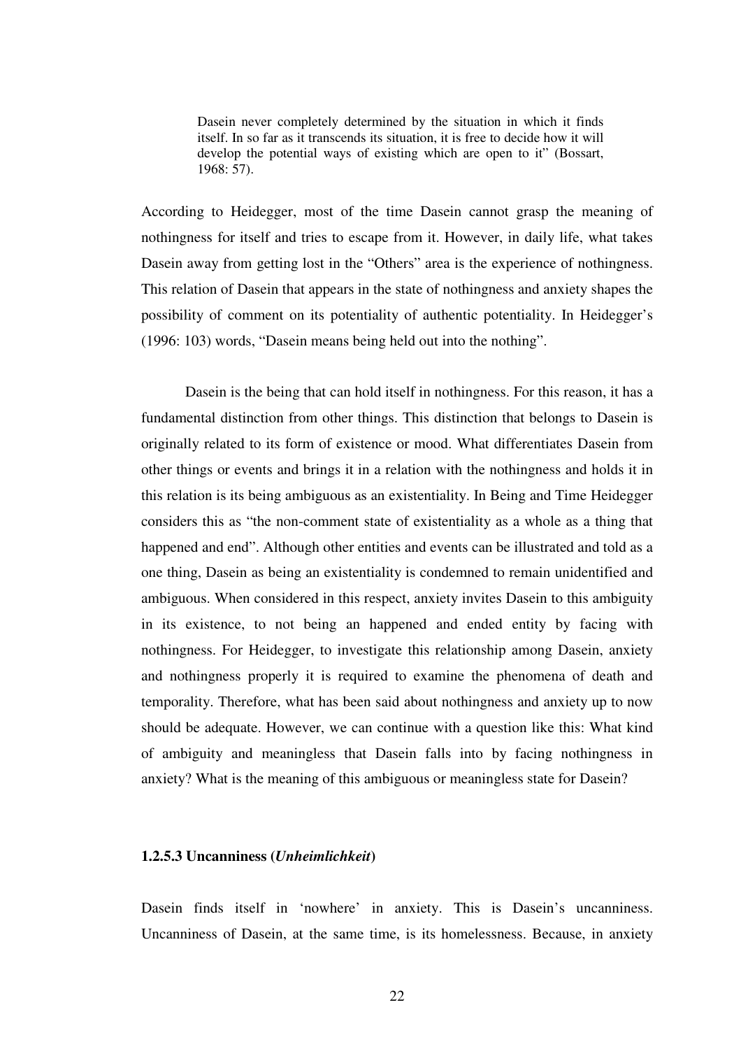> Dasein never completely determined by the situation in which it finds itself. In so far as it transcends its situation, it is free to decide how it will develop the potential ways of existing which are open to it" (Bossart, 1968: 57).

According to Heidegger, most of the time Dasein cannot grasp the meaning of nothingness for itself and tries to escape from it. However, in daily life, what takes Dasein away from getting lost in the "Others" area is the experience of nothingness. This relation of Dasein that appears in the state of nothingness and anxiety shapes the possibility of comment on its potentiality of authentic potentiality. In Heidegger's (1996: 103) words, "Dasein means being held out into the nothing".

Dasein is the being that can hold itself in nothingness. For this reason, it has a fundamental distinction from other things. This distinction that belongs to Dasein is originally related to its form of existence or mood. What differentiates Dasein from other things or events and brings it in a relation with the nothingness and holds it in this relation is its being ambiguous as an existentiality. In Being and Time Heidegger considers this as "the non-comment state of existentiality as a whole as a thing that happened and end". Although other entities and events can be illustrated and told as a one thing, Dasein as being an existentiality is condemned to remain unidentified and ambiguous. When considered in this respect, anxiety invites Dasein to this ambiguity in its existence, to not being an happened and ended entity by facing with nothingness. For Heidegger, to investigate this relationship among Dasein, anxiety and nothingness properly it is required to examine the phenomena of death and temporality. Therefore, what has been said about nothingness and anxiety up to now should be adequate. However, we can continue with a question like this: What kind of ambiguity and meaningless that Dasein falls into by facing nothingness in anxiety? What is the meaning of this ambiguous or meaningless state for Dasein?

#### 1.2.5.3 Uncanniness (*Unheimlichkeit*)

Dasein finds itself in 'nowhere' in anxiety. This is Dasein's uncanniness. Uncanniness of Dasein, at the same time, is its homelessness. Because, in anxiety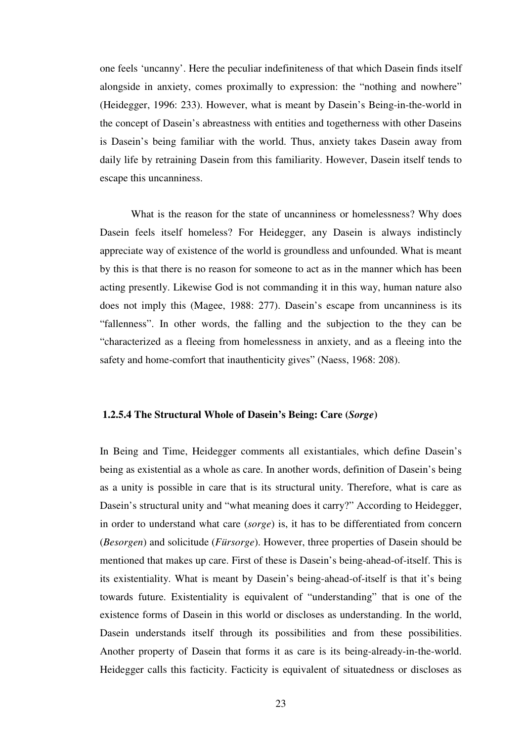one feels 'uncanny'. Here the peculiar indefiniteness of that which Dasein finds itself alongside in anxiety, comes proximally to expression: the "nothing and nowhere" (Heidegger, 1996: 233). However, what is meant by Dasein's Being-in-the-world in the concept of Dasein's abreastness with entities and togetherness with other Daseins is Dasein's being familiar with the world. Thus, anxiety takes Dasein away from daily life by retraining Dasein from this familiarity. However, Dasein itself tends to escape this uncanniness.

What is the reason for the state of uncanniness or homelessness? Why does Dasein feels itself homeless? For Heidegger, any Dasein is always indistincly appreciate way of existence of the world is groundless and unfounded. What is meant by this is that there is no reason for someone to act as in the manner which has been acting presently. Likewise God is not commanding it in this way, human nature also does not imply this (Magee, 1988: 277). Dasein's escape from uncanniness is its "fallenness". In other words, the falling and the subjection to the they can be "characterized as a fleeing from homelessness in anxiety, and as a fleeing into the safety and home-comfort that inauthenticity gives" (Naess, 1968: 208).

### 1.2.5.4 The Structural Whole of Dasein's Being: Care (*Sorge*)

In Being and Time, Heidegger comments all existantiales, which define Dasein's being as existential as a whole as care. In another words, definition of Dasein's being as a unity is possible in care that is its structural unity. Therefore, what is care as Dasein's structural unity and "what meaning does it carry?" According to Heidegger, in order to understand what care (*sorge*) is, it has to be differentiated from concern (*Besorgen*) and solicitude (*Fürsorge*). However, three properties of Dasein should be mentioned that makes up care. First of these is Dasein's being-ahead-of-itself. This is its existentiality. What is meant by Dasein's being-ahead-of-itself is that it's being towards future. Existentiality is equivalent of "understanding" that is one of the existence forms of Dasein in this world or discloses as understanding. In the world, Dasein understands itself through its possibilities and from these possibilities. Another property of Dasein that forms it as care is its being-already-in-the-world. Heidegger calls this facticity. Facticity is equivalent of situatedness or discloses as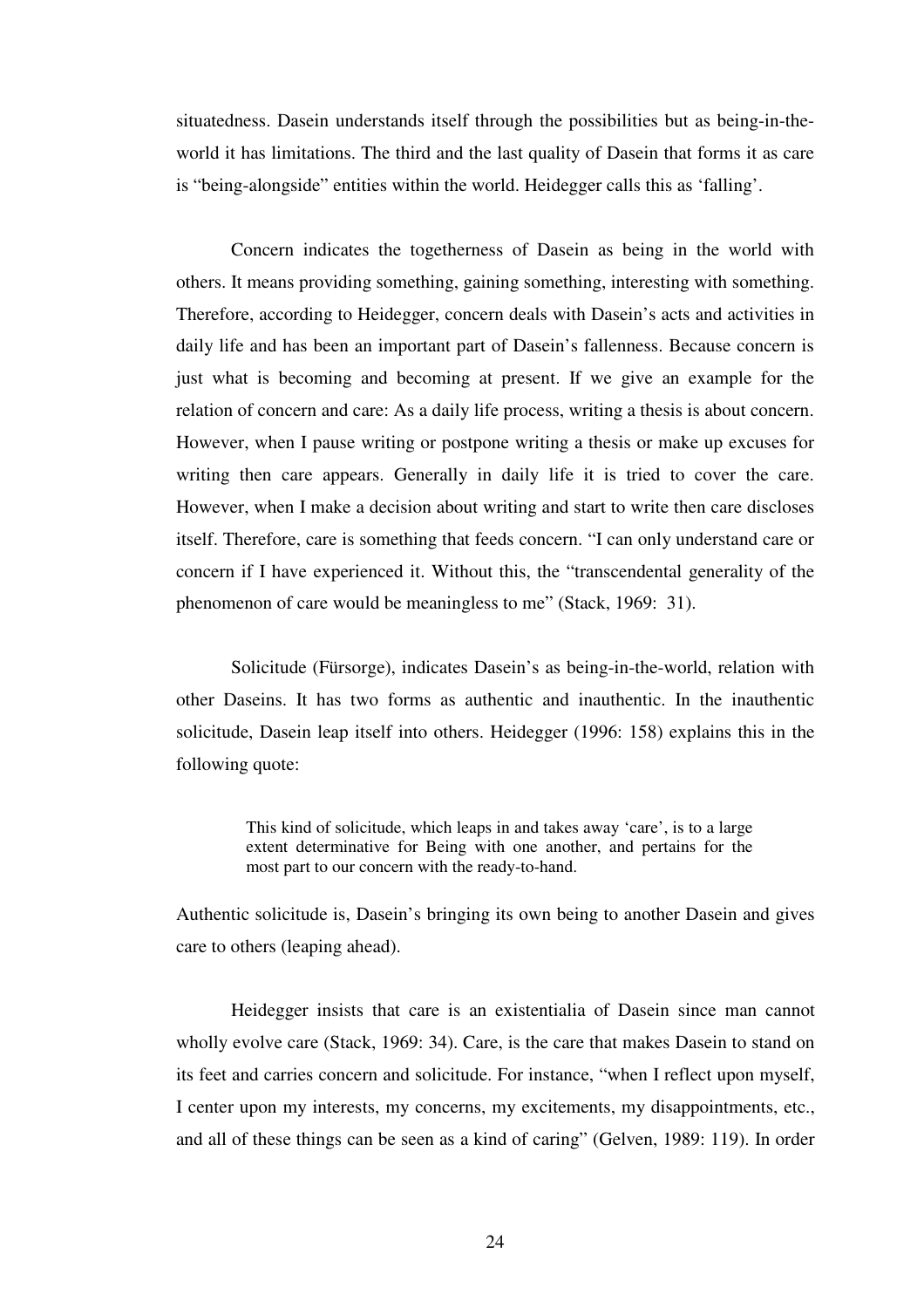situatedness. Dasein understands itself through the possibilities but as being-in-the-world it has limitations. The third and the last quality of Dasein that forms it as care is "being-alongside" entities within the world. Heidegger calls this as 'falling'.

Concern indicates the togetherness of Dasein as being in the world with others. It means providing something, gaining something, interesting with something. Therefore, according to Heidegger, concern deals with Dasein's acts and activities in daily life and has been an important part of Dasein's fallenness. Because concern is just what is becoming and becoming at present. If we give an example for the relation of concern and care: As a daily life process, writing a thesis is about concern. However, when I pause writing or postpone writing a thesis or make up excuses for writing then care appears. Generally in daily life it is tried to cover the care. However, when I make a decision about writing and start to write then care discloses itself. Therefore, care is something that feeds concern. "I can only understand care or concern if I have experienced it. Without this, the "transcendental generality of the phenomenon of care would be meaningless to me" (Stack, 1969: 31).

Solicitude (Fürsorge), indicates Dasein's as being-in-the-world, relation with other Daseins. It has two forms as authentic and inauthentic. In the inauthentic solicitude, Dasein leap itself into others. Heidegger (1996: 158) explains this in the following quote:

> This kind of solicitude, which leaps in and takes away 'care', is to a large extent determinative for Being with one another, and pertains for the most part to our concern with the ready-to-hand.

Authentic solicitude is, Dasein's bringing its own being to another Dasein and gives care to others (leaping ahead).

Heidegger insists that care is an existentialia of Dasein since man cannot wholly evolve care (Stack, 1969: 34). Care, is the care that makes Dasein to stand on its feet and carries concern and solicitude. For instance, "when I reflect upon myself, I center upon my interests, my concerns, my excitements, my disappointments, etc., and all of these things can be seen as a kind of caring" (Gelven, 1989: 119). In order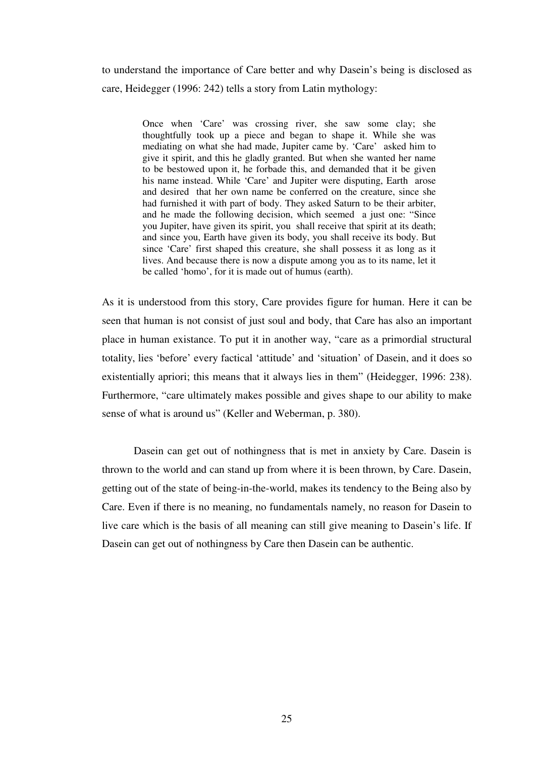to understand the importance of Care better and why Dasein's being is disclosed as care, Heidegger (1996: 242) tells a story from Latin mythology:

> Once when 'Care' was crossing river, she saw some clay; she thoughtfully took up a piece and began to shape it. While she was mediating on what she had made, Jupiter came by. 'Care' asked him to give it spirit, and this he gladly granted. But when she wanted her name to be bestowed upon it, he forbade this, and demanded that it be given his name instead. While 'Care' and Jupiter were disputing, Earth arose and desired that her own name be conferred on the creature, since she had furnished it with part of body. They asked Saturn to be their arbiter, and he made the following decision, which seemed a just one: "Since you Jupiter, have given its spirit, you shall receive that spirit at its death; and since you, Earth have given its body, you shall receive its body. But since 'Care' first shaped this creature, she shall possess it as long as it lives. And because there is now a dispute among you as to its name, let it be called 'homo', for it is made out of humus (earth).

As it is understood from this story, Care provides figure for human. Here it can be seen that human is not consist of just soul and body, that Care has also an important place in human existance. To put it in another way, "care as a primordial structural totality, lies 'before' every factical 'attitude' and 'situation' of Dasein, and it does so existentially apriori; this means that it always lies in them" (Heidegger, 1996: 238). Furthermore, "care ultimately makes possible and gives shape to our ability to make sense of what is around us" (Keller and Weberman, p. 380).

Dasein can get out of nothingness that is met in anxiety by Care. Dasein is thrown to the world and can stand up from where it is been thrown, by Care. Dasein, getting out of the state of being-in-the-world, makes its tendency to the Being also by Care. Even if there is no meaning, no fundamentals namely, no reason for Dasein to live care which is the basis of all meaning can still give meaning to Dasein's life. If Dasein can get out of nothingness by Care then Dasein can be authentic.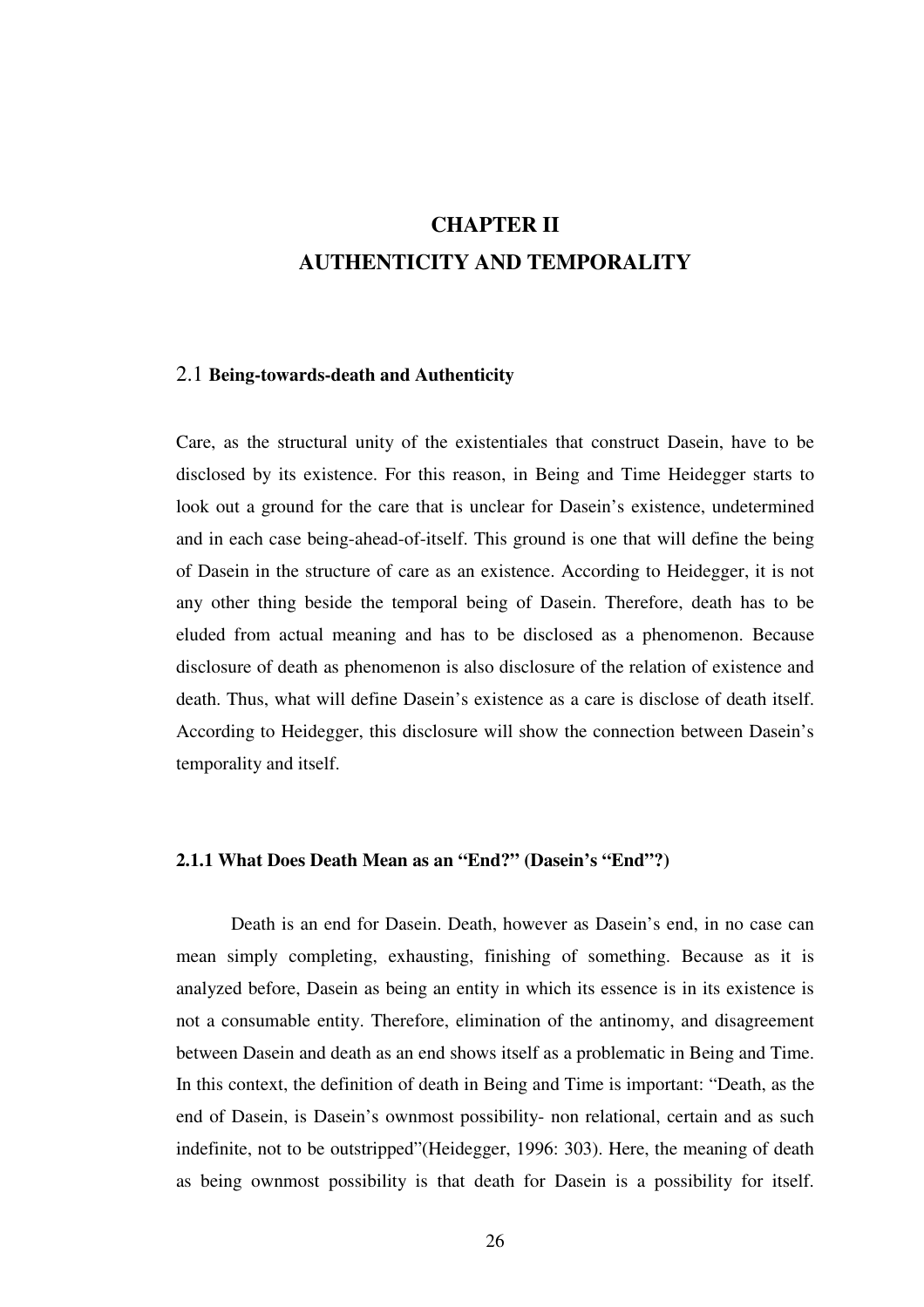# CHAPTER II
# AUTHENTICITY AND TEMPORALITY

## 2.1 Being-towards-death and Authenticity

Care, as the structural unity of the existentiales that construct Dasein, have to be disclosed by its existence. For this reason, in Being and Time Heidegger starts to look out a ground for the care that is unclear for Dasein's existence, undetermined and in each case being-ahead-of-itself. This ground is one that will define the being of Dasein in the structure of care as an existence. According to Heidegger, it is not any other thing beside the temporal being of Dasein. Therefore, death has to be eluded from actual meaning and has to be disclosed as a phenomenon. Because disclosure of death as phenomenon is also disclosure of the relation of existence and death. Thus, what will define Dasein's existence as a care is disclose of death itself. According to Heidegger, this disclosure will show the connection between Dasein's temporality and itself.

### 2.1.1 What Does Death Mean as an "End?" (Dasein's "End"?)

Death is an end for Dasein. Death, however as Dasein's end, in no case can mean simply completing, exhausting, finishing of something. Because as it is analyzed before, Dasein as being an entity in which its essence is in its existence is not a consumable entity. Therefore, elimination of the antinomy, and disagreement between Dasein and death as an end shows itself as a problematic in Being and Time. In this context, the definition of death in Being and Time is important: "Death, as the end of Dasein, is Dasein's ownmost possibility- non relational, certain and as such indefinite, not to be outstripped"(Heidegger, 1996: 303). Here, the meaning of death as being ownmost possibility is that death for Dasein is a possibility for itself.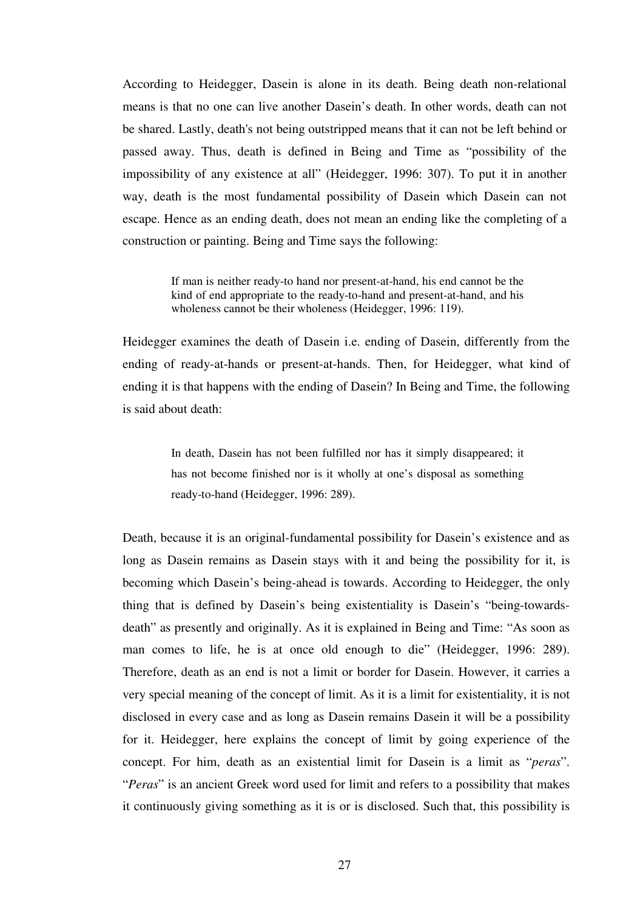According to Heidegger, Dasein is alone in its death. Being death non-relational means is that no one can live another Dasein's death. In other words, death can not be shared. Lastly, death's not being outstripped means that it can not be left behind or passed away. Thus, death is defined in Being and Time as "possibility of the impossibility of any existence at all" (Heidegger, 1996: 307). To put it in another way, death is the most fundamental possibility of Dasein which Dasein can not escape. Hence as an ending death, does not mean an ending like the completing of a construction or painting. Being and Time says the following:

> If man is neither ready-to hand nor present-at-hand, his end cannot be the kind of end appropriate to the ready-to-hand and present-at-hand, and his wholeness cannot be their wholeness (Heidegger, 1996: 119).

Heidegger examines the death of Dasein i.e. ending of Dasein, differently from the ending of ready-at-hands or present-at-hands. Then, for Heidegger, what kind of ending it is that happens with the ending of Dasein? In Being and Time, the following is said about death:

> In death, Dasein has not been fulfilled nor has it simply disappeared; it has not become finished nor is it wholly at one's disposal as something ready-to-hand (Heidegger, 1996: 289).

Death, because it is an original-fundamental possibility for Dasein's existence and as long as Dasein remains as Dasein stays with it and being the possibility for it, is becoming which Dasein's being-ahead is towards. According to Heidegger, the only thing that is defined by Dasein's being existentiality is Dasein's "being-towards-death" as presently and originally. As it is explained in Being and Time: "As soon as man comes to life, he is at once old enough to die" (Heidegger, 1996: 289). Therefore, death as an end is not a limit or border for Dasein. However, it carries a very special meaning of the concept of limit. As it is a limit for existentiality, it is not disclosed in every case and as long as Dasein remains Dasein it will be a possibility for it. Heidegger, here explains the concept of limit by going experience of the concept. For him, death as an existential limit for Dasein is a limit as "*peras*". "*Peras*" is an ancient Greek word used for limit and refers to a possibility that makes it continuously giving something as it is or is disclosed. Such that, this possibility is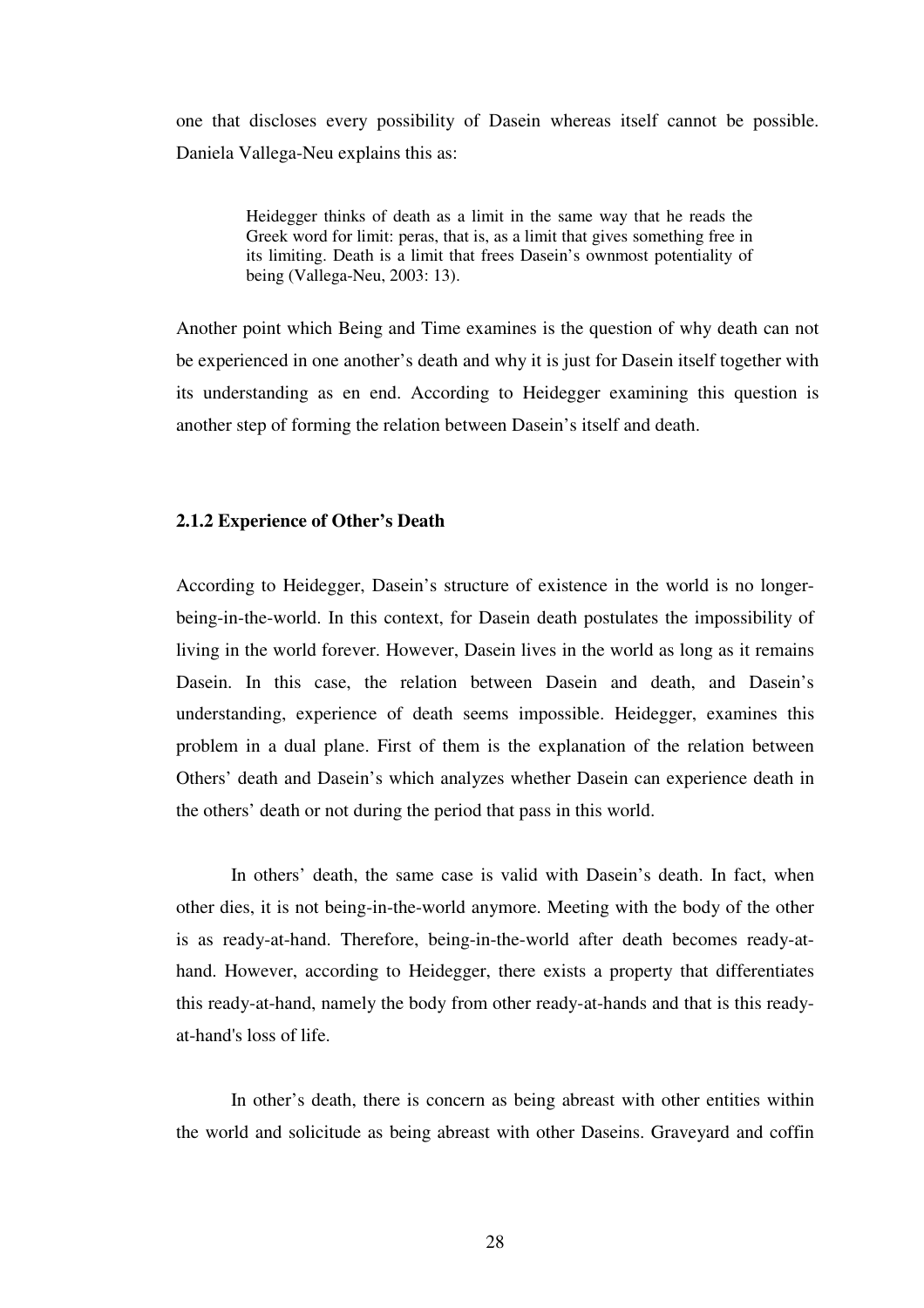one that discloses every possibility of Dasein whereas itself cannot be possible. Daniela Vallega-Neu explains this as:

> Heidegger thinks of death as a limit in the same way that he reads the Greek word for limit: peras, that is, as a limit that gives something free in its limiting. Death is a limit that frees Dasein's ownmost potentiality of being (Vallega-Neu, 2003: 13).

Another point which Being and Time examines is the question of why death can not be experienced in one another's death and why it is just for Dasein itself together with its understanding as en end. According to Heidegger examining this question is another step of forming the relation between Dasein's itself and death.

### 2.1.2 Experience of Other's Death

According to Heidegger, Dasein's structure of existence in the world is no longer-being-in-the-world. In this context, for Dasein death postulates the impossibility of living in the world forever. However, Dasein lives in the world as long as it remains Dasein. In this case, the relation between Dasein and death, and Dasein's understanding, experience of death seems impossible. Heidegger, examines this problem in a dual plane. First of them is the explanation of the relation between Others' death and Dasein's which analyzes whether Dasein can experience death in the others' death or not during the period that pass in this world.

In others' death, the same case is valid with Dasein's death. In fact, when other dies, it is not being-in-the-world anymore. Meeting with the body of the other is as ready-at-hand. Therefore, being-in-the-world after death becomes ready-at-hand. However, according to Heidegger, there exists a property that differentiates this ready-at-hand, namely the body from other ready-at-hands and that is this ready-at-hand's loss of life.

In other's death, there is concern as being abreast with other entities within the world and solicitude as being abreast with other Daseins. Graveyard and coffin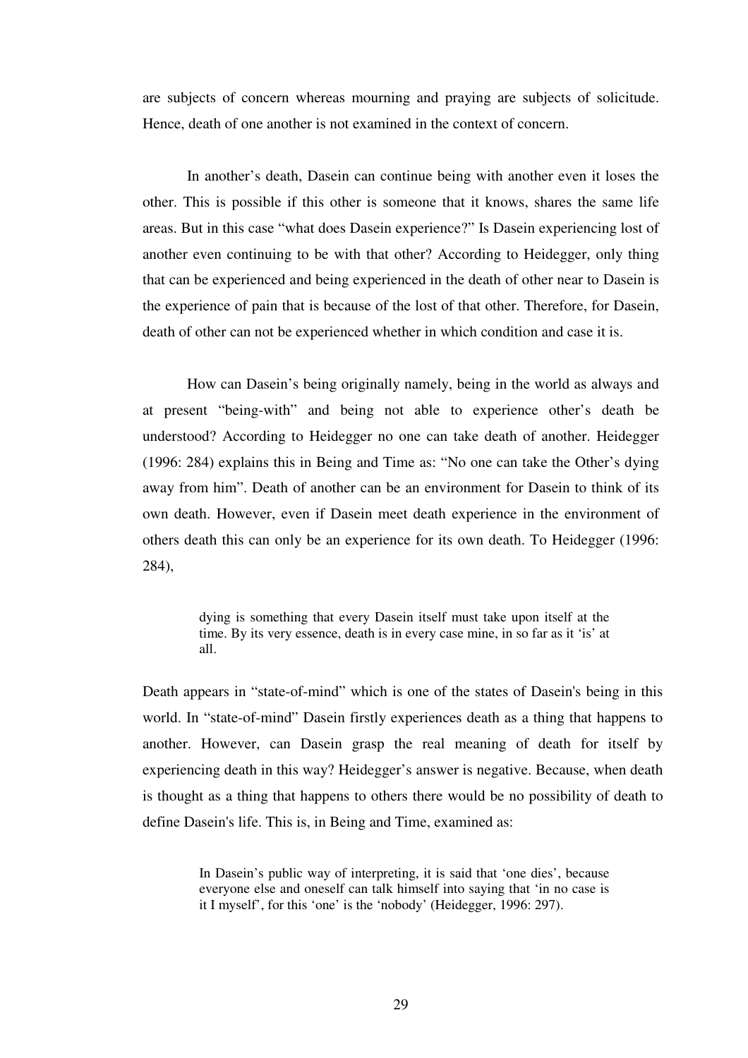are subjects of concern whereas mourning and praying are subjects of solicitude. Hence, death of one another is not examined in the context of concern.

In another's death, Dasein can continue being with another even it loses the other. This is possible if this other is someone that it knows, shares the same life areas. But in this case "what does Dasein experience?" Is Dasein experiencing lost of another even continuing to be with that other? According to Heidegger, only thing that can be experienced and being experienced in the death of other near to Dasein is the experience of pain that is because of the lost of that other. Therefore, for Dasein, death of other can not be experienced whether in which condition and case it is.

How can Dasein's being originally namely, being in the world as always and at present "being-with" and being not able to experience other's death be understood? According to Heidegger no one can take death of another. Heidegger (1996: 284) explains this in Being and Time as: "No one can take the Other's dying away from him". Death of another can be an environment for Dasein to think of its own death. However, even if Dasein meet death experience in the environment of others death this can only be an experience for its own death. To Heidegger (1996: 284),

> dying is something that every Dasein itself must take upon itself at the time. By its very essence, death is in every case mine, in so far as it 'is' at all.

Death appears in "state-of-mind" which is one of the states of Dasein's being in this world. In "state-of-mind" Dasein firstly experiences death as a thing that happens to another. However, can Dasein grasp the real meaning of death for itself by experiencing death in this way? Heidegger's answer is negative. Because, when death is thought as a thing that happens to others there would be no possibility of death to define Dasein's life. This is, in Being and Time, examined as:

> In Dasein's public way of interpreting, it is said that 'one dies', because everyone else and oneself can talk himself into saying that 'in no case is it I myself', for this 'one' is the 'nobody' (Heidegger, 1996: 297).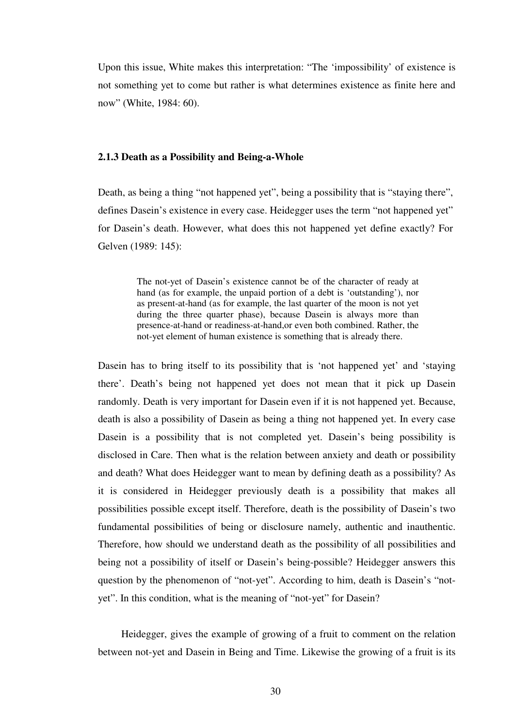Upon this issue, White makes this interpretation: “The ‘impossibility’ of existence is not something yet to come but rather is what determines existence as finite here and now” (White, 1984: 60).

### 2.1.3 Death as a Possibility and Being-a-Whole

Death, as being a thing “not happened yet”, being a possibility that is “staying there”, defines Dasein’s existence in every case. Heidegger uses the term “not happened yet” for Dasein’s death. However, what does this not happened yet define exactly? For Gelven (1989: 145):

> The not-yet of Dasein’s existence cannot be of the character of ready at hand (as for example, the unpaid portion of a debt is ‘outstanding’), nor as present-at-hand (as for example, the last quarter of the moon is not yet during the three quarter phase), because Dasein is always more than presence-at-hand or readiness-at-hand,or even both combined. Rather, the not-yet element of human existence is something that is already there.

Dasein has to bring itself to its possibility that is ‘not happened yet’ and ‘staying there’. Death’s being not happened yet does not mean that it pick up Dasein randomly. Death is very important for Dasein even if it is not happened yet. Because, death is also a possibility of Dasein as being a thing not happened yet. In every case Dasein is a possibility that is not completed yet. Dasein’s being possibility is disclosed in Care. Then what is the relation between anxiety and death or possibility and death? What does Heidegger want to mean by defining death as a possibility? As it is considered in Heidegger previously death is a possibility that makes all possibilities possible except itself. Therefore, death is the possibility of Dasein’s two fundamental possibilities of being or disclosure namely, authentic and inauthentic. Therefore, how should we understand death as the possibility of all possibilities and being not a possibility of itself or Dasein’s being-possible? Heidegger answers this question by the phenomenon of “not-yet”. According to him, death is Dasein’s “not-yet”. In this condition, what is the meaning of “not-yet” for Dasein?

Heidegger, gives the example of growing of a fruit to comment on the relation between not-yet and Dasein in Being and Time. Likewise the growing of a fruit is its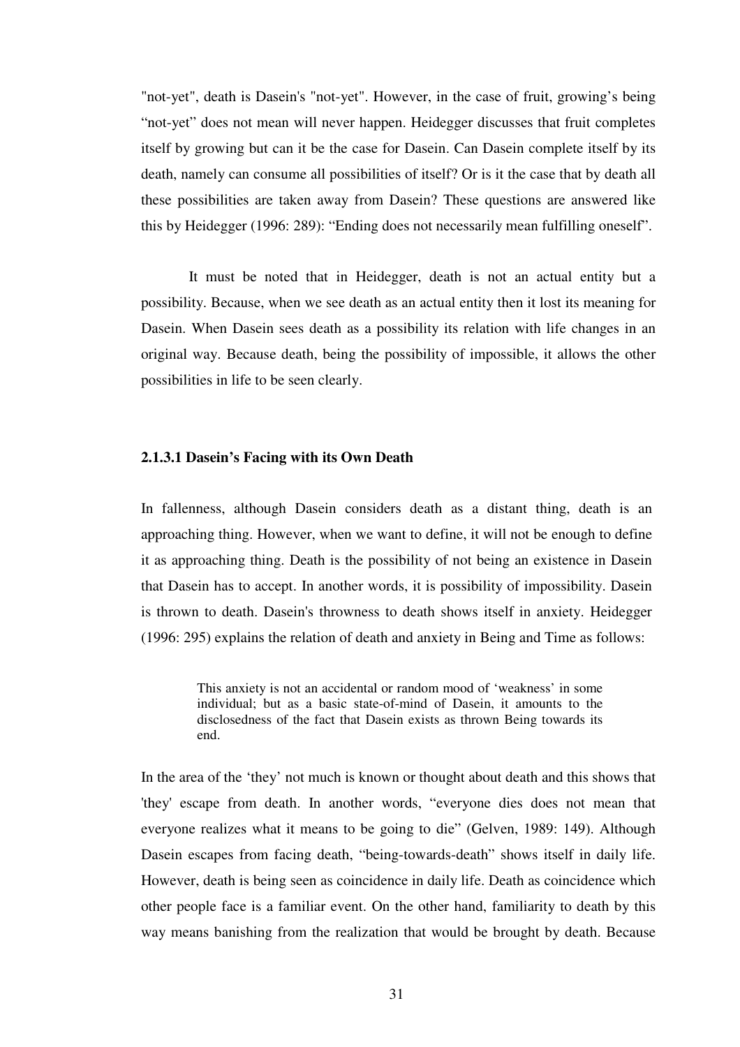"not-yet", death is Dasein's "not-yet". However, in the case of fruit, growing's being "not-yet" does not mean will never happen. Heidegger discusses that fruit completes itself by growing but can it be the case for Dasein. Can Dasein complete itself by its death, namely can consume all possibilities of itself? Or is it the case that by death all these possibilities are taken away from Dasein? These questions are answered like this by Heidegger (1996: 289): "Ending does not necessarily mean fulfilling oneself".

It must be noted that in Heidegger, death is not an actual entity but a possibility. Because, when we see death as an actual entity then it lost its meaning for Dasein. When Dasein sees death as a possibility its relation with life changes in an original way. Because death, being the possibility of impossible, it allows the other possibilities in life to be seen clearly.

#### 2.1.3.1 Dasein's Facing with its Own Death

In fallenness, although Dasein considers death as a distant thing, death is an approaching thing. However, when we want to define, it will not be enough to define it as approaching thing. Death is the possibility of not being an existence in Dasein that Dasein has to accept. In another words, it is possibility of impossibility. Dasein is thrown to death. Dasein's throwness to death shows itself in anxiety. Heidegger (1996: 295) explains the relation of death and anxiety in Being and Time as follows:

> This anxiety is not an accidental or random mood of 'weakness' in some individual; but as a basic state-of-mind of Dasein, it amounts to the disclosedness of the fact that Dasein exists as thrown Being towards its end.

In the area of the 'they' not much is known or thought about death and this shows that 'they' escape from death. In another words, "everyone dies does not mean that everyone realizes what it means to be going to die" (Gelven, 1989: 149). Although Dasein escapes from facing death, "being-towards-death" shows itself in daily life. However, death is being seen as coincidence in daily life. Death as coincidence which other people face is a familiar event. On the other hand, familiarity to death by this way means banishing from the realization that would be brought by death. Because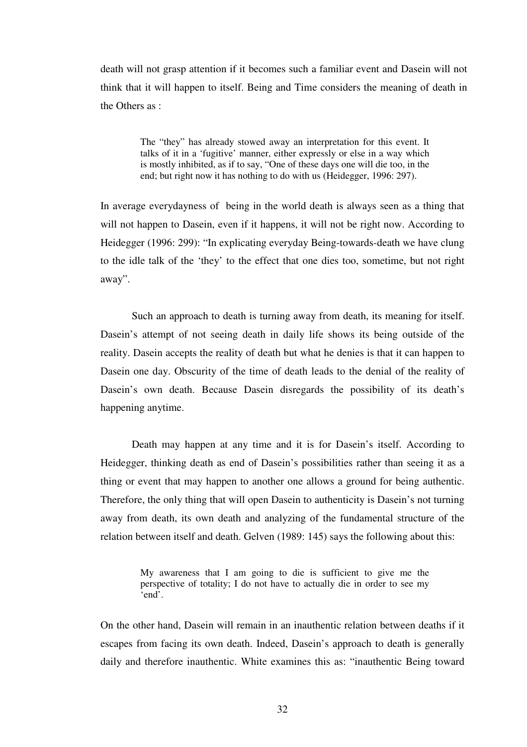death will not grasp attention if it becomes such a familiar event and Dasein will not think that it will happen to itself. Being and Time considers the meaning of death in the Others as :

> The "they" has already stowed away an interpretation for this event. It talks of it in a 'fugitive' manner, either expressly or else in a way which is mostly inhibited, as if to say, "One of these days one will die too, in the end; but right now it has nothing to do with us (Heidegger, 1996: 297).

In average everydayness of being in the world death is always seen as a thing that will not happen to Dasein, even if it happens, it will not be right now. According to Heidegger (1996: 299): "In explicating everyday Being-towards-death we have clung to the idle talk of the 'they' to the effect that one dies too, sometime, but not right away".

Such an approach to death is turning away from death, its meaning for itself. Dasein's attempt of not seeing death in daily life shows its being outside of the reality. Dasein accepts the reality of death but what he denies is that it can happen to Dasein one day. Obscurity of the time of death leads to the denial of the reality of Dasein's own death. Because Dasein disregards the possibility of its death's happening anytime.

Death may happen at any time and it is for Dasein's itself. According to Heidegger, thinking death as end of Dasein's possibilities rather than seeing it as a thing or event that may happen to another one allows a ground for being authentic. Therefore, the only thing that will open Dasein to authenticity is Dasein's not turning away from death, its own death and analyzing of the fundamental structure of the relation between itself and death. Gelven (1989: 145) says the following about this:

> My awareness that I am going to die is sufficient to give me the perspective of totality; I do not have to actually die in order to see my 'end'.

On the other hand, Dasein will remain in an inauthentic relation between deaths if it escapes from facing its own death. Indeed, Dasein's approach to death is generally daily and therefore inauthentic. White examines this as: "inauthentic Being toward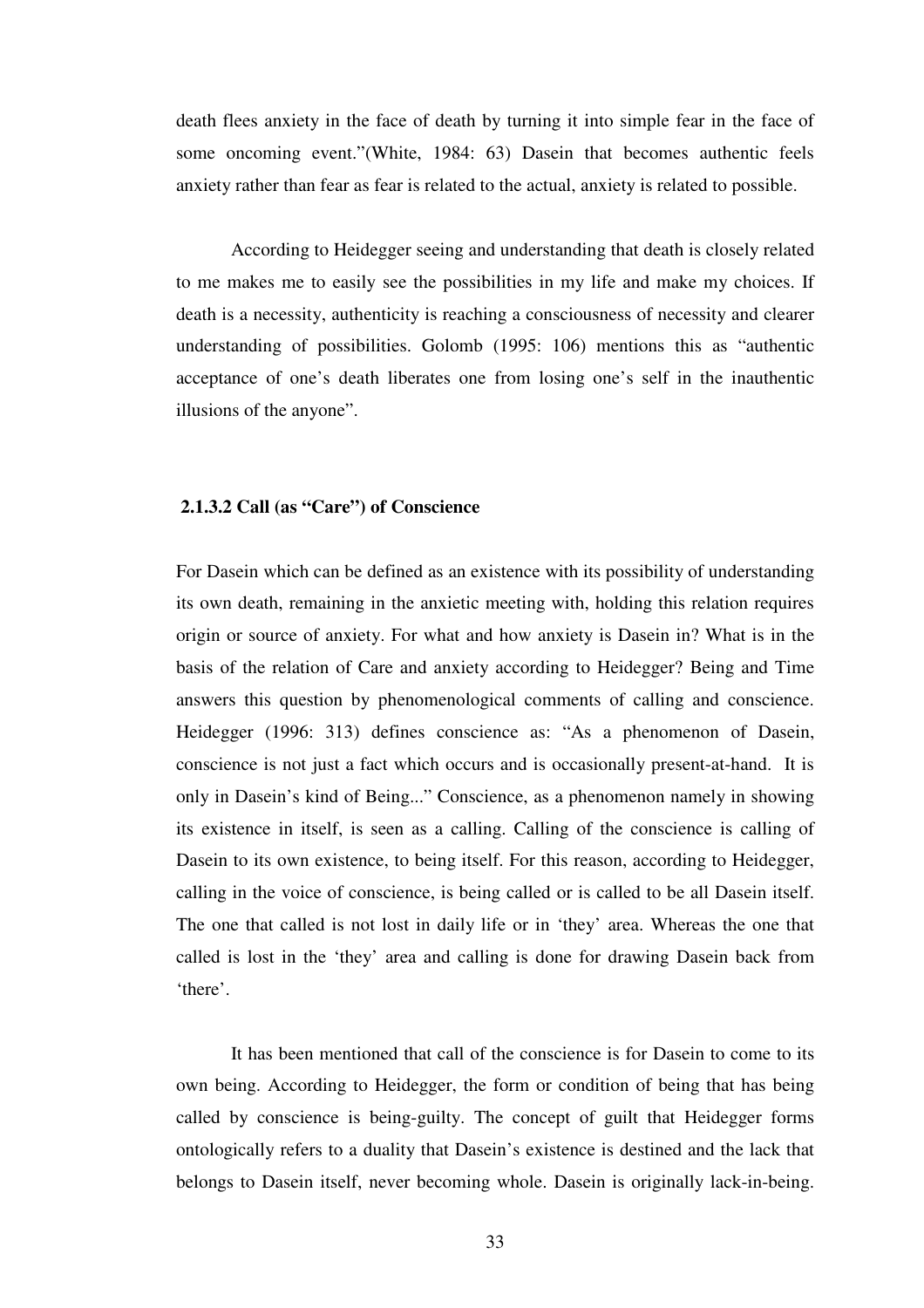death flees anxiety in the face of death by turning it into simple fear in the face of some oncoming event."(White, 1984: 63) Dasein that becomes authentic feels anxiety rather than fear as fear is related to the actual, anxiety is related to possible.

According to Heidegger seeing and understanding that death is closely related to me makes me to easily see the possibilities in my life and make my choices. If death is a necessity, authenticity is reaching a consciousness of necessity and clearer understanding of possibilities. Golomb (1995: 106) mentions this as "authentic acceptance of one's death liberates one from losing one's self in the inauthentic illusions of the anyone".

#### 2.1.3.2 Call (as "Care") of Conscience

For Dasein which can be defined as an existence with its possibility of understanding its own death, remaining in the anxietic meeting with, holding this relation requires origin or source of anxiety. For what and how anxiety is Dasein in? What is in the basis of the relation of Care and anxiety according to Heidegger? Being and Time answers this question by phenomenological comments of calling and conscience. Heidegger (1996: 313) defines conscience as: "As a phenomenon of Dasein, conscience is not just a fact which occurs and is occasionally present-at-hand. It is only in Dasein's kind of Being..." Conscience, as a phenomenon namely in showing its existence in itself, is seen as a calling. Calling of the conscience is calling of Dasein to its own existence, to being itself. For this reason, according to Heidegger, calling in the voice of conscience, is being called or is called to be all Dasein itself. The one that called is not lost in daily life or in 'they' area. Whereas the one that called is lost in the 'they' area and calling is done for drawing Dasein back from 'there'.

It has been mentioned that call of the conscience is for Dasein to come to its own being. According to Heidegger, the form or condition of being that has being called by conscience is being-guilty. The concept of guilt that Heidegger forms ontologically refers to a duality that Dasein's existence is destined and the lack that belongs to Dasein itself, never becoming whole. Dasein is originally lack-in-being.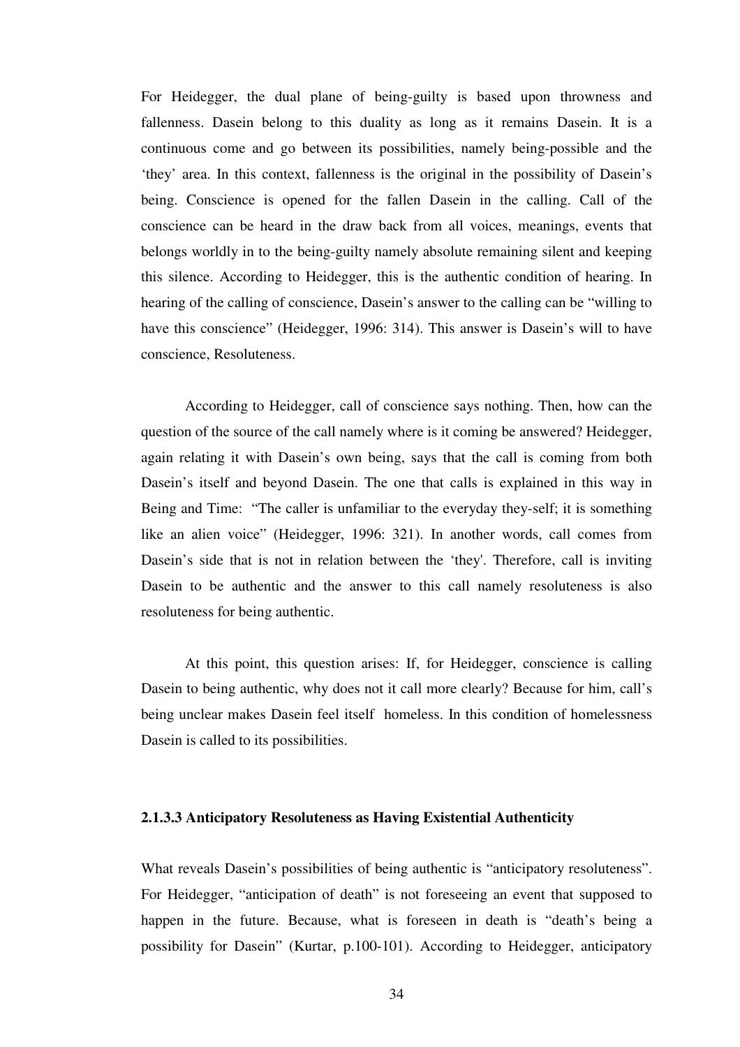For Heidegger, the dual plane of being-guilty is based upon throwness and fallenness. Dasein belong to this duality as long as it remains Dasein. It is a continuous come and go between its possibilities, namely being-possible and the 'they' area. In this context, fallenness is the original in the possibility of Dasein's being. Conscience is opened for the fallen Dasein in the calling. Call of the conscience can be heard in the draw back from all voices, meanings, events that belongs worldly in to the being-guilty namely absolute remaining silent and keeping this silence. According to Heidegger, this is the authentic condition of hearing. In hearing of the calling of conscience, Dasein's answer to the calling can be "willing to have this conscience" (Heidegger, 1996: 314). This answer is Dasein's will to have conscience, Resoluteness.

According to Heidegger, call of conscience says nothing. Then, how can the question of the source of the call namely where is it coming be answered? Heidegger, again relating it with Dasein's own being, says that the call is coming from both Dasein's itself and beyond Dasein. The one that calls is explained in this way in Being and Time: "The caller is unfamiliar to the everyday they-self; it is something like an alien voice" (Heidegger, 1996: 321). In another words, call comes from Dasein's side that is not in relation between the 'they'. Therefore, call is inviting Dasein to be authentic and the answer to this call namely resoluteness is also resoluteness for being authentic.

At this point, this question arises: If, for Heidegger, conscience is calling Dasein to being authentic, why does not it call more clearly? Because for him, call's being unclear makes Dasein feel itself homeless. In this condition of homelessness Dasein is called to its possibilities.

#### 2.1.3.3 Anticipatory Resoluteness as Having Existential Authenticity

What reveals Dasein's possibilities of being authentic is "anticipatory resoluteness". For Heidegger, "anticipation of death" is not foreseeing an event that supposed to happen in the future. Because, what is foreseen in death is "death's being a possibility for Dasein" (Kurtar, p.100-101). According to Heidegger, anticipatory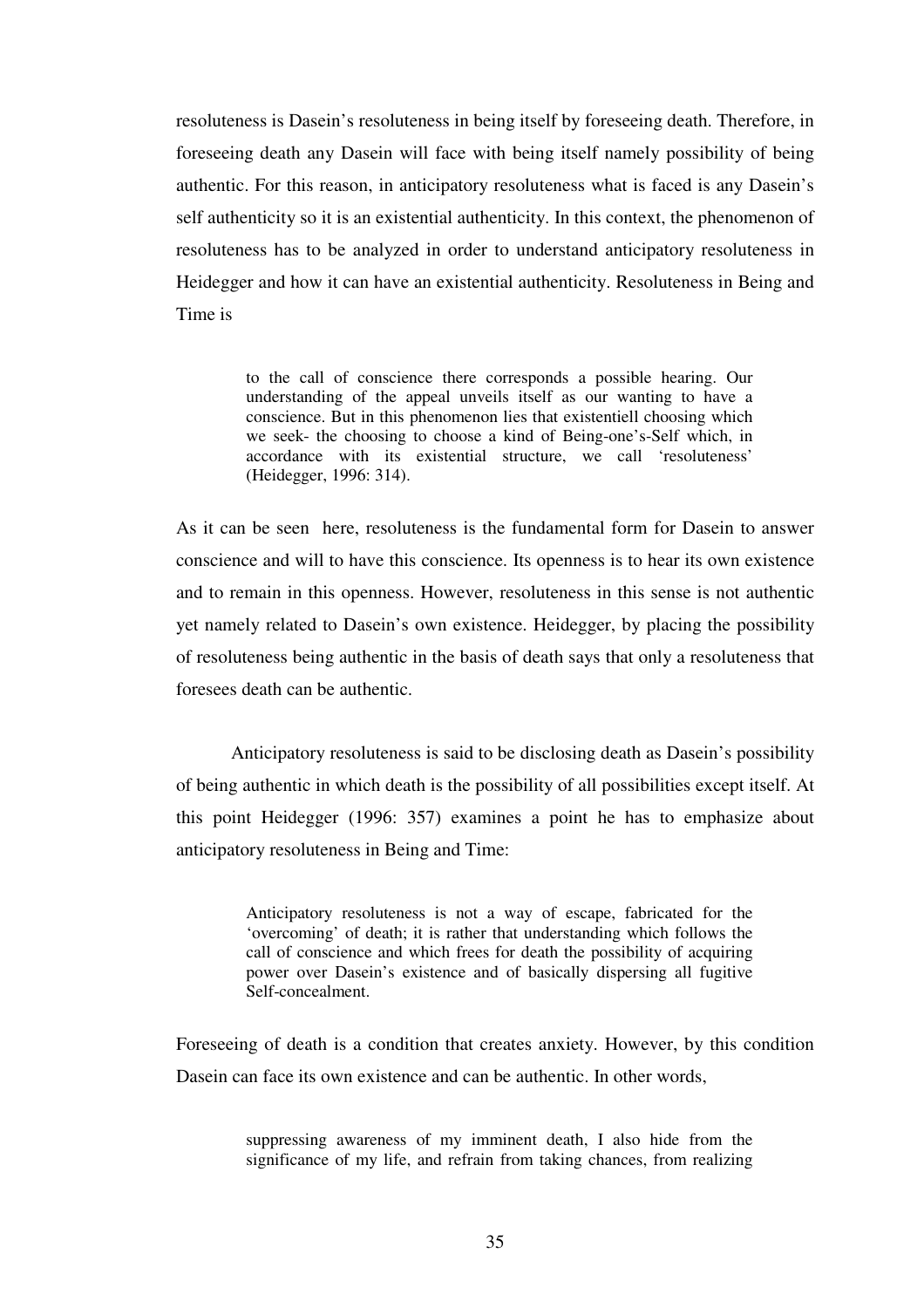resoluteness is Dasein's resoluteness in being itself by foreseeing death. Therefore, in foreseeing death any Dasein will face with being itself namely possibility of being authentic. For this reason, in anticipatory resoluteness what is faced is any Dasein's self authenticity so it is an existential authenticity. In this context, the phenomenon of resoluteness has to be analyzed in order to understand anticipatory resoluteness in Heidegger and how it can have an existential authenticity. Resoluteness in Being and Time is

> to the call of conscience there corresponds a possible hearing. Our understanding of the appeal unveils itself as our wanting to have a conscience. But in this phenomenon lies that existentiell choosing which we seek- the choosing to choose a kind of Being-one's-Self which, in accordance with its existential structure, we call 'resoluteness' (Heidegger, 1996: 314).

As it can be seen here, resoluteness is the fundamental form for Dasein to answer conscience and will to have this conscience. Its openness is to hear its own existence and to remain in this openness. However, resoluteness in this sense is not authentic yet namely related to Dasein's own existence. Heidegger, by placing the possibility of resoluteness being authentic in the basis of death says that only a resoluteness that foresees death can be authentic.

Anticipatory resoluteness is said to be disclosing death as Dasein's possibility of being authentic in which death is the possibility of all possibilities except itself. At this point Heidegger (1996: 357) examines a point he has to emphasize about anticipatory resoluteness in Being and Time:

> Anticipatory resoluteness is not a way of escape, fabricated for the 'overcoming' of death; it is rather that understanding which follows the call of conscience and which frees for death the possibility of acquiring power over Dasein's existence and of basically dispersing all fugitive Self-concealment.

Foreseeing of death is a condition that creates anxiety. However, by this condition Dasein can face its own existence and can be authentic. In other words,

> suppressing awareness of my imminent death, I also hide from the significance of my life, and refrain from taking chances, from realizing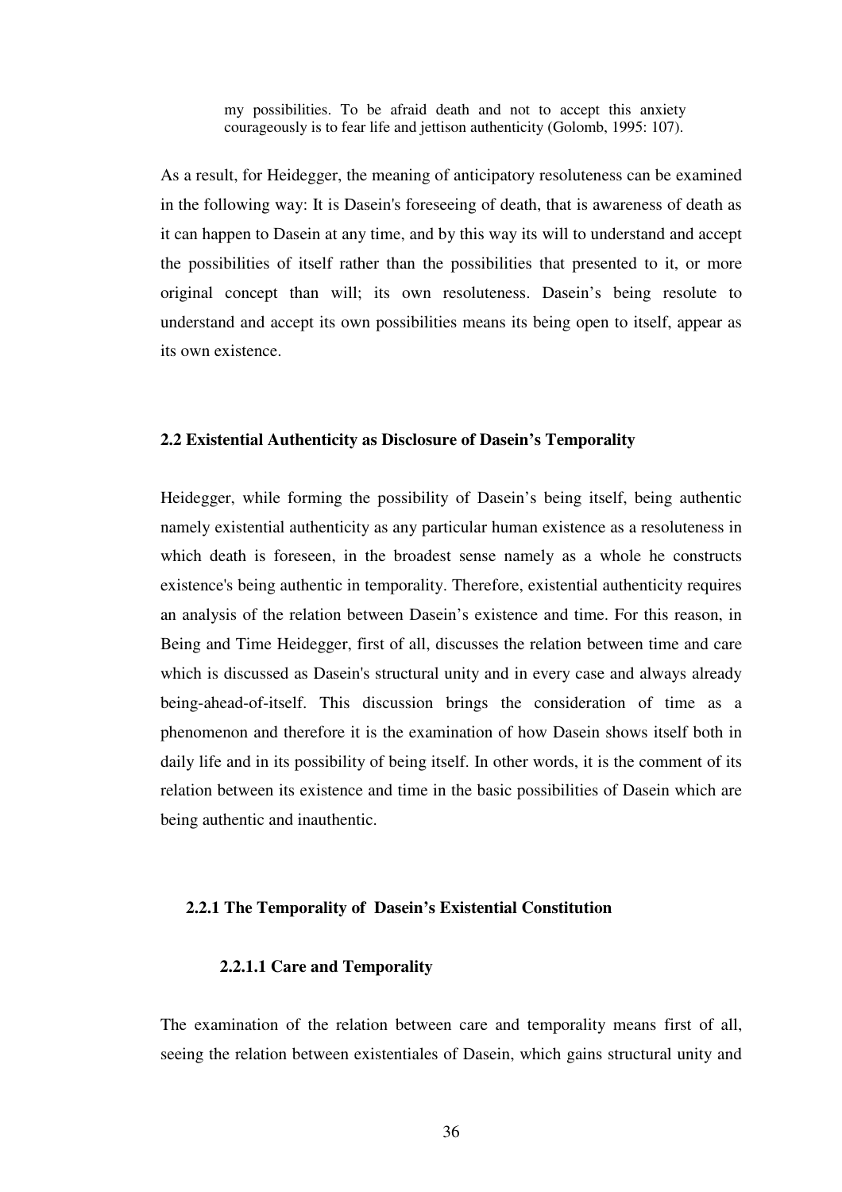> my possibilities. To be afraid death and not to accept this anxiety courageously is to fear life and jettison authenticity (Golomb, 1995: 107).

As a result, for Heidegger, the meaning of anticipatory resoluteness can be examined in the following way: It is Dasein's foreseeing of death, that is awareness of death as it can happen to Dasein at any time, and by this way its will to understand and accept the possibilities of itself rather than the possibilities that presented to it, or more original concept than will; its own resoluteness. Dasein's being resolute to understand and accept its own possibilities means its being open to itself, appear as its own existence.

## 2.2 Existential Authenticity as Disclosure of Dasein's Temporality

Heidegger, while forming the possibility of Dasein's being itself, being authentic namely existential authenticity as any particular human existence as a resoluteness in which death is foreseen, in the broadest sense namely as a whole he constructs existence's being authentic in temporality. Therefore, existential authenticity requires an analysis of the relation between Dasein's existence and time. For this reason, in Being and Time Heidegger, first of all, discusses the relation between time and care which is discussed as Dasein's structural unity and in every case and always already being-ahead-of-itself. This discussion brings the consideration of time as a phenomenon and therefore it is the examination of how Dasein shows itself both in daily life and in its possibility of being itself. In other words, it is the comment of its relation between its existence and time in the basic possibilities of Dasein which are being authentic and inauthentic.

### 2.2.1 The Temporality of Dasein's Existential Constitution

#### 2.2.1.1 Care and Temporality

The examination of the relation between care and temporality means first of all, seeing the relation between existentiales of Dasein, which gains structural unity and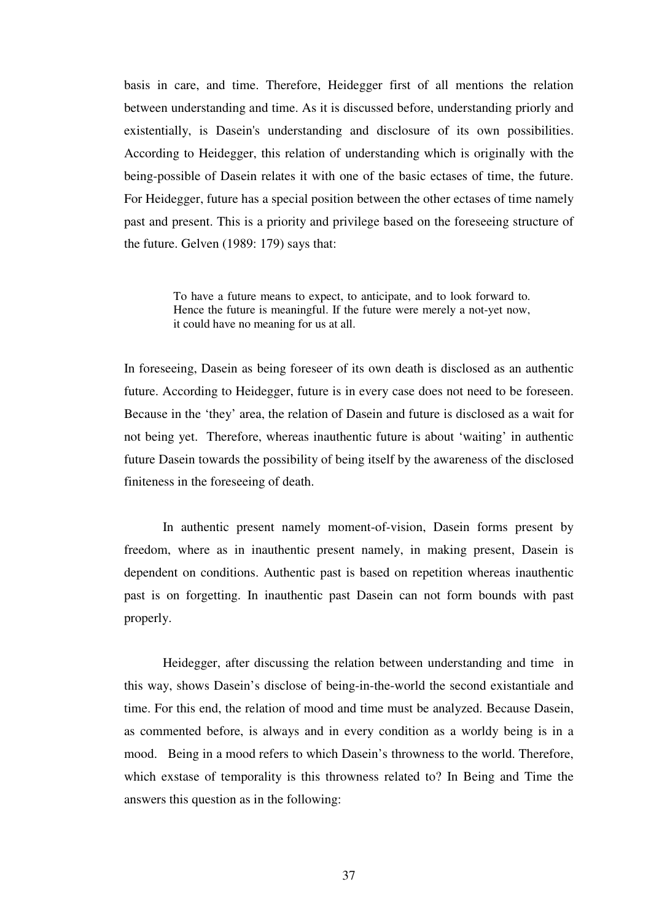basis in care, and time. Therefore, Heidegger first of all mentions the relation between understanding and time. As it is discussed before, understanding priorly and existentially, is Dasein's understanding and disclosure of its own possibilities. According to Heidegger, this relation of understanding which is originally with the being-possible of Dasein relates it with one of the basic ectases of time, the future. For Heidegger, future has a special position between the other ectases of time namely past and present. This is a priority and privilege based on the foreseeing structure of the future. Gelven (1989: 179) says that:

> To have a future means to expect, to anticipate, and to look forward to. Hence the future is meaningful. If the future were merely a not-yet now, it could have no meaning for us at all.

In foreseeing, Dasein as being foreseer of its own death is disclosed as an authentic future. According to Heidegger, future is in every case does not need to be foreseen. Because in the 'they' area, the relation of Dasein and future is disclosed as a wait for not being yet. Therefore, whereas inauthentic future is about 'waiting' in authentic future Dasein towards the possibility of being itself by the awareness of the disclosed finiteness in the foreseeing of death.

In authentic present namely moment-of-vision, Dasein forms present by freedom, where as in inauthentic present namely, in making present, Dasein is dependent on conditions. Authentic past is based on repetition whereas inauthentic past is on forgetting. In inauthentic past Dasein can not form bounds with past properly.

Heidegger, after discussing the relation between understanding and time in this way, shows Dasein's disclose of being-in-the-world the second existantiale and time. For this end, the relation of mood and time must be analyzed. Because Dasein, as commented before, is always and in every condition as a worldy being is in a mood. Being in a mood refers to which Dasein's throwness to the world. Therefore, which exstase of temporality is this throwness related to? In Being and Time the answers this question as in the following: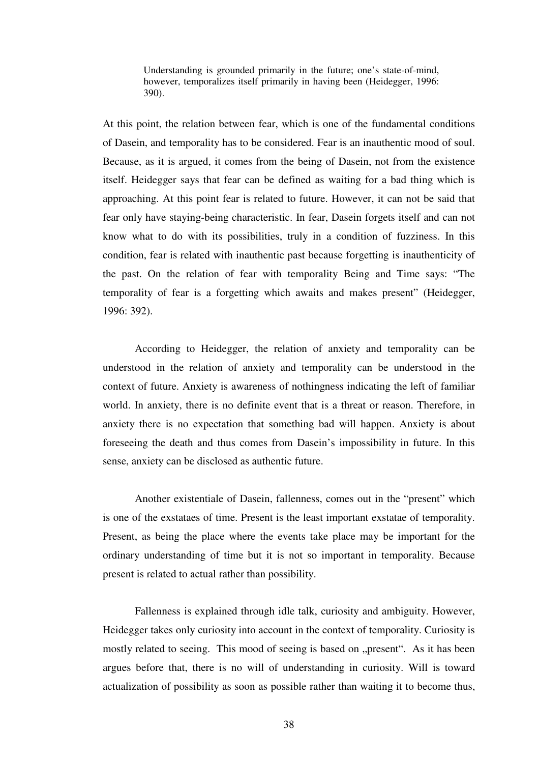> Understanding is grounded primarily in the future; one's state-of-mind, however, temporalizes itself primarily in having been (Heidegger, 1996: 390).

At this point, the relation between fear, which is one of the fundamental conditions of Dasein, and temporality has to be considered. Fear is an inauthentic mood of soul. Because, as it is argued, it comes from the being of Dasein, not from the existence itself. Heidegger says that fear can be defined as waiting for a bad thing which is approaching. At this point fear is related to future. However, it can not be said that fear only have staying-being characteristic. In fear, Dasein forgets itself and can not know what to do with its possibilities, truly in a condition of fuzziness. In this condition, fear is related with inauthentic past because forgetting is inauthenticity of the past. On the relation of fear with temporality Being and Time says: "The temporality of fear is a forgetting which awaits and makes present" (Heidegger, 1996: 392).

According to Heidegger, the relation of anxiety and temporality can be understood in the relation of anxiety and temporality can be understood in the context of future. Anxiety is awareness of nothingness indicating the left of familiar world. In anxiety, there is no definite event that is a threat or reason. Therefore, in anxiety there is no expectation that something bad will happen. Anxiety is about foreseeing the death and thus comes from Dasein's impossibility in future. In this sense, anxiety can be disclosed as authentic future.

Another existentiale of Dasein, fallenness, comes out in the "present" which is one of the exstataes of time. Present is the least important exstatae of temporality. Present, as being the place where the events take place may be important for the ordinary understanding of time but it is not so important in temporality. Because present is related to actual rather than possibility.

Fallenness is explained through idle talk, curiosity and ambiguity. However, Heidegger takes only curiosity into account in the context of temporality. Curiosity is mostly related to seeing. This mood of seeing is based on „present". As it has been argues before that, there is no will of understanding in curiosity. Will is toward actualization of possibility as soon as possible rather than waiting it to become thus,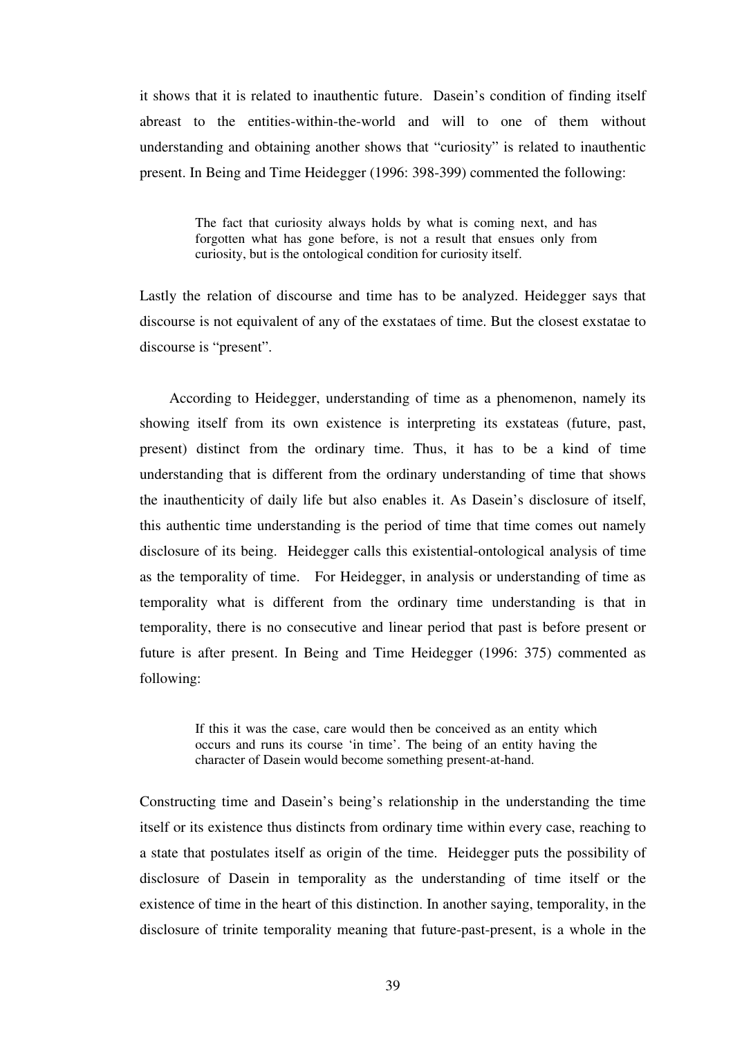it shows that it is related to inauthentic future. Dasein's condition of finding itself abreast to the entities-within-the-world and will to one of them without understanding and obtaining another shows that "curiosity" is related to inauthentic present. In Being and Time Heidegger (1996: 398-399) commented the following:

> The fact that curiosity always holds by what is coming next, and has forgotten what has gone before, is not a result that ensues only from curiosity, but is the ontological condition for curiosity itself.

Lastly the relation of discourse and time has to be analyzed. Heidegger says that discourse is not equivalent of any of the exstataes of time. But the closest exstatae to discourse is "present".

According to Heidegger, understanding of time as a phenomenon, namely its showing itself from its own existence is interpreting its exstateas (future, past, present) distinct from the ordinary time. Thus, it has to be a kind of time understanding that is different from the ordinary understanding of time that shows the inauthenticity of daily life but also enables it. As Dasein's disclosure of itself, this authentic time understanding is the period of time that time comes out namely disclosure of its being. Heidegger calls this existential-ontological analysis of time as the temporality of time. For Heidegger, in analysis or understanding of time as temporality what is different from the ordinary time understanding is that in temporality, there is no consecutive and linear period that past is before present or future is after present. In Being and Time Heidegger (1996: 375) commented as following:

> If this it was the case, care would then be conceived as an entity which occurs and runs its course 'in time'. The being of an entity having the character of Dasein would become something present-at-hand.

Constructing time and Dasein's being's relationship in the understanding the time itself or its existence thus distincts from ordinary time within every case, reaching to a state that postulates itself as origin of the time. Heidegger puts the possibility of disclosure of Dasein in temporality as the understanding of time itself or the existence of time in the heart of this distinction. In another saying, temporality, in the disclosure of trinite temporality meaning that future-past-present, is a whole in the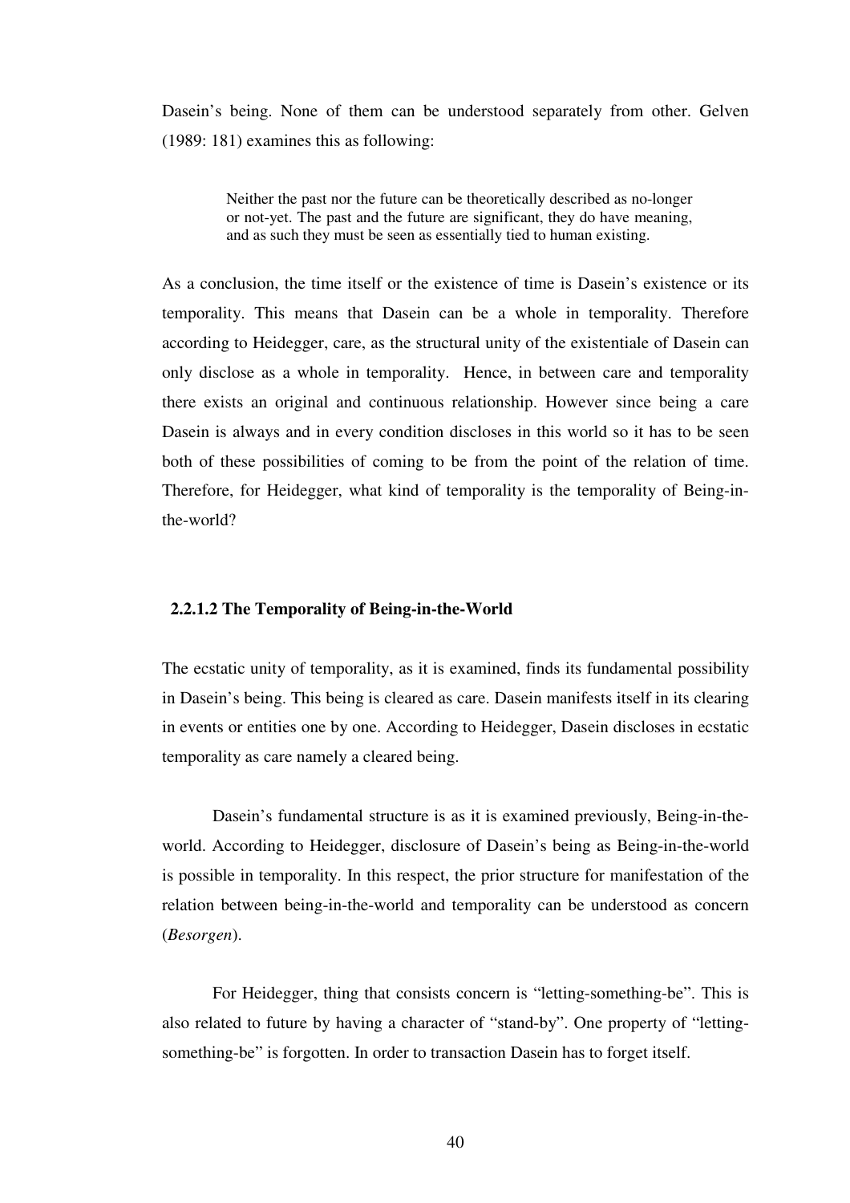Dasein's being. None of them can be understood separately from other. Gelven (1989: 181) examines this as following:

> Neither the past nor the future can be theoretically described as no-longer or not-yet. The past and the future are significant, they do have meaning, and as such they must be seen as essentially tied to human existing.

As a conclusion, the time itself or the existence of time is Dasein's existence or its temporality. This means that Dasein can be a whole in temporality. Therefore according to Heidegger, care, as the structural unity of the existentiale of Dasein can only disclose as a whole in temporality. Hence, in between care and temporality there exists an original and continuous relationship. However since being a care Dasein is always and in every condition discloses in this world so it has to be seen both of these possibilities of coming to be from the point of the relation of time. Therefore, for Heidegger, what kind of temporality is the temporality of Being-in-the-world?

#### 2.2.1.2 The Temporality of Being-in-the-World

The ecstatic unity of temporality, as it is examined, finds its fundamental possibility in Dasein's being. This being is cleared as care. Dasein manifests itself in its clearing in events or entities one by one. According to Heidegger, Dasein discloses in ecstatic temporality as care namely a cleared being.

Dasein's fundamental structure is as it is examined previously, Being-in-the-world. According to Heidegger, disclosure of Dasein's being as Being-in-the-world is possible in temporality. In this respect, the prior structure for manifestation of the relation between being-in-the-world and temporality can be understood as concern (*Besorgen*).

For Heidegger, thing that consists concern is "letting-something-be". This is also related to future by having a character of "stand-by". One property of "letting-something-be" is forgotten. In order to transaction Dasein has to forget itself.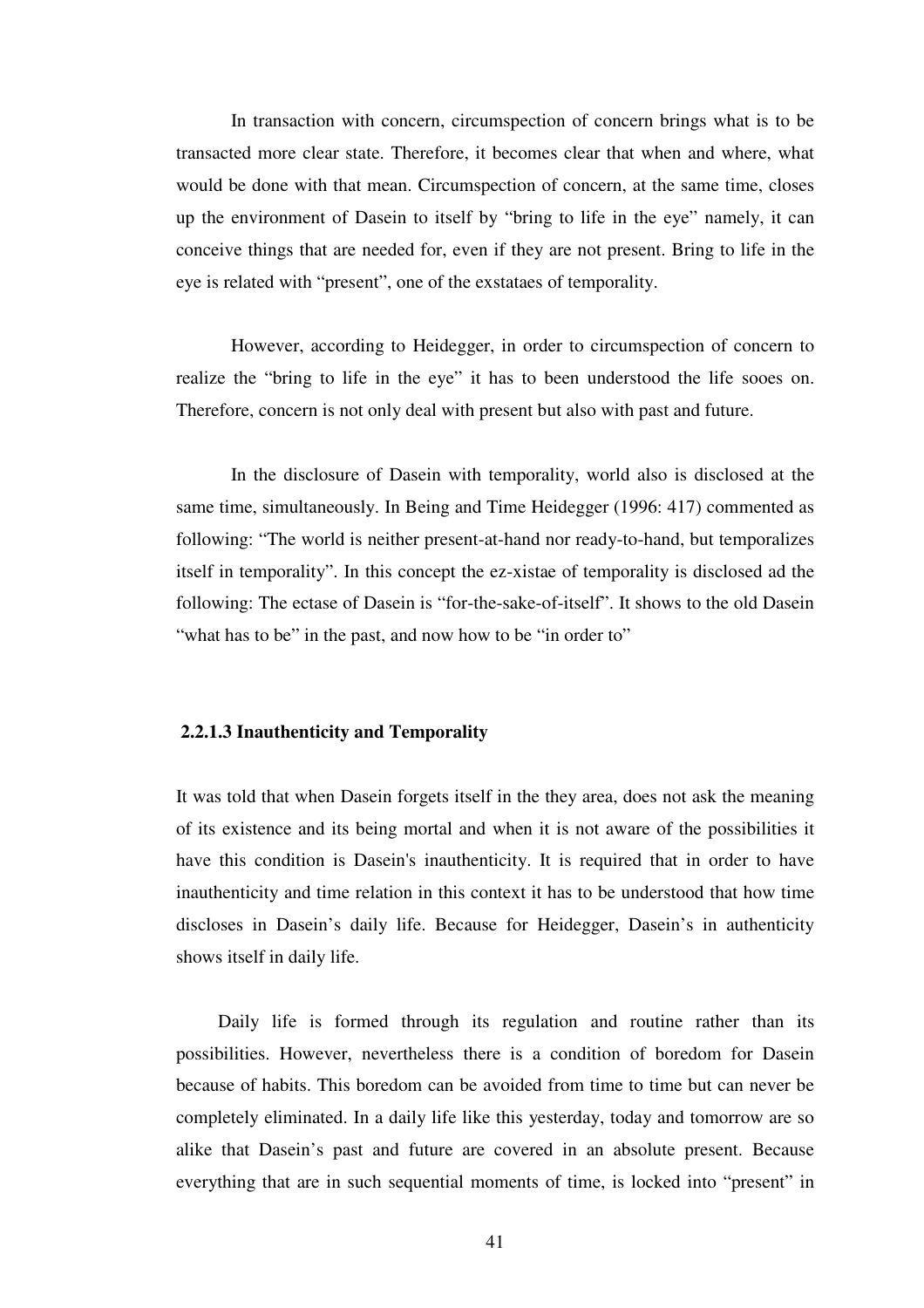In transaction with concern, circumspection of concern brings what is to be transacted more clear state. Therefore, it becomes clear that when and where, what would be done with that mean. Circumspection of concern, at the same time, closes up the environment of Dasein to itself by "bring to life in the eye" namely, it can conceive things that are needed for, even if they are not present. Bring to life in the eye is related with "present", one of the exstataes of temporality.

However, according to Heidegger, in order to circumspection of concern to realize the "bring to life in the eye" it has to been understood the life sooes on. Therefore, concern is not only deal with present but also with past and future.

In the disclosure of Dasein with temporality, world also is disclosed at the same time, simultaneously. In Being and Time Heidegger (1996: 417) commented as following: "The world is neither present-at-hand nor ready-to-hand, but temporalizes itself in temporality". In this concept the ez-xistae of temporality is disclosed ad the following: The ectase of Dasein is "for-the-sake-of-itself". It shows to the old Dasein "what has to be" in the past, and now how to be "in order to"

#### 2.2.1.3 Inauthenticity and Temporality

It was told that when Dasein forgets itself in the they area, does not ask the meaning of its existence and its being mortal and when it is not aware of the possibilities it have this condition is Dasein's inauthenticity. It is required that in order to have inauthenticity and time relation in this context it has to be understood that how time discloses in Dasein's daily life. Because for Heidegger, Dasein's in authenticity shows itself in daily life.

Daily life is formed through its regulation and routine rather than its possibilities. However, nevertheless there is a condition of boredom for Dasein because of habits. This boredom can be avoided from time to time but can never be completely eliminated. In a daily life like this yesterday, today and tomorrow are so alike that Dasein's past and future are covered in an absolute present. Because everything that are in such sequential moments of time, is locked into "present" in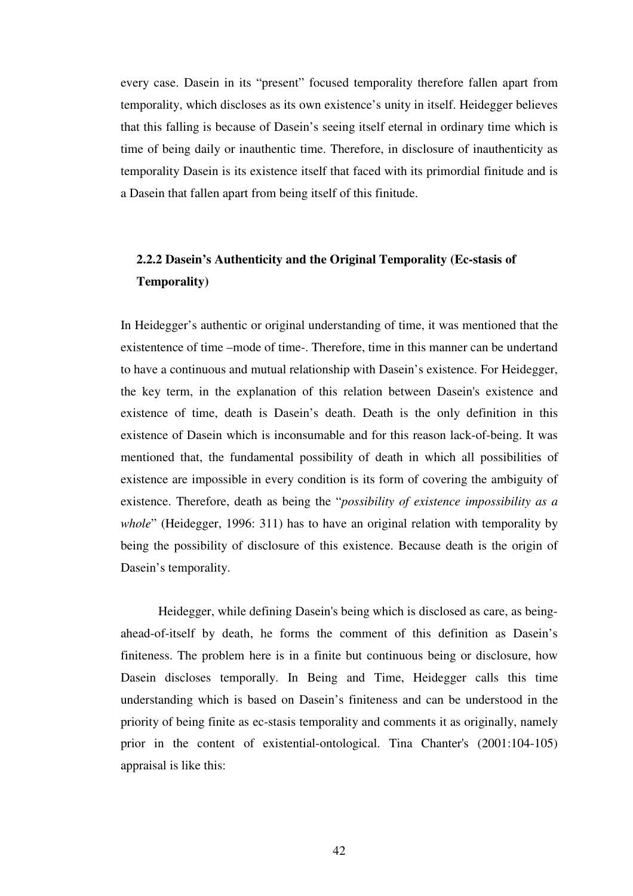every case. Dasein in its "present" focused temporality therefore fallen apart from temporality, which discloses as its own existence's unity in itself. Heidegger believes that this falling is because of Dasein's seeing itself eternal in ordinary time which is time of being daily or inauthentic time. Therefore, in disclosure of inauthenticity as temporality Dasein is its existence itself that faced with its primordial finitude and is a Dasein that fallen apart from being itself of this finitude.

### 2.2.2 Dasein's Authenticity and the Original Temporality (Ec-stasis of Temporality)

In Heidegger's authentic or original understanding of time, it was mentioned that the existentence of time –mode of time-. Therefore, time in this manner can be undertand to have a continuous and mutual relationship with Dasein's existence. For Heidegger, the key term, in the explanation of this relation between Dasein's existence and existence of time, death is Dasein's death. Death is the only definition in this existence of Dasein which is inconsumable and for this reason lack-of-being. It was mentioned that, the fundamental possibility of death in which all possibilities of existence are impossible in every condition is its form of covering the ambiguity of existence. Therefore, death as being the "*possibility of existence impossibility as a whole*" (Heidegger, 1996: 311) has to have an original relation with temporality by being the possibility of disclosure of this existence. Because death is the origin of Dasein's temporality.

Heidegger, while defining Dasein's being which is disclosed as care, as being-ahead-of-itself by death, he forms the comment of this definition as Dasein's finiteness. The problem here is in a finite but continuous being or disclosure, how Dasein discloses temporally. In Being and Time, Heidegger calls this time understanding which is based on Dasein's finiteness and can be understood in the priority of being finite as ec-stasis temporality and comments it as originally, namely prior in the content of existential-ontological. Tina Chanter's (2001:104-105) appraisal is like this: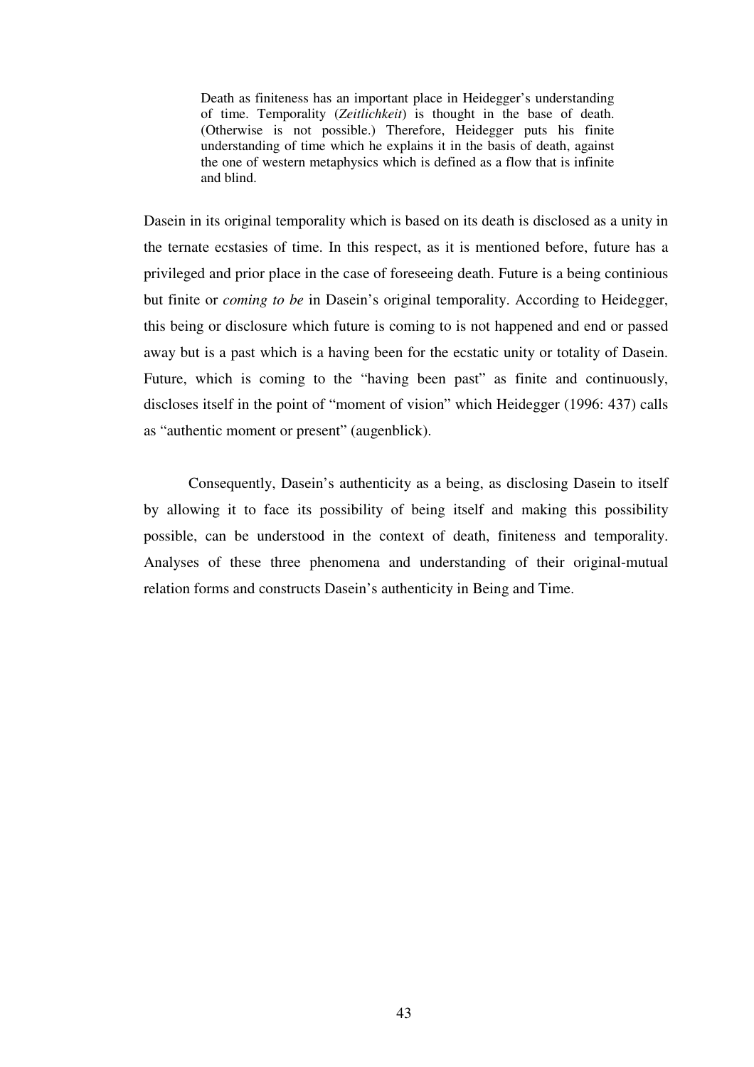> Death as finiteness has an important place in Heidegger's understanding of time. Temporality (*Zeitlichkeit*) is thought in the base of death. (Otherwise is not possible.) Therefore, Heidegger puts his finite understanding of time which he explains it in the basis of death, against the one of western metaphysics which is defined as a flow that is infinite and blind.

Dasein in its original temporality which is based on its death is disclosed as a unity in the ternate ecstasies of time. In this respect, as it is mentioned before, future has a privileged and prior place in the case of foreseeing death. Future is a being continious but finite or *coming to be* in Dasein's original temporality. According to Heidegger, this being or disclosure which future is coming to is not happened and end or passed away but is a past which is a having been for the ecstatic unity or totality of Dasein. Future, which is coming to the "having been past" as finite and continuously, discloses itself in the point of "moment of vision" which Heidegger (1996: 437) calls as "authentic moment or present" (augenblick).

Consequently, Dasein's authenticity as a being, as disclosing Dasein to itself by allowing it to face its possibility of being itself and making this possibility possible, can be understood in the context of death, finiteness and temporality. Analyses of these three phenomena and understanding of their original-mutual relation forms and constructs Dasein's authenticity in Being and Time.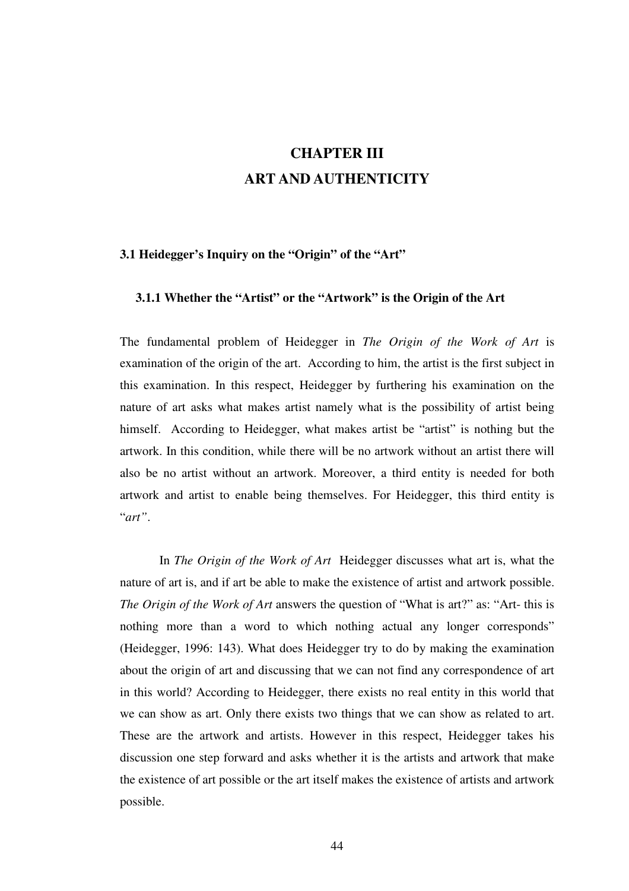# CHAPTER III
# ART AND AUTHENTICITY

## 3.1 Heidegger's Inquiry on the "Origin" of the "Art"

### 3.1.1 Whether the "Artist" or the "Artwork" is the Origin of the Art

The fundamental problem of Heidegger in *The Origin of the Work of Art* is examination of the origin of the art. According to him, the artist is the first subject in this examination. In this respect, Heidegger by furthering his examination on the nature of art asks what makes artist namely what is the possibility of artist being himself. According to Heidegger, what makes artist be "artist" is nothing but the artwork. In this condition, while there will be no artwork without an artist there will also be no artist without an artwork. Moreover, a third entity is needed for both artwork and artist to enable being themselves. For Heidegger, this third entity is "*art"*.

In *The Origin of the Work of Art* Heidegger discusses what art is, what the nature of art is, and if art be able to make the existence of artist and artwork possible. *The Origin of the Work of Art* answers the question of "What is art?" as: "Art- this is nothing more than a word to which nothing actual any longer corresponds" (Heidegger, 1996: 143). What does Heidegger try to do by making the examination about the origin of art and discussing that we can not find any correspondence of art in this world? According to Heidegger, there exists no real entity in this world that we can show as art. Only there exists two things that we can show as related to art. These are the artwork and artists. However in this respect, Heidegger takes his discussion one step forward and asks whether it is the artists and artwork that make the existence of art possible or the art itself makes the existence of artists and artwork possible.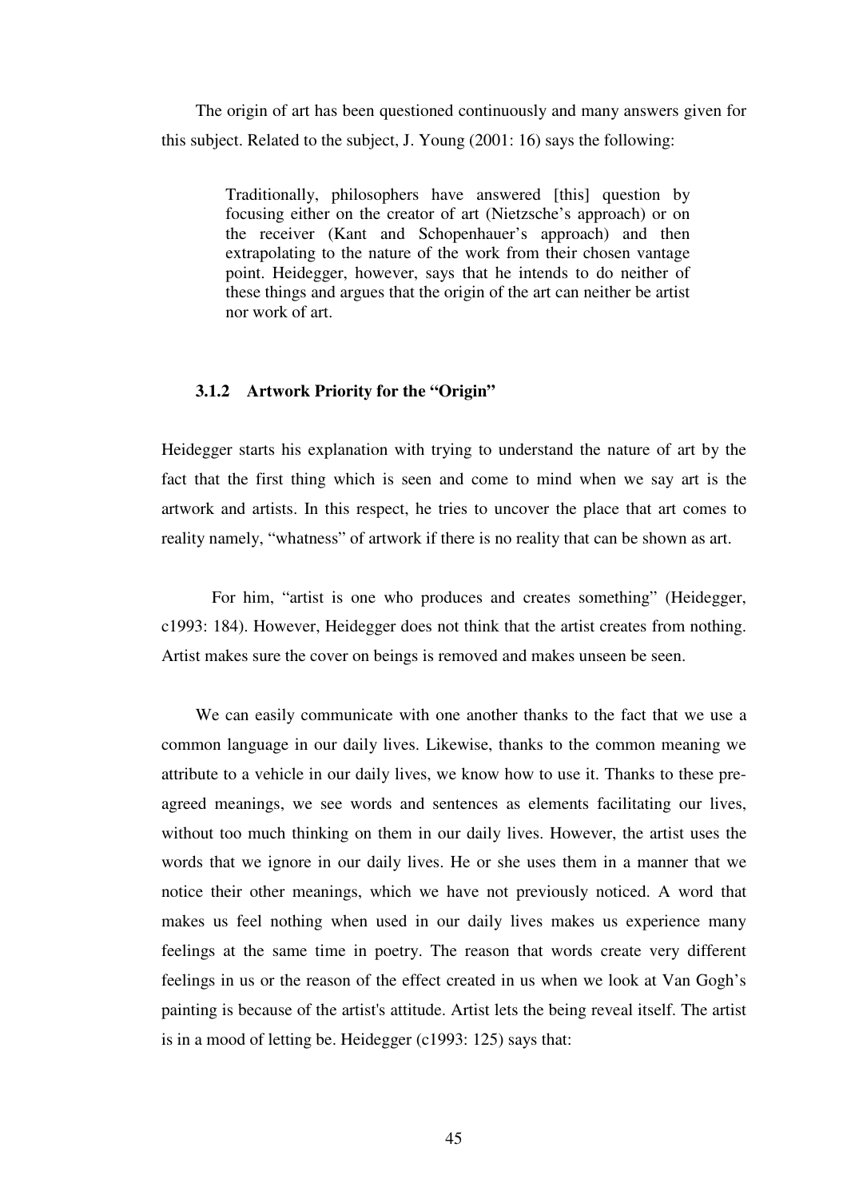The origin of art has been questioned continuously and many answers given for this subject. Related to the subject, J. Young (2001: 16) says the following:

> Traditionally, philosophers have answered [this] question by focusing either on the creator of art (Nietzsche's approach) or on the receiver (Kant and Schopenhauer's approach) and then extrapolating to the nature of the work from their chosen vantage point. Heidegger, however, says that he intends to do neither of these things and argues that the origin of the art can neither be artist nor work of art.

### 3.1.2 Artwork Priority for the "Origin"

Heidegger starts his explanation with trying to understand the nature of art by the fact that the first thing which is seen and come to mind when we say art is the artwork and artists. In this respect, he tries to uncover the place that art comes to reality namely, "whatness" of artwork if there is no reality that can be shown as art.

For him, "artist is one who produces and creates something" (Heidegger, c1993: 184). However, Heidegger does not think that the artist creates from nothing. Artist makes sure the cover on beings is removed and makes unseen be seen.

We can easily communicate with one another thanks to the fact that we use a common language in our daily lives. Likewise, thanks to the common meaning we attribute to a vehicle in our daily lives, we know how to use it. Thanks to these pre-agreed meanings, we see words and sentences as elements facilitating our lives, without too much thinking on them in our daily lives. However, the artist uses the words that we ignore in our daily lives. He or she uses them in a manner that we notice their other meanings, which we have not previously noticed. A word that makes us feel nothing when used in our daily lives makes us experience many feelings at the same time in poetry. The reason that words create very different feelings in us or the reason of the effect created in us when we look at Van Gogh's painting is because of the artist's attitude. Artist lets the being reveal itself. The artist is in a mood of letting be. Heidegger (c1993: 125) says that: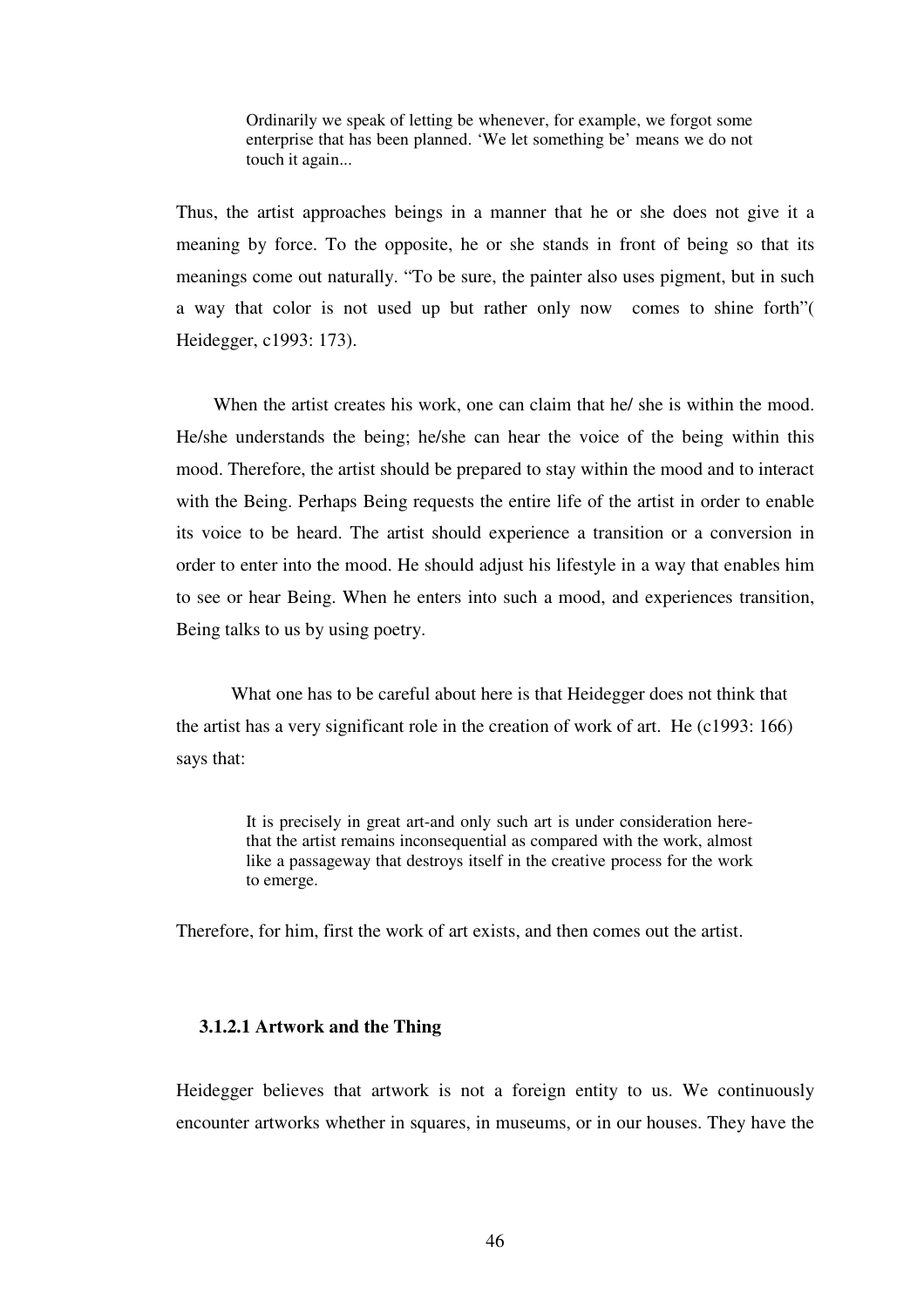> Ordinarily we speak of letting be whenever, for example, we forgot some enterprise that has been planned. 'We let something be' means we do not touch it again...

Thus, the artist approaches beings in a manner that he or she does not give it a meaning by force. To the opposite, he or she stands in front of being so that its meanings come out naturally. "To be sure, the painter also uses pigment, but in such a way that color is not used up but rather only now comes to shine forth"( Heidegger, c1993: 173).

When the artist creates his work, one can claim that he/ she is within the mood. He/she understands the being; he/she can hear the voice of the being within this mood. Therefore, the artist should be prepared to stay within the mood and to interact with the Being. Perhaps Being requests the entire life of the artist in order to enable its voice to be heard. The artist should experience a transition or a conversion in order to enter into the mood. He should adjust his lifestyle in a way that enables him to see or hear Being. When he enters into such a mood, and experiences transition, Being talks to us by using poetry.

What one has to be careful about here is that Heidegger does not think that the artist has a very significant role in the creation of work of art. He (c1993: 166) says that:

> It is precisely in great art-and only such art is under consideration here-that the artist remains inconsequential as compared with the work, almost like a passageway that destroys itself in the creative process for the work to emerge.

Therefore, for him, first the work of art exists, and then comes out the artist.

#### 3.1.2.1 Artwork and the Thing

Heidegger believes that artwork is not a foreign entity to us. We continuously encounter artworks whether in squares, in museums, or in our houses. They have the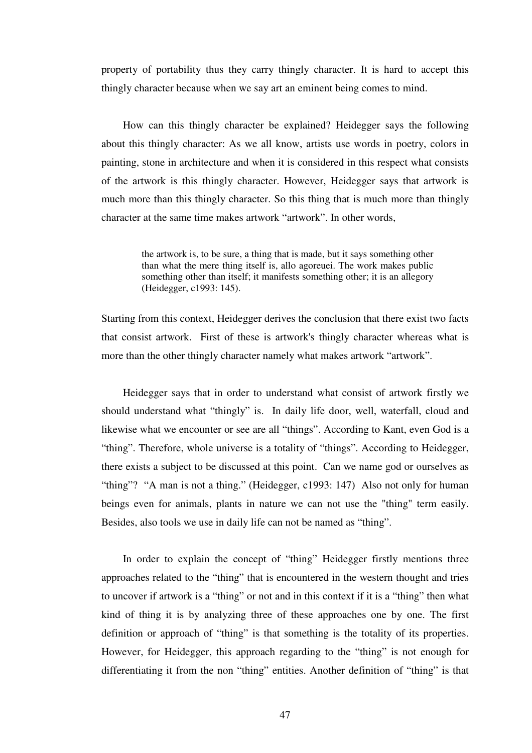property of portability thus they carry thingly character. It is hard to accept this thingly character because when we say art an eminent being comes to mind.

How can this thingly character be explained? Heidegger says the following about this thingly character: As we all know, artists use words in poetry, colors in painting, stone in architecture and when it is considered in this respect what consists of the artwork is this thingly character. However, Heidegger says that artwork is much more than this thingly character. So this thing that is much more than thingly character at the same time makes artwork "artwork". In other words,

> the artwork is, to be sure, a thing that is made, but it says something other than what the mere thing itself is, allo agoreuei. The work makes public something other than itself; it manifests something other; it is an allegory (Heidegger, c1993: 145).

Starting from this context, Heidegger derives the conclusion that there exist two facts that consist artwork. First of these is artwork's thingly character whereas what is more than the other thingly character namely what makes artwork "artwork".

Heidegger says that in order to understand what consist of artwork firstly we should understand what "thingly" is. In daily life door, well, waterfall, cloud and likewise what we encounter or see are all "things". According to Kant, even God is a "thing". Therefore, whole universe is a totality of "things". According to Heidegger, there exists a subject to be discussed at this point. Can we name god or ourselves as "thing"? "A man is not a thing." (Heidegger, c1993: 147) Also not only for human beings even for animals, plants in nature we can not use the "thing" term easily. Besides, also tools we use in daily life can not be named as "thing".

In order to explain the concept of "thing" Heidegger firstly mentions three approaches related to the "thing" that is encountered in the western thought and tries to uncover if artwork is a "thing" or not and in this context if it is a "thing" then what kind of thing it is by analyzing three of these approaches one by one. The first definition or approach of "thing" is that something is the totality of its properties. However, for Heidegger, this approach regarding to the "thing" is not enough for differentiating it from the non "thing" entities. Another definition of "thing" is that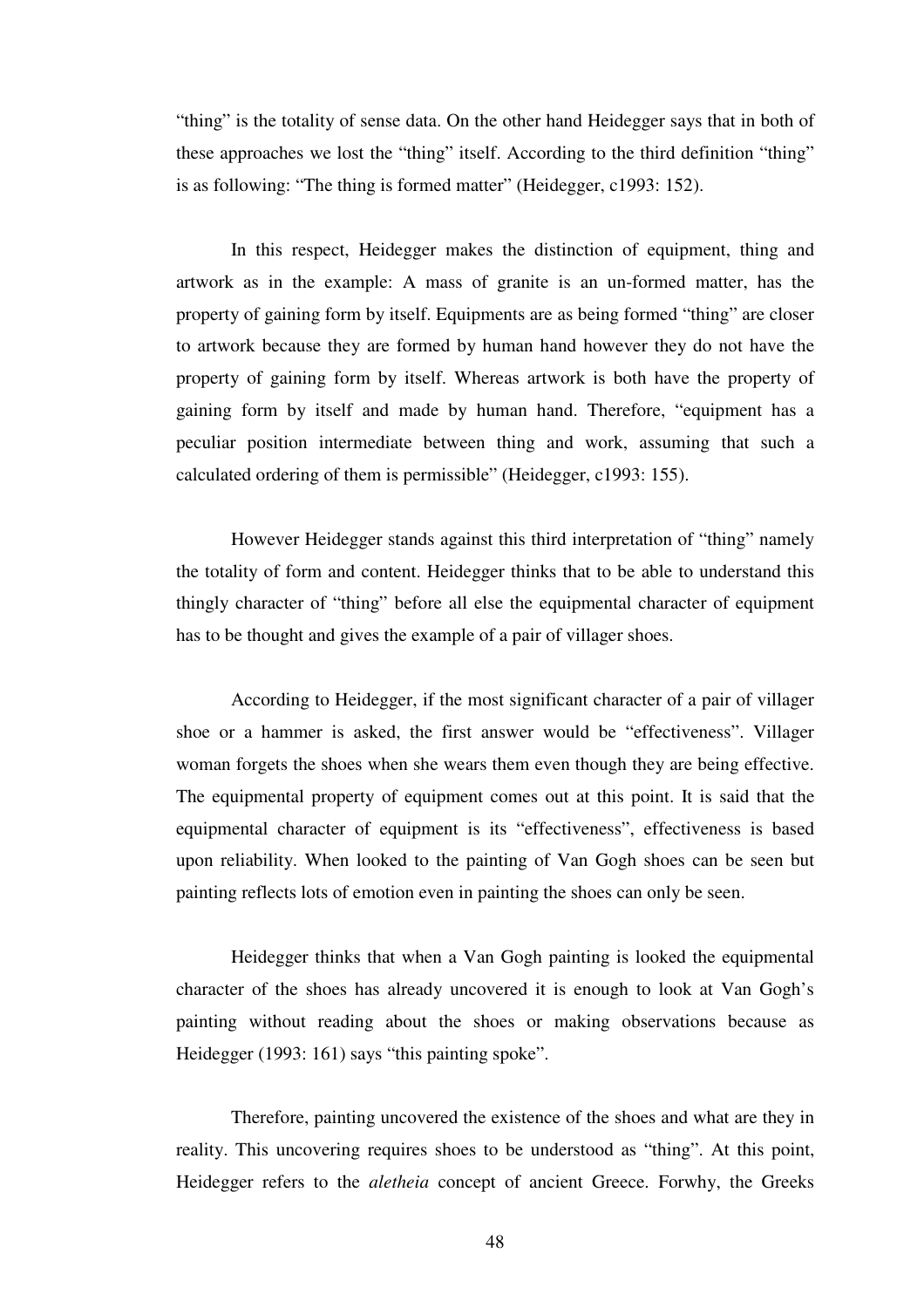“thing” is the totality of sense data. On the other hand Heidegger says that in both of these approaches we lost the “thing” itself. According to the third definition “thing” is as following: “The thing is formed matter” (Heidegger, c1993: 152).

In this respect, Heidegger makes the distinction of equipment, thing and artwork as in the example: A mass of granite is an un-formed matter, has the property of gaining form by itself. Equipments are as being formed “thing” are closer to artwork because they are formed by human hand however they do not have the property of gaining form by itself. Whereas artwork is both have the property of gaining form by itself and made by human hand. Therefore, “equipment has a peculiar position intermediate between thing and work, assuming that such a calculated ordering of them is permissible” (Heidegger, c1993: 155).

However Heidegger stands against this third interpretation of “thing” namely the totality of form and content. Heidegger thinks that to be able to understand this thingly character of “thing” before all else the equipmental character of equipment has to be thought and gives the example of a pair of villager shoes.

According to Heidegger, if the most significant character of a pair of villager shoe or a hammer is asked, the first answer would be “effectiveness”. Villager woman forgets the shoes when she wears them even though they are being effective. The equipmental property of equipment comes out at this point. It is said that the equipmental character of equipment is its “effectiveness”, effectiveness is based upon reliability. When looked to the painting of Van Gogh shoes can be seen but painting reflects lots of emotion even in painting the shoes can only be seen.

Heidegger thinks that when a Van Gogh painting is looked the equipmental character of the shoes has already uncovered it is enough to look at Van Gogh’s painting without reading about the shoes or making observations because as Heidegger (1993: 161) says “this painting spoke”.

Therefore, painting uncovered the existence of the shoes and what are they in reality. This uncovering requires shoes to be understood as “thing”. At this point, Heidegger refers to the *aletheia* concept of ancient Greece. Forwhy, the Greeks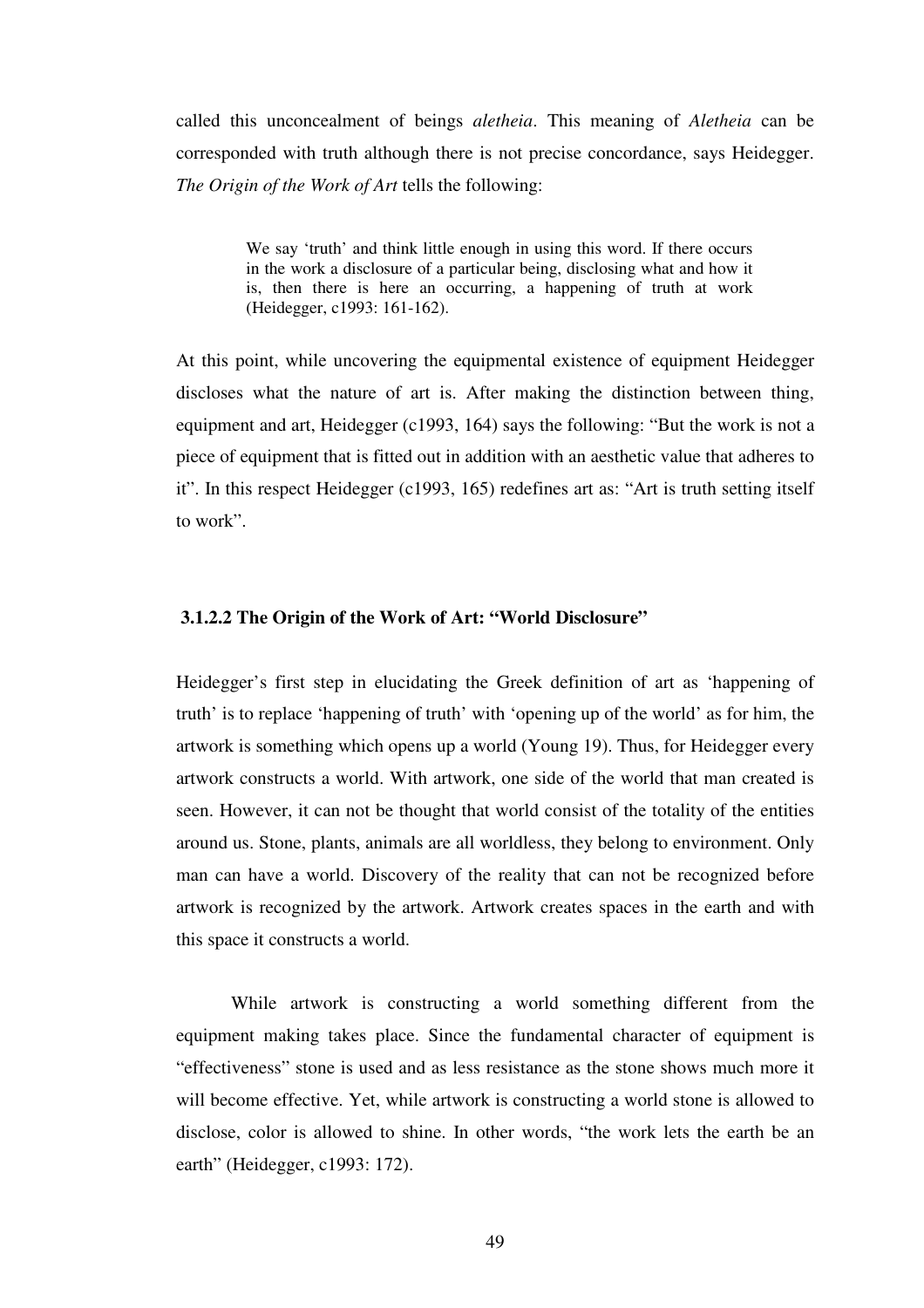called this unconcealment of beings *aletheia*. This meaning of *Aletheia* can be corresponded with truth although there is not precise concordance, says Heidegger. *The Origin of the Work of Art* tells the following:

> We say 'truth' and think little enough in using this word. If there occurs in the work a disclosure of a particular being, disclosing what and how it is, then there is here an occurring, a happening of truth at work (Heidegger, c1993: 161-162).

At this point, while uncovering the equipmental existence of equipment Heidegger discloses what the nature of art is. After making the distinction between thing, equipment and art, Heidegger (c1993, 164) says the following: "But the work is not a piece of equipment that is fitted out in addition with an aesthetic value that adheres to it". In this respect Heidegger (c1993, 165) redefines art as: "Art is truth setting itself to work".

#### 3.1.2.2 The Origin of the Work of Art: "World Disclosure"

Heidegger's first step in elucidating the Greek definition of art as 'happening of truth' is to replace 'happening of truth' with 'opening up of the world' as for him, the artwork is something which opens up a world (Young 19). Thus, for Heidegger every artwork constructs a world. With artwork, one side of the world that man created is seen. However, it can not be thought that world consist of the totality of the entities around us. Stone, plants, animals are all worldless, they belong to environment. Only man can have a world. Discovery of the reality that can not be recognized before artwork is recognized by the artwork. Artwork creates spaces in the earth and with this space it constructs a world.

While artwork is constructing a world something different from the equipment making takes place. Since the fundamental character of equipment is "effectiveness" stone is used and as less resistance as the stone shows much more it will become effective. Yet, while artwork is constructing a world stone is allowed to disclose, color is allowed to shine. In other words, "the work lets the earth be an earth" (Heidegger, c1993: 172).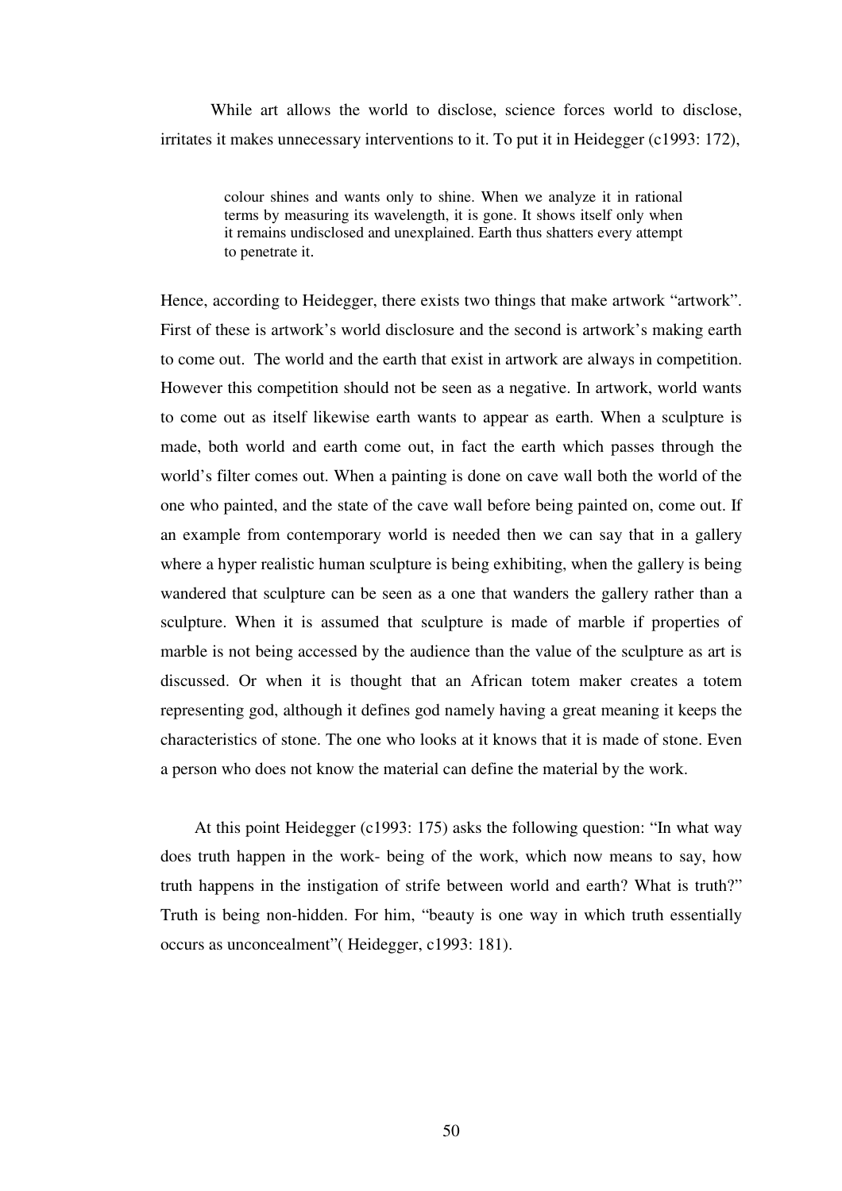While art allows the world to disclose, science forces world to disclose, irritates it makes unnecessary interventions to it. To put it in Heidegger (c1993: 172),

> colour shines and wants only to shine. When we analyze it in rational terms by measuring its wavelength, it is gone. It shows itself only when it remains undisclosed and unexplained. Earth thus shatters every attempt to penetrate it.

Hence, according to Heidegger, there exists two things that make artwork "artwork". First of these is artwork's world disclosure and the second is artwork's making earth to come out. The world and the earth that exist in artwork are always in competition. However this competition should not be seen as a negative. In artwork, world wants to come out as itself likewise earth wants to appear as earth. When a sculpture is made, both world and earth come out, in fact the earth which passes through the world's filter comes out. When a painting is done on cave wall both the world of the one who painted, and the state of the cave wall before being painted on, come out. If an example from contemporary world is needed then we can say that in a gallery where a hyper realistic human sculpture is being exhibiting, when the gallery is being wandered that sculpture can be seen as a one that wanders the gallery rather than a sculpture. When it is assumed that sculpture is made of marble if properties of marble is not being accessed by the audience than the value of the sculpture as art is discussed. Or when it is thought that an African totem maker creates a totem representing god, although it defines god namely having a great meaning it keeps the characteristics of stone. The one who looks at it knows that it is made of stone. Even a person who does not know the material can define the material by the work.

At this point Heidegger (c1993: 175) asks the following question: "In what way does truth happen in the work- being of the work, which now means to say, how truth happens in the instigation of strife between world and earth? What is truth?" Truth is being non-hidden. For him, "beauty is one way in which truth essentially occurs as unconcealment"( Heidegger, c1993: 181).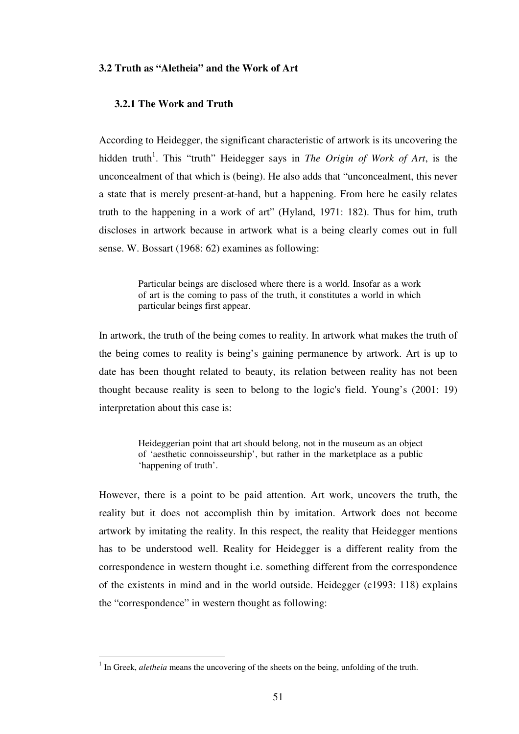## 3.2 Truth as "Aletheia" and the Work of Art

### 3.2.1 The Work and Truth

According to Heidegger, the significant characteristic of artwork is its uncovering the hidden truth[1]. This "truth" Heidegger says in *The Origin of Work of Art*, is the unconcealment of that which is (being). He also adds that "unconcealment, this never a state that is merely present-at-hand, but a happening. From here he easily relates truth to the happening in a work of art" (Hyland, 1971: 182). Thus for him, truth discloses in artwork because in artwork what is a being clearly comes out in full sense. W. Bossart (1968: 62) examines as following:

> Particular beings are disclosed where there is a world. Insofar as a work of art is the coming to pass of the truth, it constitutes a world in which particular beings first appear.

In artwork, the truth of the being comes to reality. In artwork what makes the truth of the being comes to reality is being's gaining permanence by artwork. Art is up to date has been thought related to beauty, its relation between reality has not been thought because reality is seen to belong to the logic's field. Young's (2001: 19) interpretation about this case is:

> Heideggerian point that art should belong, not in the museum as an object of 'aesthetic connoisseurship', but rather in the marketplace as a public 'happening of truth'.

However, there is a point to be paid attention. Art work, uncovers the truth, the reality but it does not accomplish thin by imitation. Artwork does not become artwork by imitating the reality. In this respect, the reality that Heidegger mentions has to be understood well. Reality for Heidegger is a different reality from the correspondence in western thought i.e. something different from the correspondence of the existents in mind and in the world outside. Heidegger (c1993: 118) explains the "correspondence" in western thought as following:

---

[1] In Greek, *aletheia* means the uncovering of the sheets on the being, unfolding of the truth.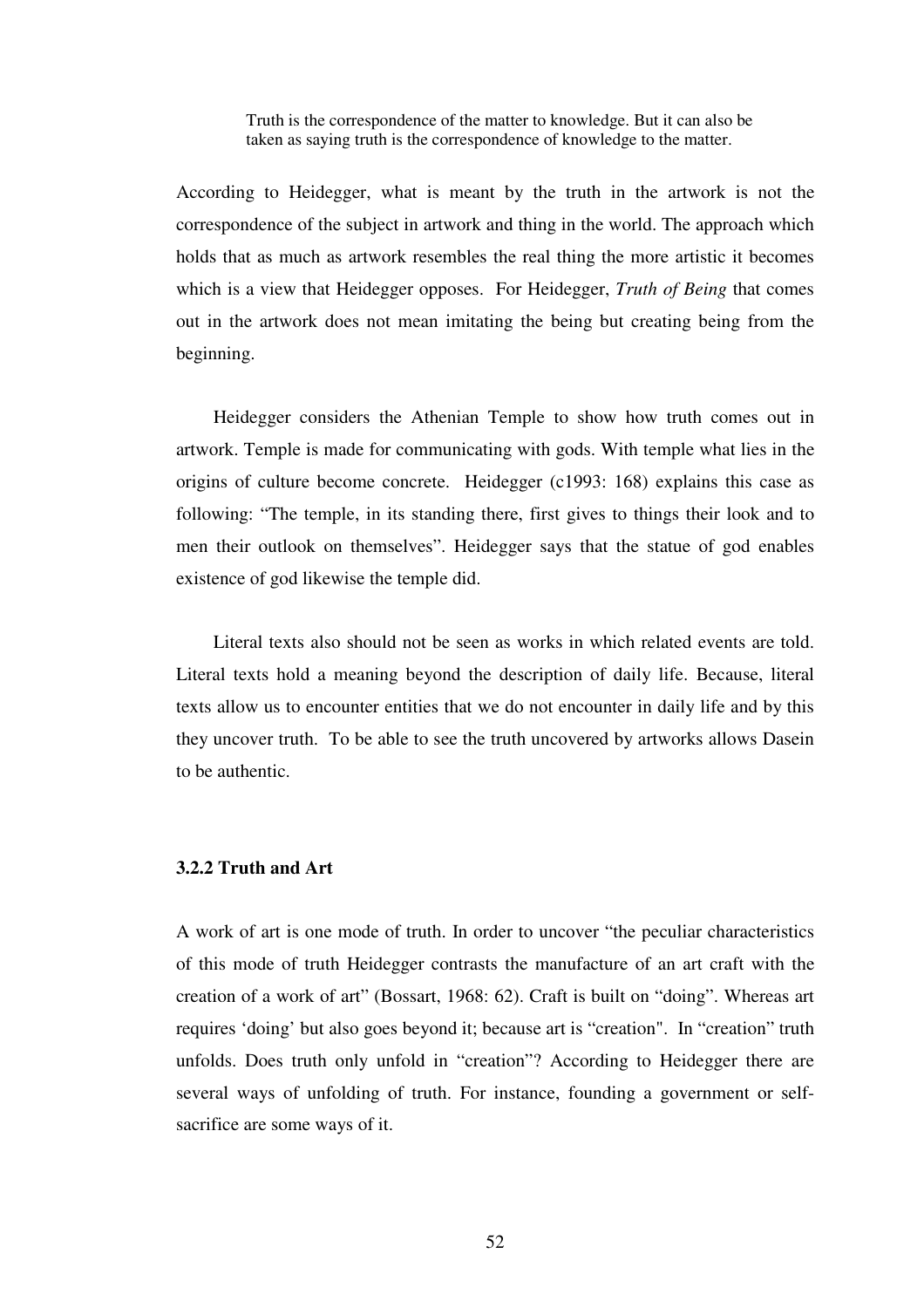> Truth is the correspondence of the matter to knowledge. But it can also be taken as saying truth is the correspondence of knowledge to the matter.

According to Heidegger, what is meant by the truth in the artwork is not the correspondence of the subject in artwork and thing in the world. The approach which holds that as much as artwork resembles the real thing the more artistic it becomes which is a view that Heidegger opposes. For Heidegger, *Truth of Being* that comes out in the artwork does not mean imitating the being but creating being from the beginning.

Heidegger considers the Athenian Temple to show how truth comes out in artwork. Temple is made for communicating with gods. With temple what lies in the origins of culture become concrete. Heidegger (c1993: 168) explains this case as following: "The temple, in its standing there, first gives to things their look and to men their outlook on themselves". Heidegger says that the statue of god enables existence of god likewise the temple did.

Literal texts also should not be seen as works in which related events are told. Literal texts hold a meaning beyond the description of daily life. Because, literal texts allow us to encounter entities that we do not encounter in daily life and by this they uncover truth. To be able to see the truth uncovered by artworks allows Dasein to be authentic.

### 3.2.2 Truth and Art

A work of art is one mode of truth. In order to uncover "the peculiar characteristics of this mode of truth Heidegger contrasts the manufacture of an art craft with the creation of a work of art" (Bossart, 1968: 62). Craft is built on "doing". Whereas art requires 'doing' but also goes beyond it; because art is "creation". In "creation" truth unfolds. Does truth only unfold in "creation"? According to Heidegger there are several ways of unfolding of truth. For instance, founding a government or self-sacrifice are some ways of it.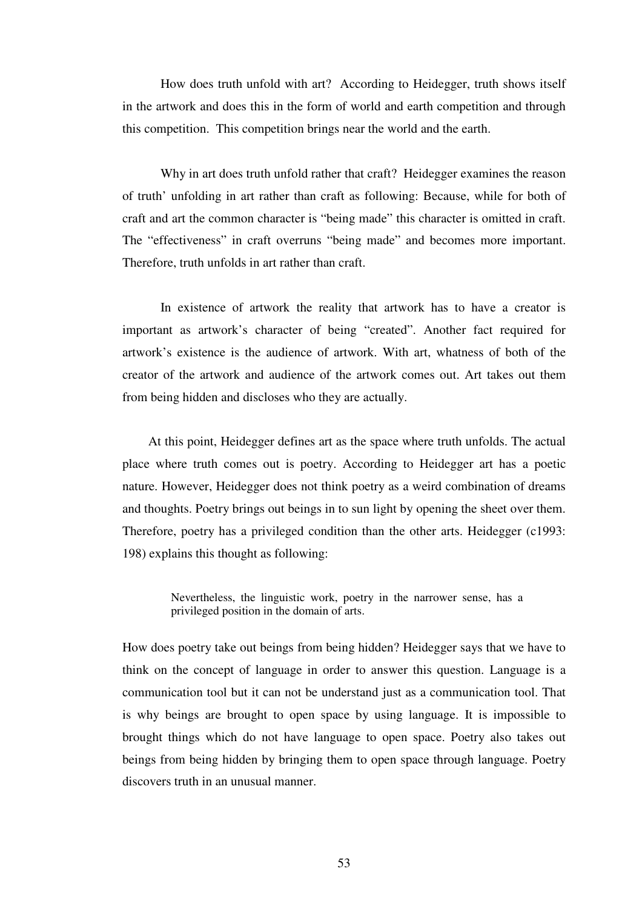How does truth unfold with art? According to Heidegger, truth shows itself in the artwork and does this in the form of world and earth competition and through this competition. This competition brings near the world and the earth.

Why in art does truth unfold rather that craft? Heidegger examines the reason of truth' unfolding in art rather than craft as following: Because, while for both of craft and art the common character is "being made" this character is omitted in craft. The "effectiveness" in craft overruns "being made" and becomes more important. Therefore, truth unfolds in art rather than craft.

In existence of artwork the reality that artwork has to have a creator is important as artwork's character of being "created". Another fact required for artwork's existence is the audience of artwork. With art, whatness of both of the creator of the artwork and audience of the artwork comes out. Art takes out them from being hidden and discloses who they are actually.

At this point, Heidegger defines art as the space where truth unfolds. The actual place where truth comes out is poetry. According to Heidegger art has a poetic nature. However, Heidegger does not think poetry as a weird combination of dreams and thoughts. Poetry brings out beings in to sun light by opening the sheet over them. Therefore, poetry has a privileged condition than the other arts. Heidegger (c1993: 198) explains this thought as following:

> Nevertheless, the linguistic work, poetry in the narrower sense, has a privileged position in the domain of arts.

How does poetry take out beings from being hidden? Heidegger says that we have to think on the concept of language in order to answer this question. Language is a communication tool but it can not be understand just as a communication tool. That is why beings are brought to open space by using language. It is impossible to brought things which do not have language to open space. Poetry also takes out beings from being hidden by bringing them to open space through language. Poetry discovers truth in an unusual manner.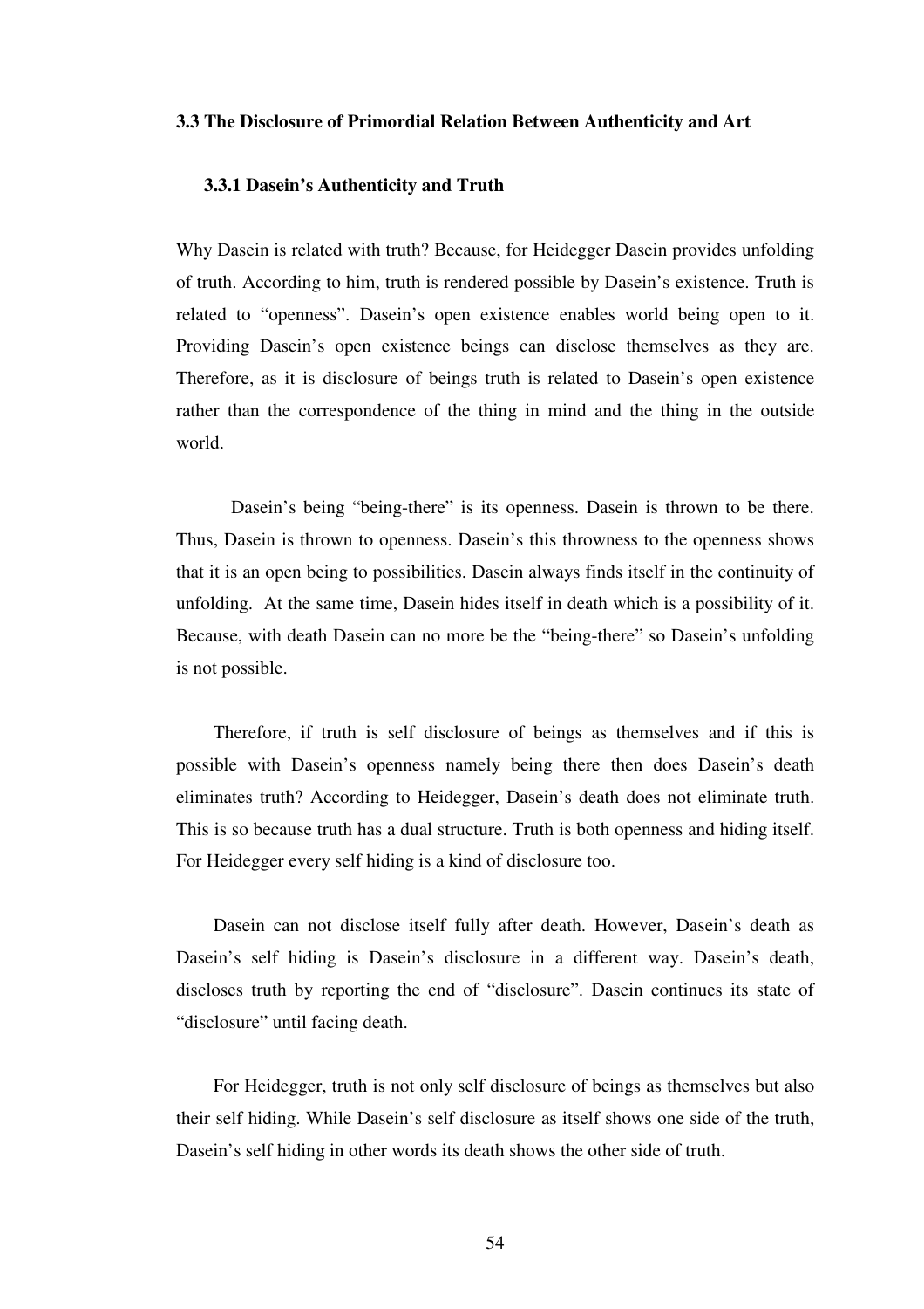### 3.3 The Disclosure of Primordial Relation Between Authenticity and Art

#### 3.3.1 Dasein's Authenticity and Truth

Why Dasein is related with truth? Because, for Heidegger Dasein provides unfolding of truth. According to him, truth is rendered possible by Dasein's existence. Truth is related to "openness". Dasein's open existence enables world being open to it. Providing Dasein's open existence beings can disclose themselves as they are. Therefore, as it is disclosure of beings truth is related to Dasein's open existence rather than the correspondence of the thing in mind and the thing in the outside world.

Dasein's being "being-there" is its openness. Dasein is thrown to be there. Thus, Dasein is thrown to openness. Dasein's this throwness to the openness shows that it is an open being to possibilities. Dasein always finds itself in the continuity of unfolding. At the same time, Dasein hides itself in death which is a possibility of it. Because, with death Dasein can no more be the "being-there" so Dasein's unfolding is not possible.

Therefore, if truth is self disclosure of beings as themselves and if this is possible with Dasein's openness namely being there then does Dasein's death eliminates truth? According to Heidegger, Dasein's death does not eliminate truth. This is so because truth has a dual structure. Truth is both openness and hiding itself. For Heidegger every self hiding is a kind of disclosure too.

Dasein can not disclose itself fully after death. However, Dasein's death as Dasein's self hiding is Dasein's disclosure in a different way. Dasein's death, discloses truth by reporting the end of "disclosure". Dasein continues its state of "disclosure" until facing death.

For Heidegger, truth is not only self disclosure of beings as themselves but also their self hiding. While Dasein's self disclosure as itself shows one side of the truth, Dasein's self hiding in other words its death shows the other side of truth.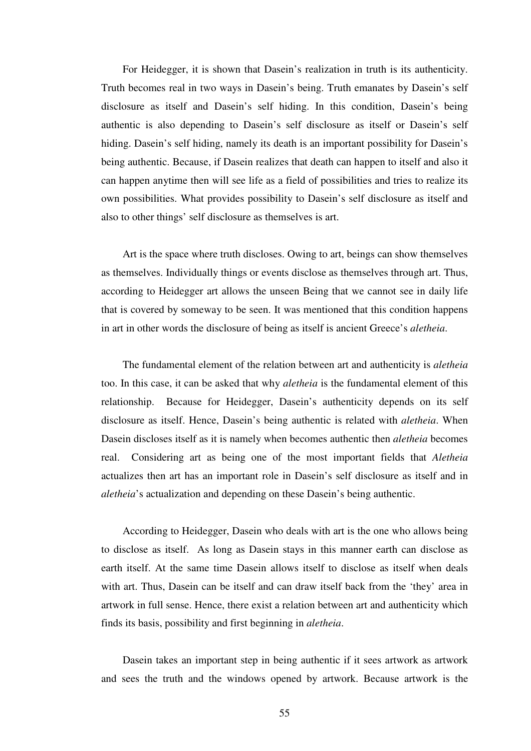For Heidegger, it is shown that Dasein's realization in truth is its authenticity. Truth becomes real in two ways in Dasein's being. Truth emanates by Dasein's self disclosure as itself and Dasein's self hiding. In this condition, Dasein's being authentic is also depending to Dasein's self disclosure as itself or Dasein's self hiding. Dasein's self hiding, namely its death is an important possibility for Dasein's being authentic. Because, if Dasein realizes that death can happen to itself and also it can happen anytime then will see life as a field of possibilities and tries to realize its own possibilities. What provides possibility to Dasein's self disclosure as itself and also to other things' self disclosure as themselves is art.

Art is the space where truth discloses. Owing to art, beings can show themselves as themselves. Individually things or events disclose as themselves through art. Thus, according to Heidegger art allows the unseen Being that we cannot see in daily life that is covered by someway to be seen. It was mentioned that this condition happens in art in other words the disclosure of being as itself is ancient Greece's *aletheia*.

The fundamental element of the relation between art and authenticity is *aletheia* too. In this case, it can be asked that why *aletheia* is the fundamental element of this relationship. Because for Heidegger, Dasein's authenticity depends on its self disclosure as itself. Hence, Dasein's being authentic is related with *aletheia*. When Dasein discloses itself as it is namely when becomes authentic then *aletheia* becomes real. Considering art as being one of the most important fields that *Aletheia* actualizes then art has an important role in Dasein's self disclosure as itself and in *aletheia*'s actualization and depending on these Dasein's being authentic.

According to Heidegger, Dasein who deals with art is the one who allows being to disclose as itself. As long as Dasein stays in this manner earth can disclose as earth itself. At the same time Dasein allows itself to disclose as itself when deals with art. Thus, Dasein can be itself and can draw itself back from the 'they' area in artwork in full sense. Hence, there exist a relation between art and authenticity which finds its basis, possibility and first beginning in *aletheia*.

Dasein takes an important step in being authentic if it sees artwork as artwork and sees the truth and the windows opened by artwork. Because artwork is the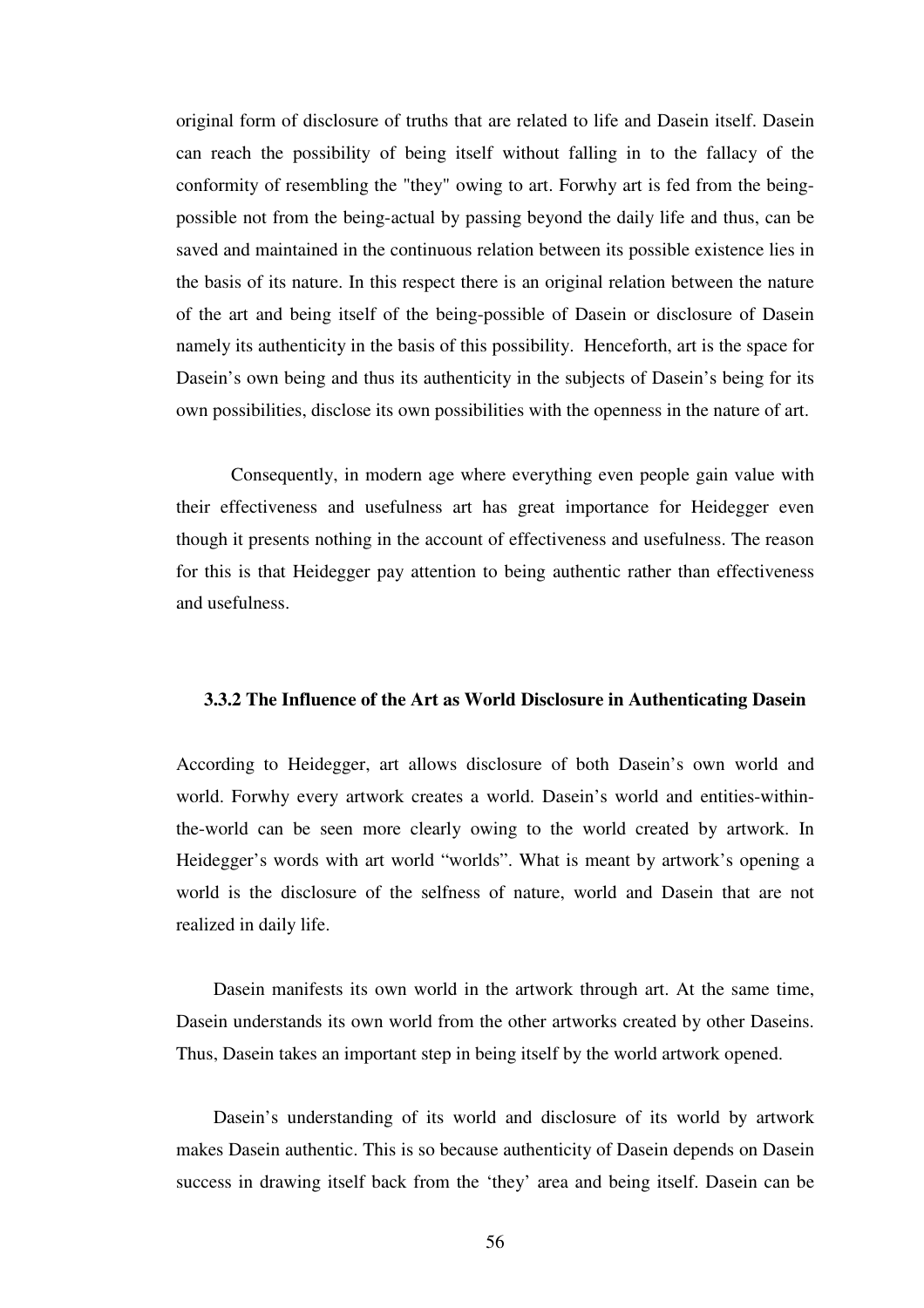original form of disclosure of truths that are related to life and Dasein itself. Dasein can reach the possibility of being itself without falling in to the fallacy of the conformity of resembling the "they" owing to art. Forwhy art is fed from the being-possible not from the being-actual by passing beyond the daily life and thus, can be saved and maintained in the continuous relation between its possible existence lies in the basis of its nature. In this respect there is an original relation between the nature of the art and being itself of the being-possible of Dasein or disclosure of Dasein namely its authenticity in the basis of this possibility. Henceforth, art is the space for Dasein's own being and thus its authenticity in the subjects of Dasein's being for its own possibilities, disclose its own possibilities with the openness in the nature of art.

Consequently, in modern age where everything even people gain value with their effectiveness and usefulness art has great importance for Heidegger even though it presents nothing in the account of effectiveness and usefulness. The reason for this is that Heidegger pay attention to being authentic rather than effectiveness and usefulness.

### 3.3.2 The Influence of the Art as World Disclosure in Authenticating Dasein

According to Heidegger, art allows disclosure of both Dasein's own world and world. Forwhy every artwork creates a world. Dasein's world and entities-within-the-world can be seen more clearly owing to the world created by artwork. In Heidegger's words with art world "worlds". What is meant by artwork's opening a world is the disclosure of the selfness of nature, world and Dasein that are not realized in daily life.

Dasein manifests its own world in the artwork through art. At the same time, Dasein understands its own world from the other artworks created by other Daseins. Thus, Dasein takes an important step in being itself by the world artwork opened.

Dasein's understanding of its world and disclosure of its world by artwork makes Dasein authentic. This is so because authenticity of Dasein depends on Dasein success in drawing itself back from the 'they' area and being itself. Dasein can be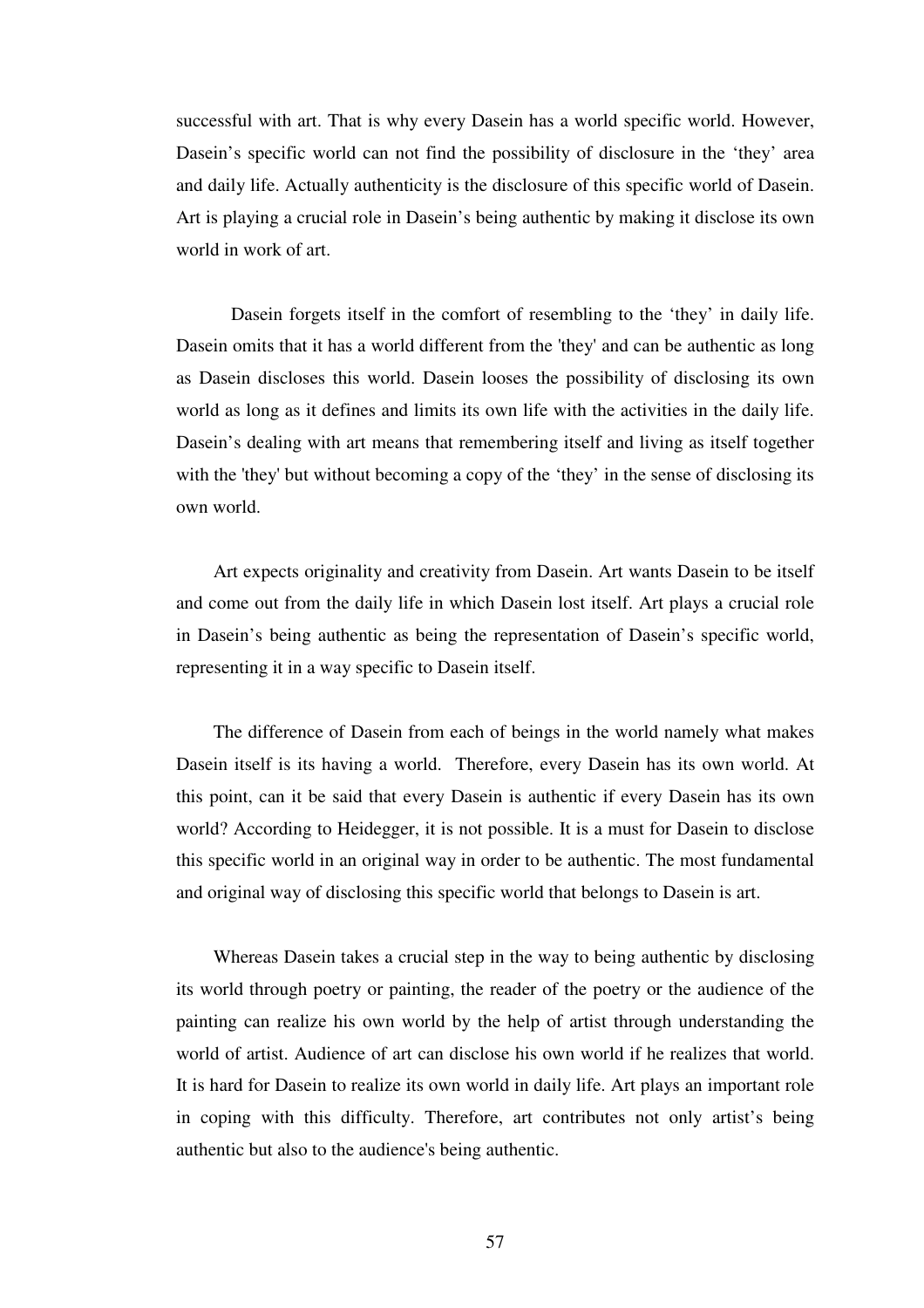successful with art. That is why every Dasein has a world specific world. However, Dasein's specific world can not find the possibility of disclosure in the 'they' area and daily life. Actually authenticity is the disclosure of this specific world of Dasein. Art is playing a crucial role in Dasein's being authentic by making it disclose its own world in work of art.

Dasein forgets itself in the comfort of resembling to the 'they' in daily life. Dasein omits that it has a world different from the 'they' and can be authentic as long as Dasein discloses this world. Dasein looses the possibility of disclosing its own world as long as it defines and limits its own life with the activities in the daily life. Dasein's dealing with art means that remembering itself and living as itself together with the 'they' but without becoming a copy of the 'they' in the sense of disclosing its own world.

Art expects originality and creativity from Dasein. Art wants Dasein to be itself and come out from the daily life in which Dasein lost itself. Art plays a crucial role in Dasein's being authentic as being the representation of Dasein's specific world, representing it in a way specific to Dasein itself.

The difference of Dasein from each of beings in the world namely what makes Dasein itself is its having a world. Therefore, every Dasein has its own world. At this point, can it be said that every Dasein is authentic if every Dasein has its own world? According to Heidegger, it is not possible. It is a must for Dasein to disclose this specific world in an original way in order to be authentic. The most fundamental and original way of disclosing this specific world that belongs to Dasein is art.

Whereas Dasein takes a crucial step in the way to being authentic by disclosing its world through poetry or painting, the reader of the poetry or the audience of the painting can realize his own world by the help of artist through understanding the world of artist. Audience of art can disclose his own world if he realizes that world. It is hard for Dasein to realize its own world in daily life. Art plays an important role in coping with this difficulty. Therefore, art contributes not only artist's being authentic but also to the audience's being authentic.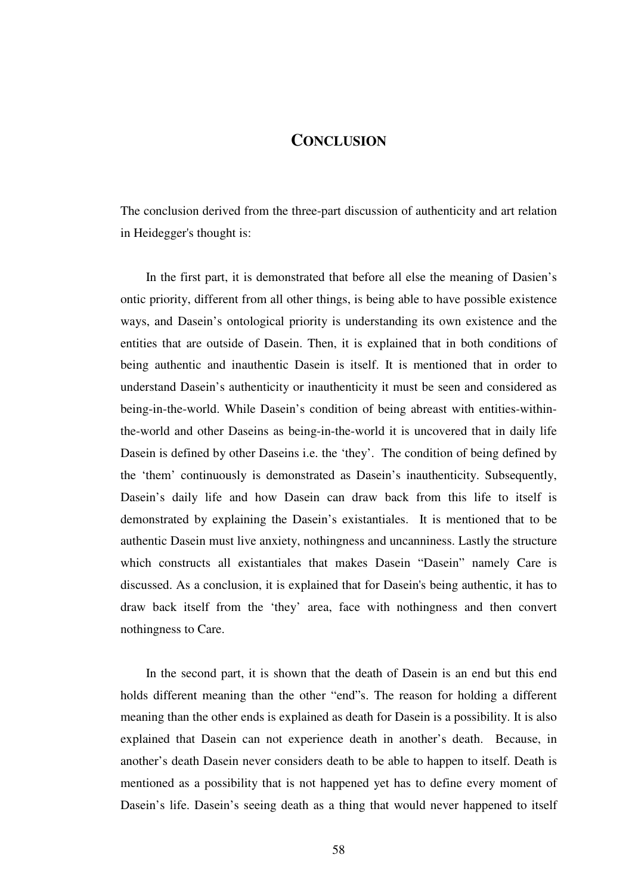# CONCLUSION

The conclusion derived from the three-part discussion of authenticity and art relation in Heidegger's thought is:

In the first part, it is demonstrated that before all else the meaning of Dasien's ontic priority, different from all other things, is being able to have possible existence ways, and Dasein's ontological priority is understanding its own existence and the entities that are outside of Dasein. Then, it is explained that in both conditions of being authentic and inauthentic Dasein is itself. It is mentioned that in order to understand Dasein's authenticity or inauthenticity it must be seen and considered as being-in-the-world. While Dasein's condition of being abreast with entities-within-the-world and other Daseins as being-in-the-world it is uncovered that in daily life Dasein is defined by other Daseins i.e. the 'they'. The condition of being defined by the 'them' continuously is demonstrated as Dasein's inauthenticity. Subsequently, Dasein's daily life and how Dasein can draw back from this life to itself is demonstrated by explaining the Dasein's existantiales. It is mentioned that to be authentic Dasein must live anxiety, nothingness and uncanniness. Lastly the structure which constructs all existantiales that makes Dasein "Dasein" namely Care is discussed. As a conclusion, it is explained that for Dasein's being authentic, it has to draw back itself from the 'they' area, face with nothingness and then convert nothingness to Care.

In the second part, it is shown that the death of Dasein is an end but this end holds different meaning than the other "end"s. The reason for holding a different meaning than the other ends is explained as death for Dasein is a possibility. It is also explained that Dasein can not experience death in another's death. Because, in another's death Dasein never considers death to be able to happen to itself. Death is mentioned as a possibility that is not happened yet has to define every moment of Dasein's life. Dasein's seeing death as a thing that would never happened to itself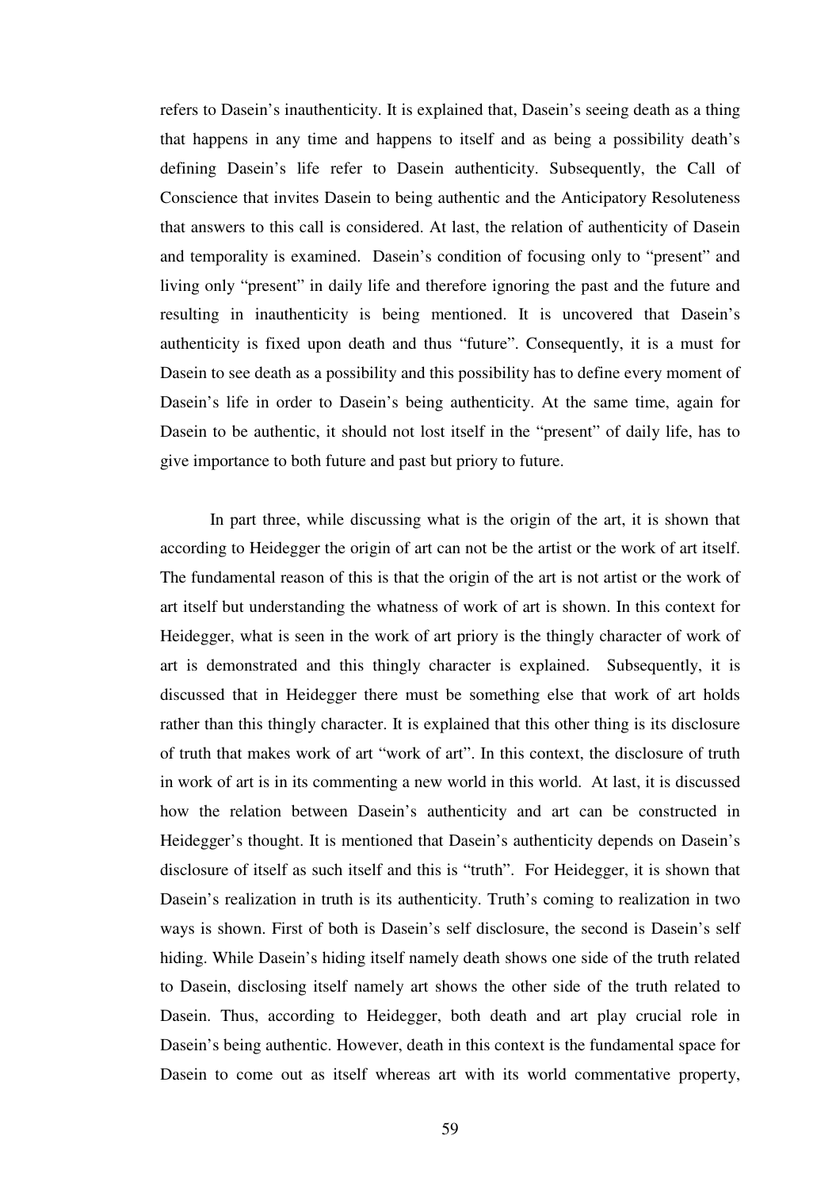refers to Dasein's inauthenticity. It is explained that, Dasein's seeing death as a thing that happens in any time and happens to itself and as being a possibility death's defining Dasein's life refer to Dasein authenticity. Subsequently, the Call of Conscience that invites Dasein to being authentic and the Anticipatory Resoluteness that answers to this call is considered. At last, the relation of authenticity of Dasein and temporality is examined. Dasein's condition of focusing only to "present" and living only "present" in daily life and therefore ignoring the past and the future and resulting in inauthenticity is being mentioned. It is uncovered that Dasein's authenticity is fixed upon death and thus "future". Consequently, it is a must for Dasein to see death as a possibility and this possibility has to define every moment of Dasein's life in order to Dasein's being authenticity. At the same time, again for Dasein to be authentic, it should not lost itself in the "present" of daily life, has to give importance to both future and past but priory to future.

In part three, while discussing what is the origin of the art, it is shown that according to Heidegger the origin of art can not be the artist or the work of art itself. The fundamental reason of this is that the origin of the art is not artist or the work of art itself but understanding the whatness of work of art is shown. In this context for Heidegger, what is seen in the work of art priory is the thingly character of work of art is demonstrated and this thingly character is explained. Subsequently, it is discussed that in Heidegger there must be something else that work of art holds rather than this thingly character. It is explained that this other thing is its disclosure of truth that makes work of art "work of art". In this context, the disclosure of truth in work of art is in its commenting a new world in this world. At last, it is discussed how the relation between Dasein's authenticity and art can be constructed in Heidegger's thought. It is mentioned that Dasein's authenticity depends on Dasein's disclosure of itself as such itself and this is "truth". For Heidegger, it is shown that Dasein's realization in truth is its authenticity. Truth's coming to realization in two ways is shown. First of both is Dasein's self disclosure, the second is Dasein's self hiding. While Dasein's hiding itself namely death shows one side of the truth related to Dasein, disclosing itself namely art shows the other side of the truth related to Dasein. Thus, according to Heidegger, both death and art play crucial role in Dasein's being authentic. However, death in this context is the fundamental space for Dasein to come out as itself whereas art with its world commentative property,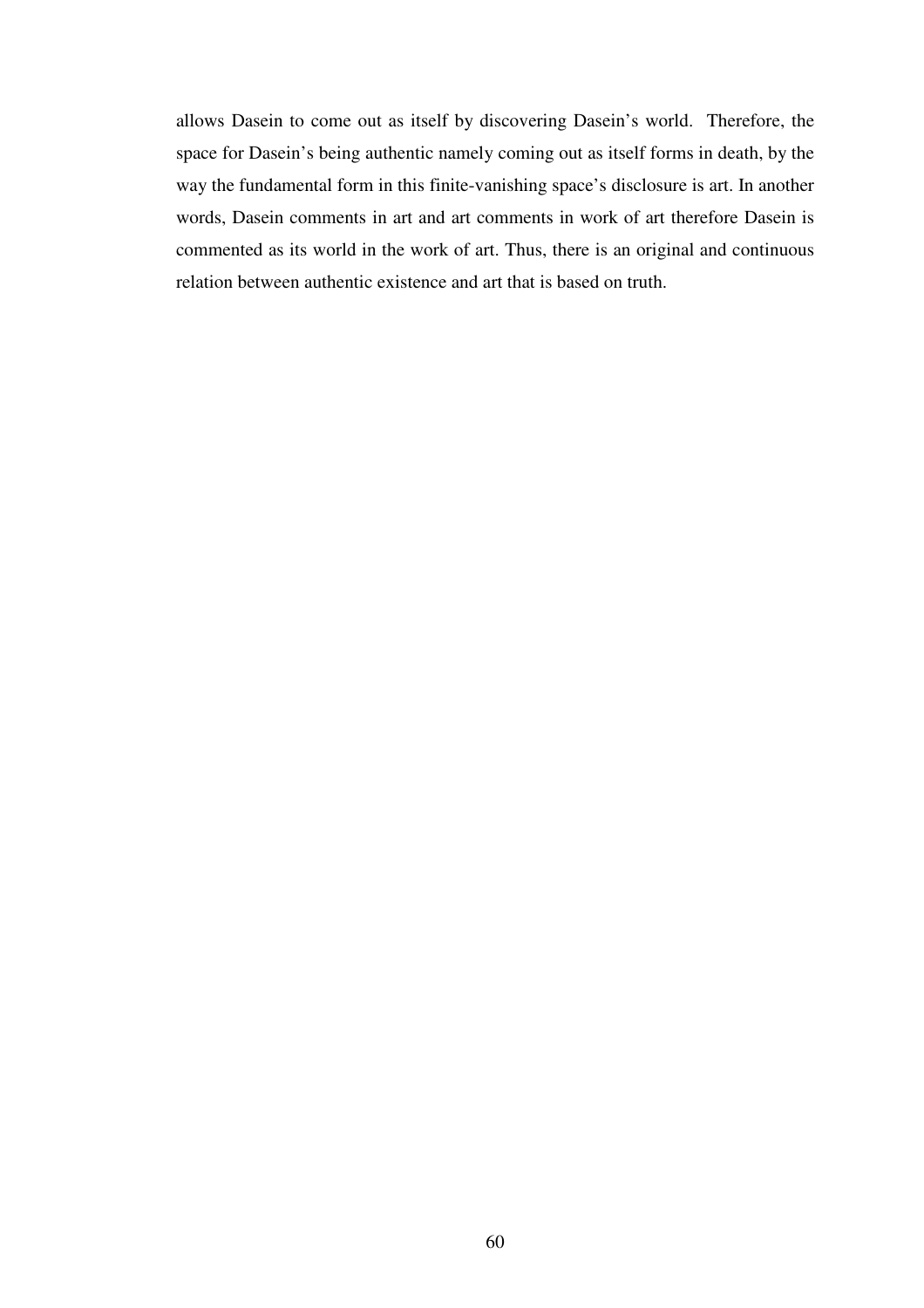allows Dasein to come out as itself by discovering Dasein's world. Therefore, the space for Dasein's being authentic namely coming out as itself forms in death, by the way the fundamental form in this finite-vanishing space's disclosure is art. In another words, Dasein comments in art and art comments in work of art therefore Dasein is commented as its world in the work of art. Thus, there is an original and continuous relation between authentic existence and art that is based on truth.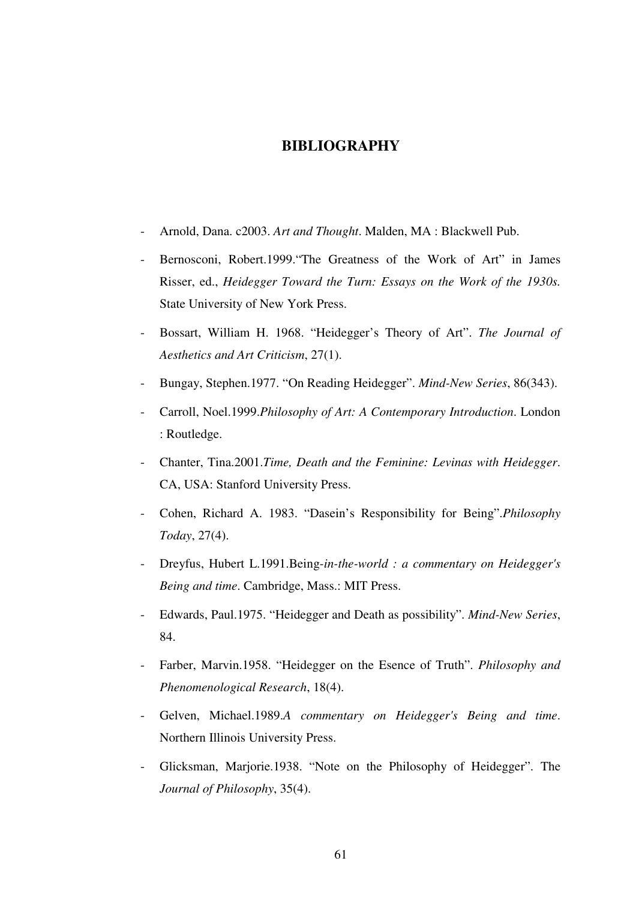# BIBLIOGRAPHY

- Arnold, Dana. c2003. *Art and Thought*. Malden, MA : Blackwell Pub.
- Bernosconi, Robert.1999."The Greatness of the Work of Art" in James Risser, ed., *Heidegger Toward the Turn: Essays on the Work of the 1930s.* State University of New York Press.
- Bossart, William H. 1968. "Heidegger's Theory of Art". *The Journal of Aesthetics and Art Criticism*, 27(1).
- Bungay, Stephen.1977. "On Reading Heidegger". *Mind-New Series*, 86(343).
- Carroll, Noel.1999.*Philosophy of Art: A Contemporary Introduction*. London : Routledge.
- Chanter, Tina.2001.*Time, Death and the Feminine: Levinas with Heidegger*. CA, USA: Stanford University Press.
- Cohen, Richard A. 1983. "Dasein's Responsibility for Being".*Philosophy Today*, 27(4).
- Dreyfus, Hubert L.1991.Being-*in-the-world : a commentary on Heidegger's Being and time*. Cambridge, Mass.: MIT Press.
- Edwards, Paul.1975. "Heidegger and Death as possibility". *Mind-New Series*, 84.
- Farber, Marvin.1958. "Heidegger on the Esence of Truth". *Philosophy and Phenomenological Research*, 18(4).
- Gelven, Michael.1989.*A commentary on Heidegger's Being and time*. Northern Illinois University Press.
- Glicksman, Marjorie.1938. "Note on the Philosophy of Heidegger". The *Journal of Philosophy*, 35(4).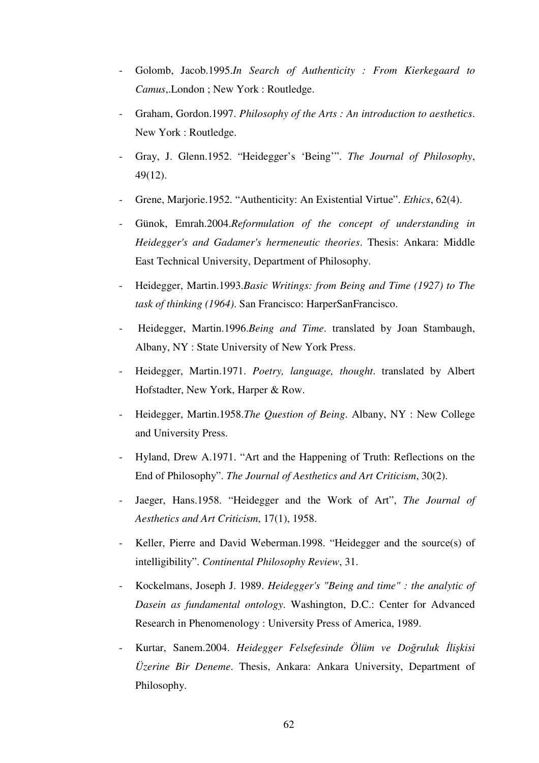- Golomb, Jacob.1995.*In Search of Authenticity : From Kierkegaard to Camus*,.London ; New York : Routledge.
- Graham, Gordon.1997. *Philosophy of the Arts : An introduction to aesthetics*. New York : Routledge.
- Gray, J. Glenn.1952. "Heidegger's 'Being'". *The Journal of Philosophy*, 49(12).
- Grene, Marjorie.1952. "Authenticity: An Existential Virtue". *Ethics*, 62(4).
- Günok, Emrah.2004.*Reformulation of the concept of understanding in Heidegger's and Gadamer's hermeneutic theories*. Thesis: Ankara: Middle East Technical University, Department of Philosophy.
- Heidegger, Martin.1993.*Basic Writings: from Being and Time (1927) to The task of thinking (1964)*. San Francisco: HarperSanFrancisco.
- Heidegger, Martin.1996.*Being and Time*. translated by Joan Stambaugh, Albany, NY : State University of New York Press.
- Heidegger, Martin.1971. *Poetry, language, thought*. translated by Albert Hofstadter, New York, Harper & Row.
- Heidegger, Martin.1958.*The Question of Being*. Albany, NY : New College and University Press.
- Hyland, Drew A.1971. "Art and the Happening of Truth: Reflections on the End of Philosophy". *The Journal of Aesthetics and Art Criticism*, 30(2).
- Jaeger, Hans.1958. "Heidegger and the Work of Art", *The Journal of Aesthetics and Art Criticism*, 17(1), 1958.
- Keller, Pierre and David Weberman.1998. "Heidegger and the source(s) of intelligibility". *Continental Philosophy Review*, 31.
- Kockelmans, Joseph J. 1989. *Heidegger's "Being and time" : the analytic of Dasein as fundamental ontology*. Washington, D.C.: Center for Advanced Research in Phenomenology : University Press of America, 1989.
- Kurtar, Sanem.2004. *Heidegger Felsefesinde Ölüm ve Doğruluk İlişkisi Üzerine Bir Deneme*. Thesis, Ankara: Ankara University, Department of Philosophy.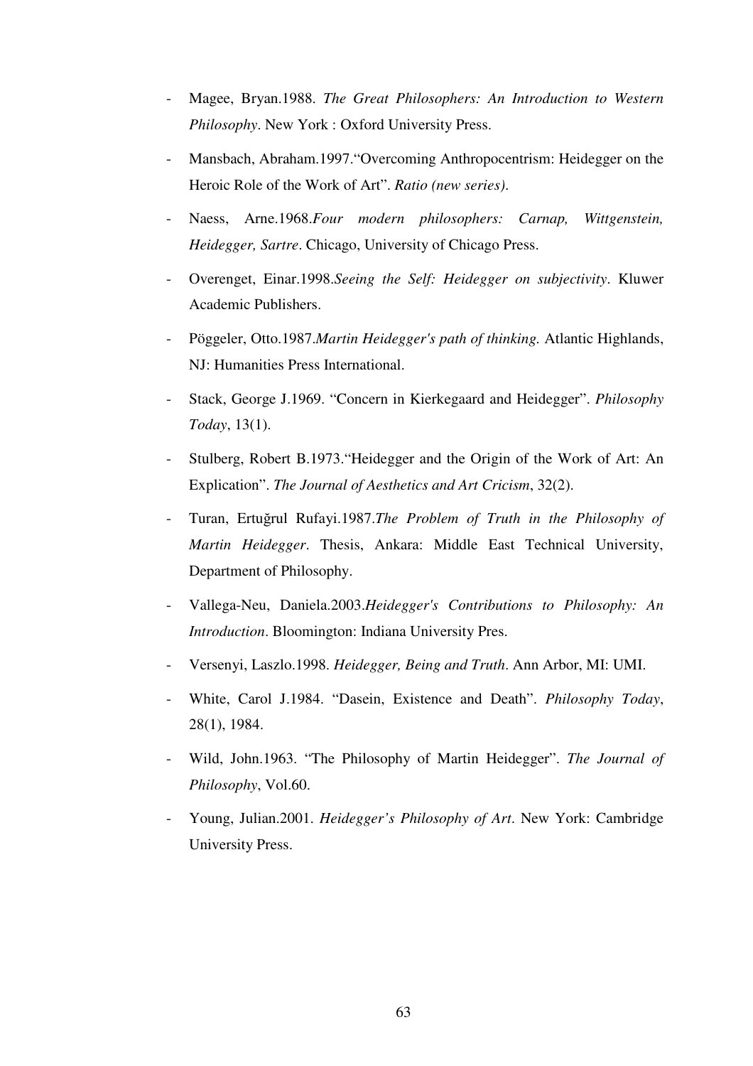- Magee, Bryan.1988. *The Great Philosophers: An Introduction to Western Philosophy*. New York : Oxford University Press.

- Mansbach, Abraham.1997."Overcoming Anthropocentrism: Heidegger on the Heroic Role of the Work of Art". *Ratio (new series)*.

- Naess, Arne.1968.*Four modern philosophers: Carnap, Wittgenstein, Heidegger, Sartre*. Chicago, University of Chicago Press.

- Overenget, Einar.1998.*Seeing the Self: Heidegger on subjectivity*. Kluwer Academic Publishers.

- Pöggeler, Otto.1987.*Martin Heidegger's path of thinking.* Atlantic Highlands, NJ: Humanities Press International.

- Stack, George J.1969. "Concern in Kierkegaard and Heidegger". *Philosophy Today*, 13(1).

- Stulberg, Robert B.1973."Heidegger and the Origin of the Work of Art: An Explication". *The Journal of Aesthetics and Art Cricism*, 32(2).

- Turan, Ertuğrul Rufayi.1987.*The Problem of Truth in the Philosophy of Martin Heidegger*. Thesis, Ankara: Middle East Technical University, Department of Philosophy.

- Vallega-Neu, Daniela.2003.*Heidegger's Contributions to Philosophy: An Introduction*. Bloomington: Indiana University Pres.

- Versenyi, Laszlo.1998. *Heidegger, Being and Truth*. Ann Arbor, MI: UMI.

- White, Carol J.1984. "Dasein, Existence and Death". *Philosophy Today*, 28(1), 1984.

- Wild, John.1963. "The Philosophy of Martin Heidegger". *The Journal of Philosophy*, Vol.60.

- Young, Julian.2001. *Heidegger's Philosophy of Art*. New York: Cambridge University Press.